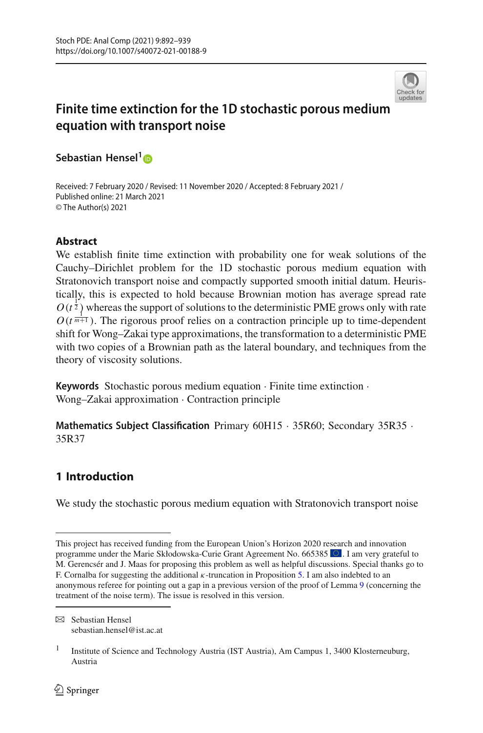# Finite time extinction for the 1D stochastic porous medium equation with transport noise

**Sebastian Hensel**[1]

Received: 7 February 2020 / Revised: 11 November 2020 / Accepted: 8 February 2021 /
Published online: 21 March 2021
© The Author(s) 2021

## Abstract

We establish finite time extinction with probability one for weak solutions of the Cauchy–Dirichlet problem for the 1D stochastic porous medium equation with Stratonovich transport noise and compactly supported smooth initial datum. Heuristically, this is expected to hold because Brownian motion has average spread rate $O(t^{\frac{1}{2}})$ whereas the support of solutions to the deterministic PME grows only with rate $O(t^{\frac{1}{m+1}})$. The rigorous proof relies on a contraction principle up to time-dependent shift for Wong–Zakai type approximations, the transformation to a deterministic PME with two copies of a Brownian path as the lateral boundary, and techniques from the theory of viscosity solutions.

**Keywords** Stochastic porous medium equation · Finite time extinction · Wong–Zakai approximation · Contraction principle

**Mathematics Subject Classification** Primary 60H15 · 35R60; Secondary 35R35 · 35R37

## 1 Introduction

We study the stochastic porous medium equation with Stratonovich transport noise

---

This project has received funding from the European Union's Horizon 2020 research and innovation programme under the Marie Skłodowska-Curie Grant Agreement No. 665385. I am very grateful to M. Gerencsér and J. Maas for proposing this problem as well as helpful discussions. Special thanks go to F. Cornalba for suggesting the additional $\kappa$-truncation in Proposition 5. I am also indebted to an anonymous referee for pointing out a gap in a previous version of the proof of Lemma 9 (concerning the treatment of the noise term). The issue is resolved in this version.

✉ Sebastian Hensel
sebastian.hensel@ist.ac.at

[1] Institute of Science and Technology Austria (IST Austria), Am Campus 1, 3400 Klosterneuburg, Austria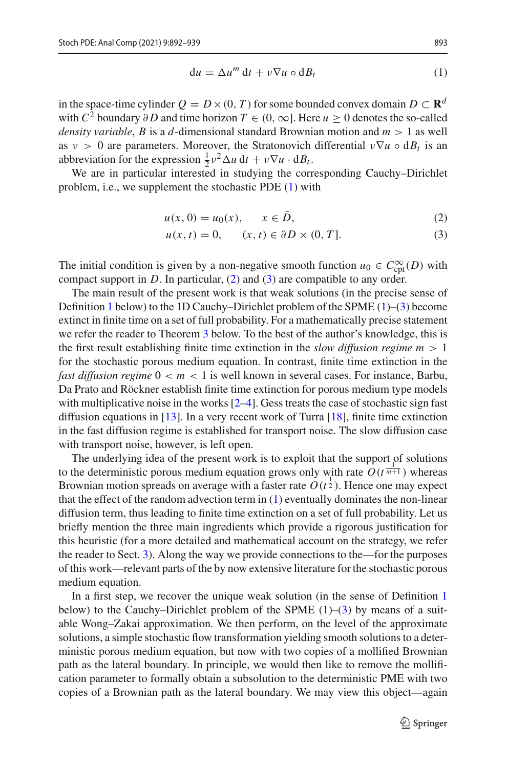$$\mathrm{d}u = \Delta u^m \,\mathrm{d}t + \nu \nabla u \circ \mathrm{d}B_t \tag{1}$$

in the space-time cylinder $Q = D \times (0, T)$ for some bounded convex domain $D \subset \mathbf{R}^d$ with $C^2$ boundary $\partial D$ and time horizon $T \in (0, \infty]$. Here $u \geq 0$ denotes the so-called *density variable*, $B$ is a $d$-dimensional standard Brownian motion and $m > 1$ as well as $\nu > 0$ are parameters. Moreover, the Stratonovich differential $\nu \nabla u \circ \mathrm{d}B_t$ is an abbreviation for the expression $\frac{1}{2}\nu^2 \Delta u \,\mathrm{d}t + \nu \nabla u \cdot \mathrm{d}B_t$.

We are in particular interested in studying the corresponding Cauchy–Dirichlet problem, i.e., we supplement the stochastic PDE (1) with

$$u(x, 0) = u_0(x), \qquad x \in \bar{D}, \tag{2}$$

$$u(x, t) = 0, \qquad (x, t) \in \partial D \times (0, T]. \tag{3}$$

The initial condition is given by a non-negative smooth function $u_0 \in C^\infty_{\mathrm{cpt}}(D)$ with compact support in $D$. In particular, (2) and (3) are compatible to any order.

The main result of the present work is that weak solutions (in the precise sense of Definition 1 below) to the 1D Cauchy–Dirichlet problem of the SPME (1)–(3) become extinct in finite time on a set of full probability. For a mathematically precise statement we refer the reader to Theorem 3 below. To the best of the author's knowledge, this is the first result establishing finite time extinction in the *slow diffusion regime* $m > 1$ for the stochastic porous medium equation. In contrast, finite time extinction in the *fast diffusion regime* $0 < m < 1$ is well known in several cases. For instance, Barbu, Da Prato and Röckner establish finite time extinction for porous medium type models with multiplicative noise in the works [2–4]. Gess treats the case of stochastic sign fast diffusion equations in [13]. In a very recent work of Turra [18], finite time extinction in the fast diffusion regime is established for transport noise. The slow diffusion case with transport noise, however, is left open.

The underlying idea of the present work is to exploit that the support of solutions to the deterministic porous medium equation grows only with rate $O(t^{\frac{1}{m+1}})$ whereas Brownian motion spreads on average with a faster rate $O(t^{\frac{1}{2}})$. Hence one may expect that the effect of the random advection term in (1) eventually dominates the non-linear diffusion term, thus leading to finite time extinction on a set of full probability. Let us briefly mention the three main ingredients which provide a rigorous justification for this heuristic (for a more detailed and mathematical account on the strategy, we refer the reader to Sect. 3). Along the way we provide connections to the—for the purposes of this work—relevant parts of the by now extensive literature for the stochastic porous medium equation.

In a first step, we recover the unique weak solution (in the sense of Definition 1 below) to the Cauchy–Dirichlet problem of the SPME (1)–(3) by means of a suitable Wong–Zakai approximation. We then perform, on the level of the approximate solutions, a simple stochastic flow transformation yielding smooth solutions to a deterministic porous medium equation, but now with two copies of a mollified Brownian path as the lateral boundary. In principle, we would then like to remove the mollification parameter to formally obtain a subsolution to the deterministic PME with two copies of a Brownian path as the lateral boundary. We may view this object—again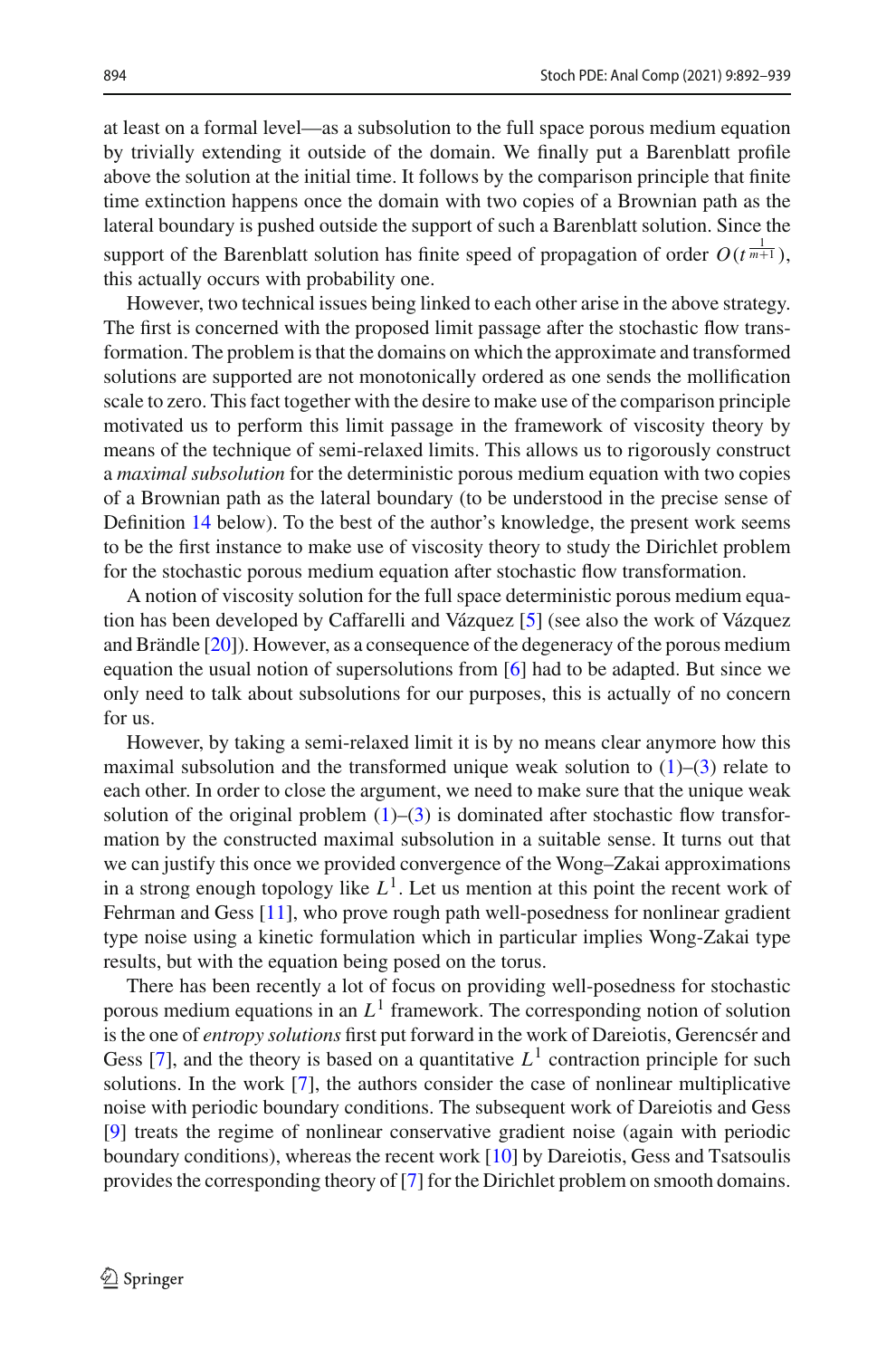at least on a formal level—as a subsolution to the full space porous medium equation by trivially extending it outside of the domain. We finally put a Barenblatt profile above the solution at the initial time. It follows by the comparison principle that finite time extinction happens once the domain with two copies of a Brownian path as the lateral boundary is pushed outside the support of such a Barenblatt solution. Since the support of the Barenblatt solution has finite speed of propagation of order $O(t^{\frac{1}{m+1}})$, this actually occurs with probability one.

However, two technical issues being linked to each other arise in the above strategy. The first is concerned with the proposed limit passage after the stochastic flow transformation. The problem is that the domains on which the approximate and transformed solutions are supported are not monotonically ordered as one sends the mollification scale to zero. This fact together with the desire to make use of the comparison principle motivated us to perform this limit passage in the framework of viscosity theory by means of the technique of semi-relaxed limits. This allows us to rigorously construct a *maximal subsolution* for the deterministic porous medium equation with two copies of a Brownian path as the lateral boundary (to be understood in the precise sense of Definition 14 below). To the best of the author's knowledge, the present work seems to be the first instance to make use of viscosity theory to study the Dirichlet problem for the stochastic porous medium equation after stochastic flow transformation.

A notion of viscosity solution for the full space deterministic porous medium equation has been developed by Caffarelli and Vázquez [5] (see also the work of Vázquez and Brändle [20]). However, as a consequence of the degeneracy of the porous medium equation the usual notion of supersolutions from [6] had to be adapted. But since we only need to talk about subsolutions for our purposes, this is actually of no concern for us.

However, by taking a semi-relaxed limit it is by no means clear anymore how this maximal subsolution and the transformed unique weak solution to (1)–(3) relate to each other. In order to close the argument, we need to make sure that the unique weak solution of the original problem (1)–(3) is dominated after stochastic flow transformation by the constructed maximal subsolution in a suitable sense. It turns out that we can justify this once we provided convergence of the Wong–Zakai approximations in a strong enough topology like $L^1$. Let us mention at this point the recent work of Fehrman and Gess [11], who prove rough path well-posedness for nonlinear gradient type noise using a kinetic formulation which in particular implies Wong-Zakai type results, but with the equation being posed on the torus.

There has been recently a lot of focus on providing well-posedness for stochastic porous medium equations in an $L^1$ framework. The corresponding notion of solution is the one of *entropy solutions* first put forward in the work of Dareiotis, Gerencsér and Gess [7], and the theory is based on a quantitative $L^1$ contraction principle for such solutions. In the work [7], the authors consider the case of nonlinear multiplicative noise with periodic boundary conditions. The subsequent work of Dareiotis and Gess [9] treats the regime of nonlinear conservative gradient noise (again with periodic boundary conditions), whereas the recent work [10] by Dareiotis, Gess and Tsatsoulis provides the corresponding theory of [7] for the Dirichlet problem on smooth domains.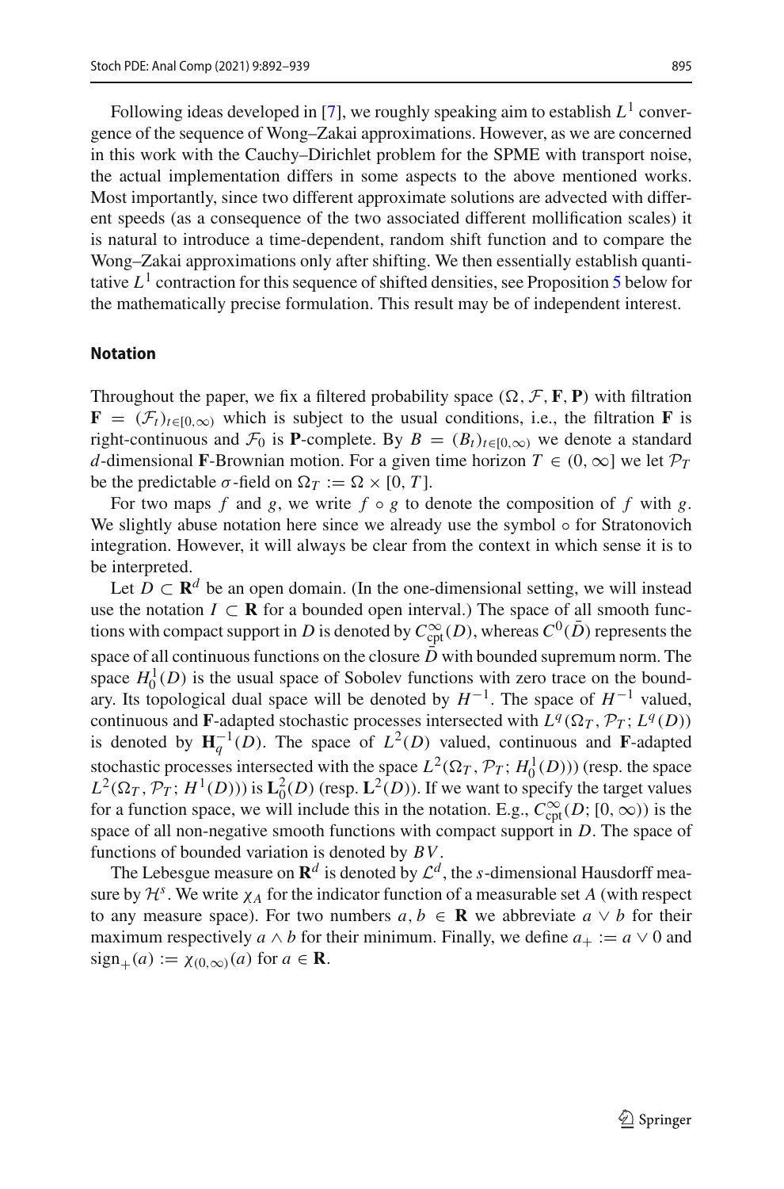Following ideas developed in [7], we roughly speaking aim to establish $L^1$ convergence of the sequence of Wong–Zakai approximations. However, as we are concerned in this work with the Cauchy–Dirichlet problem for the SPME with transport noise, the actual implementation differs in some aspects to the above mentioned works. Most importantly, since two different approximate solutions are advected with different speeds (as a consequence of the two associated different mollification scales) it is natural to introduce a time-dependent, random shift function and to compare the Wong–Zakai approximations only after shifting. We then essentially establish quantitative $L^1$ contraction for this sequence of shifted densities, see Proposition 5 below for the mathematically precise formulation. This result may be of independent interest.

## Notation

Throughout the paper, we fix a filtered probability space $(\Omega, \mathcal{F}, \mathbf{F}, \mathbf{P})$ with filtration $\mathbf{F} = (\mathcal{F}_t)_{t\in[0,\infty)}$ which is subject to the usual conditions, i.e., the filtration $\mathbf{F}$ is right-continuous and $\mathcal{F}_0$ is $\mathbf{P}$-complete. By $B = (B_t)_{t\in[0,\infty)}$ we denote a standard $d$-dimensional $\mathbf{F}$-Brownian motion. For a given time horizon $T \in (0, \infty]$ we let $\mathcal{P}_T$ be the predictable $\sigma$-field on $\Omega_T := \Omega \times [0, T]$.

For two maps $f$ and $g$, we write $f \circ g$ to denote the composition of $f$ with $g$. We slightly abuse notation here since we already use the symbol $\circ$ for Stratonovich integration. However, it will always be clear from the context in which sense it is to be interpreted.

Let $D \subset \mathbf{R}^d$ be an open domain. (In the one-dimensional setting, we will instead use the notation $I \subset \mathbf{R}$ for a bounded open interval.) The space of all smooth functions with compact support in $D$ is denoted by $C^\infty_{\text{cpt}}(D)$, whereas $C^0(\bar{D})$ represents the space of all continuous functions on the closure $\bar{D}$ with bounded supremum norm. The space $H^1_0(D)$ is the usual space of Sobolev functions with zero trace on the boundary. Its topological dual space will be denoted by $H^{-1}$. The space of $H^{-1}$ valued, continuous and $\mathbf{F}$-adapted stochastic processes intersected with $L^q(\Omega_T, \mathcal{P}_T; L^q(D))$ is denoted by $\mathbf{H}^{-1}_q(D)$. The space of $L^2(D)$ valued, continuous and $\mathbf{F}$-adapted stochastic processes intersected with the space $L^2(\Omega_T, \mathcal{P}_T; H^1_0(D)))$ (resp. the space $L^2(\Omega_T, \mathcal{P}_T; H^1(D)))$ is $\mathbf{L}^2_0(D)$ (resp. $\mathbf{L}^2(D)$). If we want to specify the target values for a function space, we will include this in the notation. E.g., $C^\infty_{\text{cpt}}(D; [0, \infty))$ is the space of all non-negative smooth functions with compact support in $D$. The space of functions of bounded variation is denoted by $BV$.

The Lebesgue measure on $\mathbf{R}^d$ is denoted by $\mathcal{L}^d$, the $s$-dimensional Hausdorff measure by $\mathcal{H}^s$. We write $\chi_A$ for the indicator function of a measurable set $A$ (with respect to any measure space). For two numbers $a, b \in \mathbf{R}$ we abbreviate $a \vee b$ for their maximum respectively $a \wedge b$ for their minimum. Finally, we define $a_+ := a \vee 0$ and $\text{sign}_+(a) := \chi_{(0,\infty)}(a)$ for $a \in \mathbf{R}$.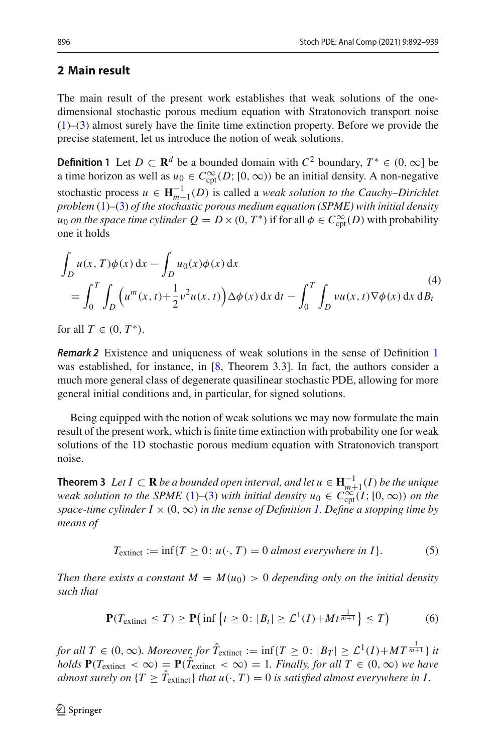## 2 Main result

The main result of the present work establishes that weak solutions of the one-dimensional stochastic porous medium equation with Stratonovich transport noise (1)–(3) almost surely have the finite time extinction property. Before we provide the precise statement, let us introduce the notion of weak solutions.

**Definition 1** Let $D \subset \mathbf{R}^d$ be a bounded domain with $C^2$ boundary, $T^* \in (0, \infty]$ be a time horizon as well as $u_0 \in C^\infty_{\mathrm{cpt}}(D; [0, \infty))$ be an initial density. A non-negative stochastic process $u \in \mathbf{H}^{-1}_{m+1}(D)$ is called a *weak solution to the Cauchy–Dirichlet problem* (1)–(3) *of the stochastic porous medium equation (SPME) with initial density* $u_0$ *on the space time cylinder* $Q = D \times (0, T^*)$ if for all $\phi \in C^\infty_{\mathrm{cpt}}(D)$ with probability one it holds

$$
\begin{aligned}
&\int_D u(x, T)\phi(x)\,\mathrm{d}x - \int_D u_0(x)\phi(x)\,\mathrm{d}x \\
&= \int_0^T \int_D \Big(u^m(x, t) + \frac{1}{2}\nu^2 u(x, t)\Big)\Delta\phi(x)\,\mathrm{d}x\,\mathrm{d}t - \int_0^T \int_D \nu u(x, t)\nabla\phi(x)\,\mathrm{d}x\,\mathrm{d}B_t
\end{aligned}
\tag{4}
$$

for all $T \in (0, T^*)$.

***Remark 2*** Existence and uniqueness of weak solutions in the sense of Definition 1 was established, for instance, in [8, Theorem 3.3]. In fact, the authors consider a much more general class of degenerate quasilinear stochastic PDE, allowing for more general initial conditions and, in particular, for signed solutions.

Being equipped with the notion of weak solutions we may now formulate the main result of the present work, which is finite time extinction with probability one for weak solutions of the 1D stochastic porous medium equation with Stratonovich transport noise.

**Theorem 3** *Let $I \subset \mathbf{R}$ be a bounded open interval, and let $u \in \mathbf{H}^{-1}_{m+1}(I)$ be the unique weak solution to the SPME* (1)–(3) *with initial density $u_0 \in C^\infty_{\mathrm{cpt}}(I; [0, \infty))$ on the space-time cylinder $I \times (0, \infty)$ in the sense of Definition 1. Define a stopping time by means of*

$$
T_{\mathrm{extinct}} := \inf\{T \geq 0\colon u(\cdot, T) = 0 \text{ almost everywhere in } I\}. \tag{5}
$$

*Then there exists a constant $M = M(u_0) > 0$ depending only on the initial density such that*

$$
\mathbf{P}(T_{\mathrm{extinct}} \leq T) \geq \mathbf{P}\Big(\inf\Big\{t \geq 0\colon |B_t| \geq \mathcal{L}^1(I) + M t^{\frac{1}{m+1}}\Big\} \leq T\Big) \tag{6}
$$

*for all $T \in (0, \infty)$. Moreover, for $\hat{T}_{\mathrm{extinct}} := \inf\{T \geq 0\colon |B_T| \geq \mathcal{L}^1(I) + M T^{\frac{1}{m+1}}\}$ it holds $\mathbf{P}(T_{\mathrm{extinct}} < \infty) = \mathbf{P}(\hat{T}_{\mathrm{extinct}} < \infty) = 1$. Finally, for all $T \in (0, \infty)$ we have almost surely on $\{T \geq \hat{T}_{\mathrm{extinct}}\}$ that $u(\cdot, T) = 0$ is satisfied almost everywhere in $I$.*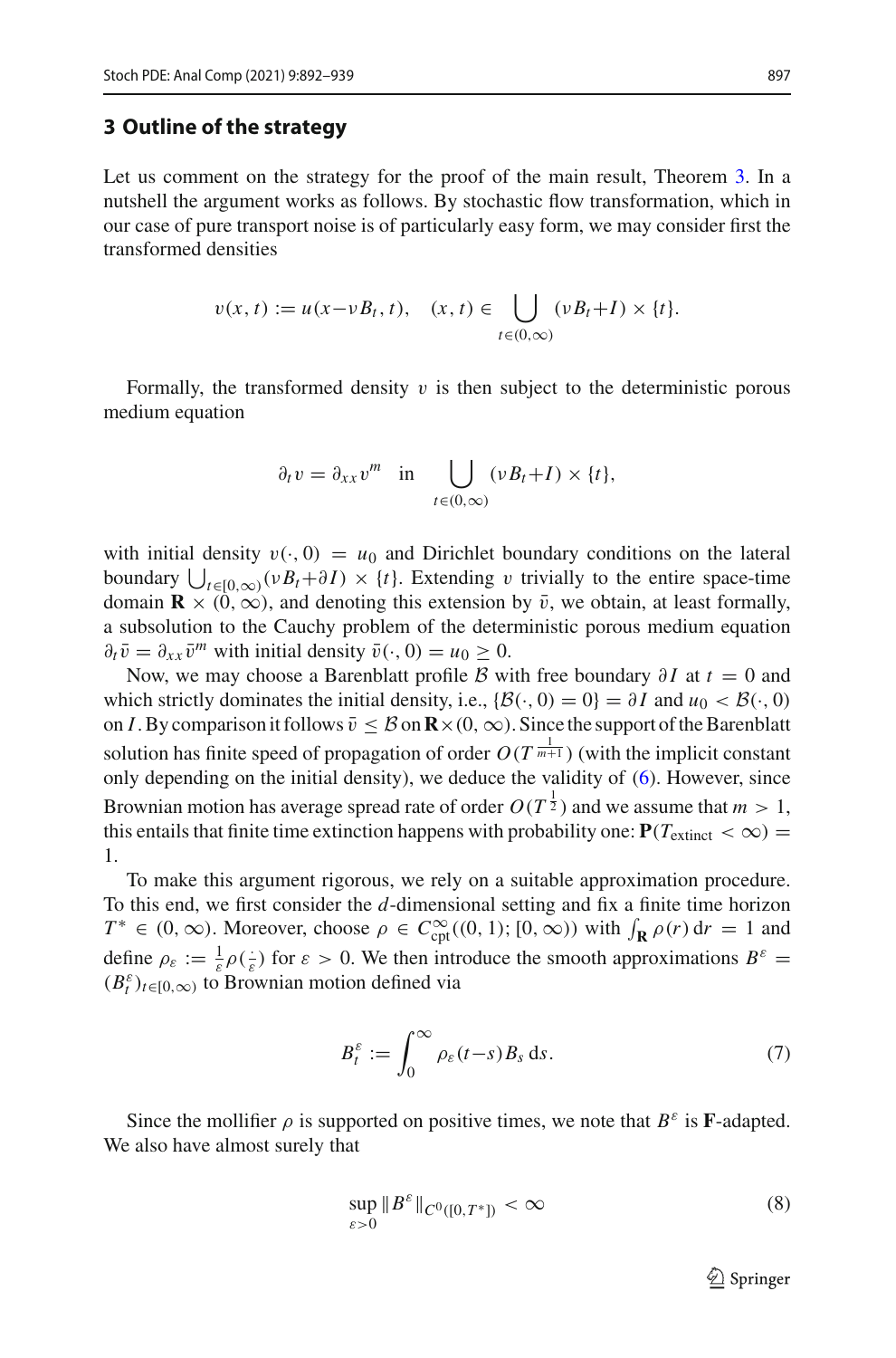## 3 Outline of the strategy

Let us comment on the strategy for the proof of the main result, Theorem 3. In a nutshell the argument works as follows. By stochastic flow transformation, which in our case of pure transport noise is of particularly easy form, we may consider first the transformed densities

$$v(x,t) := u(x - \nu B_t, t), \quad (x,t) \in \bigcup_{t\in(0,\infty)} (\nu B_t + I) \times \{t\}.$$

Formally, the transformed density $v$ is then subject to the deterministic porous medium equation

$$\partial_t v = \partial_{xx} v^m \quad \text{in} \quad \bigcup_{t\in(0,\infty)} (\nu B_t + I) \times \{t\},$$

with initial density $v(\cdot, 0) = u_0$ and Dirichlet boundary conditions on the lateral boundary $\bigcup_{t\in[0,\infty)} (\nu B_t + \partial I) \times \{t\}$. Extending $v$ trivially to the entire space-time domain $\mathbf{R} \times (0, \infty)$, and denoting this extension by $\bar{v}$, we obtain, at least formally, a subsolution to the Cauchy problem of the deterministic porous medium equation $\partial_t \bar{v} = \partial_{xx} \bar{v}^m$ with initial density $\bar{v}(\cdot, 0) = u_0 \geq 0$.

Now, we may choose a Barenblatt profile $\mathcal{B}$ with free boundary $\partial I$ at $t = 0$ and which strictly dominates the initial density, i.e., $\{\mathcal{B}(\cdot, 0) = 0\} = \partial I$ and $u_0 < \mathcal{B}(\cdot, 0)$ on $I$. By comparison it follows $\bar{v} \leq \mathcal{B}$ on $\mathbf{R} \times (0, \infty)$. Since the support of the Barenblatt solution has finite speed of propagation of order $O(T^{\frac{1}{m+1}})$ (with the implicit constant only depending on the initial density), we deduce the validity of (6). However, since Brownian motion has average spread rate of order $O(T^{\frac{1}{2}})$ and we assume that $m > 1$, this entails that finite time extinction happens with probability one: $\mathbf{P}(T_{\text{extinct}} < \infty) = 1$.

To make this argument rigorous, we rely on a suitable approximation procedure. To this end, we first consider the $d$-dimensional setting and fix a finite time horizon $T^* \in (0, \infty)$. Moreover, choose $\rho \in C^\infty_{\text{cpt}}((0, 1); [0, \infty))$ with $\int_{\mathbf{R}} \rho(r) \, \mathrm{d}r = 1$ and define $\rho_\varepsilon := \frac{1}{\varepsilon} \rho(\frac{\cdot}{\varepsilon})$ for $\varepsilon > 0$. We then introduce the smooth approximations $B^\varepsilon = (B^\varepsilon_t)_{t\in[0,\infty)}$ to Brownian motion defined via

$$B^\varepsilon_t := \int_0^\infty \rho_\varepsilon(t - s) B_s \, \mathrm{d}s. \tag{7}$$

Since the mollifier $\rho$ is supported on positive times, we note that $B^\varepsilon$ is $\mathbf{F}$-adapted. We also have almost surely that

$$\sup_{\varepsilon > 0} \|B^\varepsilon\|_{C^0([0,T^*])} < \infty \tag{8}$$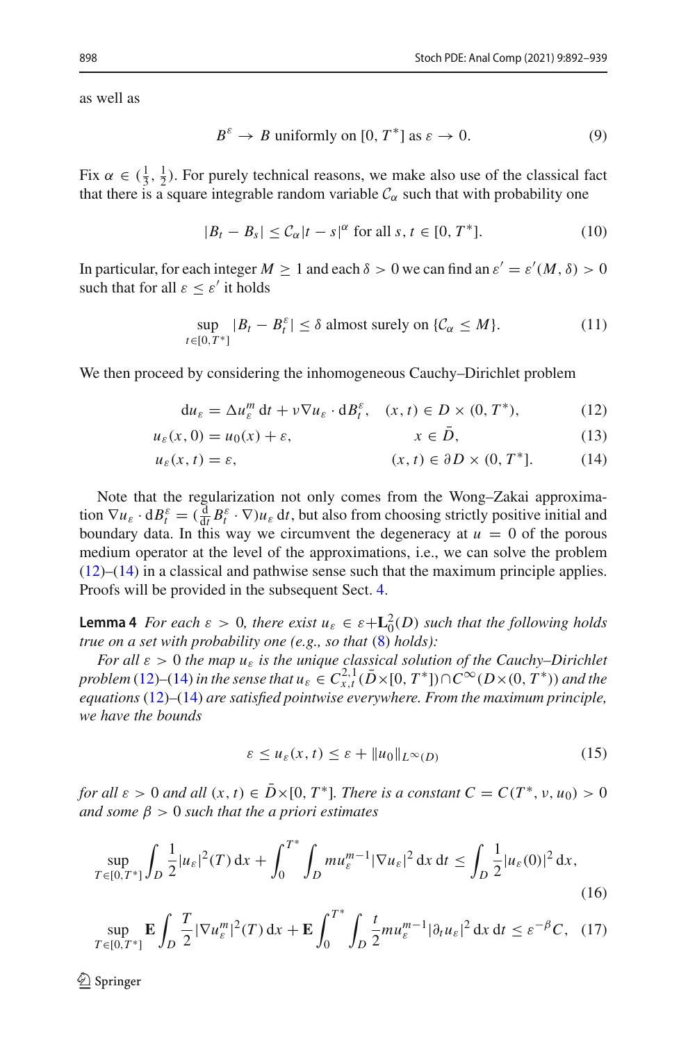as well as

$$B^{\varepsilon} \to B \text{ uniformly on } [0, T^*] \text{ as } \varepsilon \to 0. \tag{9}$$

Fix $\alpha \in (\frac{1}{3}, \frac{1}{2})$. For purely technical reasons, we make also use of the classical fact that there is a square integrable random variable $\mathcal{C}_\alpha$ such that with probability one

$$|B_t - B_s| \le \mathcal{C}_\alpha |t - s|^\alpha \text{ for all } s, t \in [0, T^*]. \tag{10}$$

In particular, for each integer $M \ge 1$ and each $\delta > 0$ we can find an $\varepsilon' = \varepsilon'(M, \delta) > 0$ such that for all $\varepsilon \le \varepsilon'$ it holds

$$\sup_{t \in [0, T^*]} |B_t - B_t^{\varepsilon}| \le \delta \text{ almost surely on } \{\mathcal{C}_\alpha \le M\}. \tag{11}$$

We then proceed by considering the inhomogeneous Cauchy–Dirichlet problem

$$\mathrm{d}u_\varepsilon = \Delta u_\varepsilon^m \,\mathrm{d}t + \nu \nabla u_\varepsilon \cdot \mathrm{d}B_t^\varepsilon, \quad (x, t) \in D \times (0, T^*), \tag{12}$$

$$u_\varepsilon(x, 0) = u_0(x) + \varepsilon, \qquad x \in \bar{D}, \tag{13}$$

$$u_\varepsilon(x, t) = \varepsilon, \qquad (x, t) \in \partial D \times (0, T^*]. \tag{14}$$

Note that the regularization not only comes from the Wong–Zakai approximation $\nabla u_\varepsilon \cdot \mathrm{d}B_t^\varepsilon = (\frac{\mathrm{d}}{\mathrm{d}t} B_t^\varepsilon \cdot \nabla) u_\varepsilon \,\mathrm{d}t$, but also from choosing strictly positive initial and boundary data. In this way we circumvent the degeneracy at $u = 0$ of the porous medium operator at the level of the approximations, i.e., we can solve the problem (12)–(14) in a classical and pathwise sense such that the maximum principle applies. Proofs will be provided in the subsequent Sect. 4.

**Lemma 4** *For each $\varepsilon > 0$, there exist $u_\varepsilon \in \varepsilon + \mathbf{L}_0^2(D)$ such that the following holds true on a set with probability one (e.g., so that (8) holds):*

*For all $\varepsilon > 0$ the map $u_\varepsilon$ is the unique classical solution of the Cauchy–Dirichlet problem (12)–(14) in the sense that $u_\varepsilon \in C_{x,t}^{2,1}(\bar{D} \times [0, T^*]) \cap C^\infty(D \times (0, T^*))$ and the equations (12)–(14) are satisfied pointwise everywhere. From the maximum principle, we have the bounds*

$$\varepsilon \le u_\varepsilon(x, t) \le \varepsilon + \|u_0\|_{L^\infty(D)} \tag{15}$$

*for all $\varepsilon > 0$ and all $(x, t) \in \bar{D} \times [0, T^*]$. There is a constant $C = C(T^*, \nu, u_0) > 0$ and some $\beta > 0$ such that the a priori estimates*

$$\sup_{T \in [0, T^*]} \int_D \frac{1}{2} |u_\varepsilon|^2(T) \,\mathrm{d}x + \int_0^{T^*} \int_D m u_\varepsilon^{m-1} |\nabla u_\varepsilon|^2 \,\mathrm{d}x \,\mathrm{d}t \le \int_D \frac{1}{2} |u_\varepsilon(0)|^2 \,\mathrm{d}x, \tag{16}$$

$$\sup_{T \in [0, T^*]} \mathbf{E} \int_D \frac{T}{2} |\nabla u_\varepsilon^m|^2(T) \,\mathrm{d}x + \mathbf{E} \int_0^{T^*} \int_D \frac{t}{2} m u_\varepsilon^{m-1} |\partial_t u_\varepsilon|^2 \,\mathrm{d}x \,\mathrm{d}t \le \varepsilon^{-\beta} C, \tag{17}$$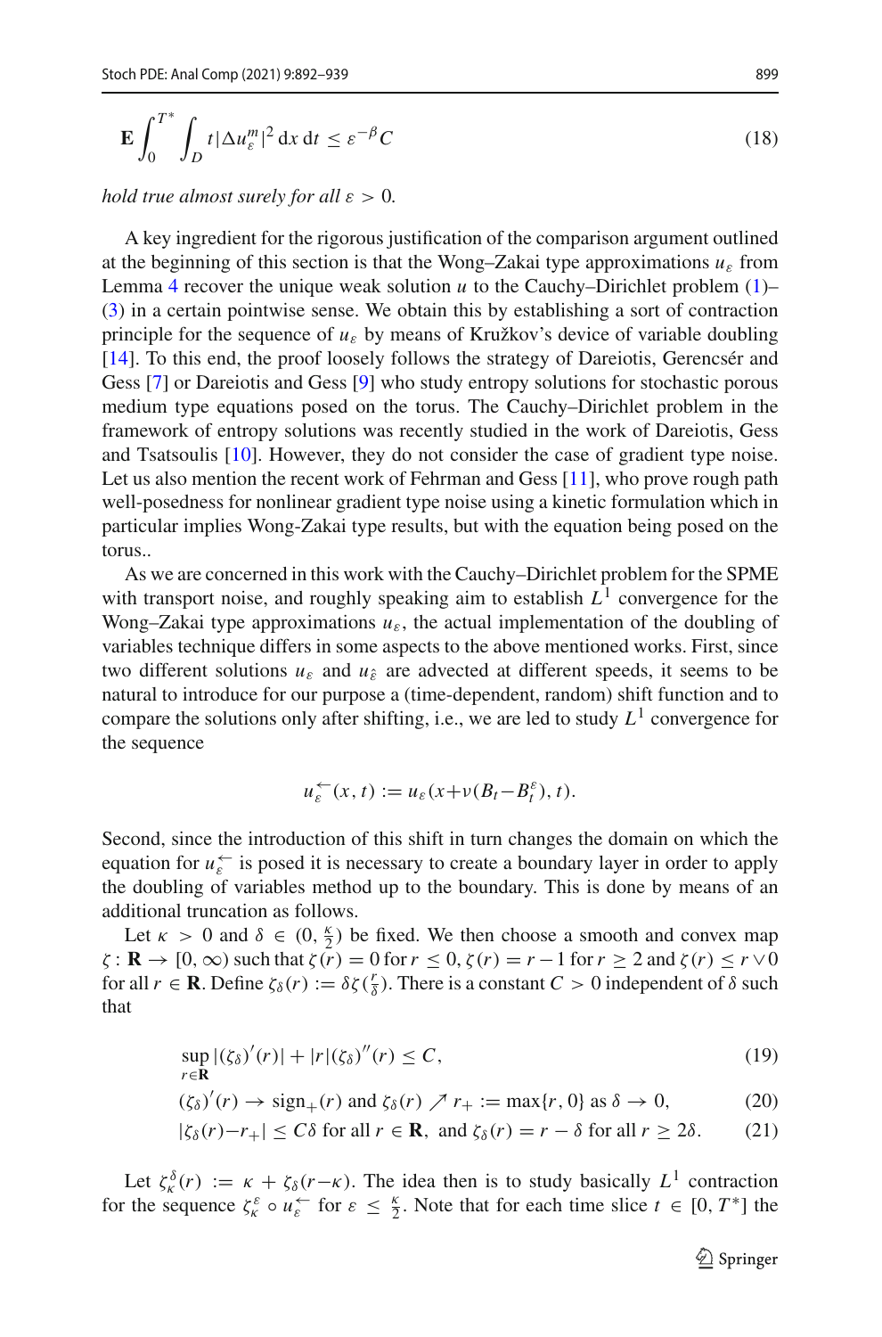$$\mathbf{E}\int_0^{T^*}\int_D t|\Delta u_\varepsilon^m|^2 \,\mathrm{d}x\,\mathrm{d}t \le \varepsilon^{-\beta} C \tag{18}$$

*hold true almost surely for all $\varepsilon > 0$.*

A key ingredient for the rigorous justification of the comparison argument outlined at the beginning of this section is that the Wong–Zakai type approximations $u_\varepsilon$ from Lemma 4 recover the unique weak solution $u$ to the Cauchy–Dirichlet problem (1)–(3) in a certain pointwise sense. We obtain this by establishing a sort of contraction principle for the sequence of $u_\varepsilon$ by means of Kružkov's device of variable doubling [14]. To this end, the proof loosely follows the strategy of Dareiotis, Gerencsér and Gess [7] or Dareiotis and Gess [9] who study entropy solutions for stochastic porous medium type equations posed on the torus. The Cauchy–Dirichlet problem in the framework of entropy solutions was recently studied in the work of Dareiotis, Gess and Tsatsoulis [10]. However, they do not consider the case of gradient type noise. Let us also mention the recent work of Fehrman and Gess [11], who prove rough path well-posedness for nonlinear gradient type noise using a kinetic formulation which in particular implies Wong-Zakai type results, but with the equation being posed on the torus..

As we are concerned in this work with the Cauchy–Dirichlet problem for the SPME with transport noise, and roughly speaking aim to establish $L^1$ convergence for the Wong–Zakai type approximations $u_\varepsilon$, the actual implementation of the doubling of variables technique differs in some aspects to the above mentioned works. First, since two different solutions $u_\varepsilon$ and $u_{\hat\varepsilon}$ are advected at different speeds, it seems to be natural to introduce for our purpose a (time-dependent, random) shift function and to compare the solutions only after shifting, i.e., we are led to study $L^1$ convergence for the sequence

$$u_\varepsilon^{\leftarrow}(x,t) := u_\varepsilon(x+\nu(B_t - B_t^\varepsilon), t).$$

Second, since the introduction of this shift in turn changes the domain on which the equation for $u_\varepsilon^{\leftarrow}$ is posed it is necessary to create a boundary layer in order to apply the doubling of variables method up to the boundary. This is done by means of an additional truncation as follows.

Let $\kappa > 0$ and $\delta \in (0, \frac{\kappa}{2})$ be fixed. We then choose a smooth and convex map $\zeta : \mathbf{R} \to [0,\infty)$ such that $\zeta(r) = 0$ for $r \le 0$, $\zeta(r) = r - 1$ for $r \ge 2$ and $\zeta(r) \le r \vee 0$ for all $r \in \mathbf{R}$. Define $\zeta_\delta(r) := \delta\zeta(\frac{r}{\delta})$. There is a constant $C > 0$ independent of $\delta$ such that

$$\sup_{r\in\mathbf{R}} |(\zeta_\delta)'(r)| + |r|(\zeta_\delta)''(r) \le C, \tag{19}$$

$$(\zeta_\delta)'(r) \to \operatorname{sign}_+(r) \text{ and } \zeta_\delta(r) \nearrow r_+ := \max\{r, 0\} \text{ as } \delta \to 0, \tag{20}$$

$$|\zeta_\delta(r) - r_+| \le C\delta \text{ for all } r \in \mathbf{R}, \text{ and } \zeta_\delta(r) = r - \delta \text{ for all } r \ge 2\delta. \tag{21}$$

Let $\zeta_\kappa^\delta(r) := \kappa + \zeta_\delta(r - \kappa)$. The idea then is to study basically $L^1$ contraction for the sequence $\zeta_\kappa^\varepsilon \circ u_\varepsilon^{\leftarrow}$ for $\varepsilon \le \frac{\kappa}{2}$. Note that for each time slice $t \in [0, T^*]$ the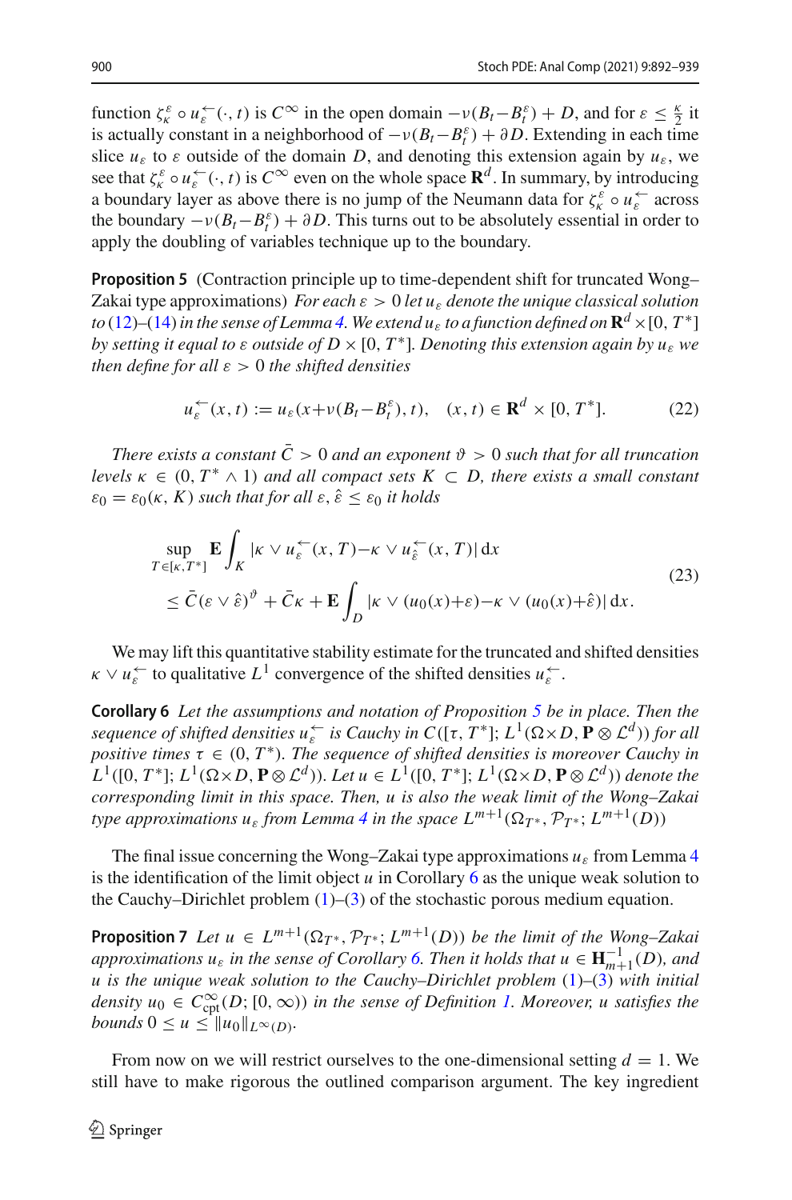function $\zeta_\kappa^\varepsilon \circ u_\varepsilon^{\leftarrow}(\cdot, t)$ is $C^\infty$ in the open domain $-\nu(B_t - B_t^\varepsilon) + D$, and for $\varepsilon \le \frac{\kappa}{2}$ it is actually constant in a neighborhood of $-\nu(B_t - B_t^\varepsilon) + \partial D$. Extending in each time slice $u_\varepsilon$ to $\varepsilon$ outside of the domain $D$, and denoting this extension again by $u_\varepsilon$, we see that $\zeta_\kappa^\varepsilon \circ u_\varepsilon^{\leftarrow}(\cdot, t)$ is $C^\infty$ even on the whole space $\mathbf{R}^d$. In summary, by introducing a boundary layer as above there is no jump of the Neumann data for $\zeta_\kappa^\varepsilon \circ u_\varepsilon^{\leftarrow}$ across the boundary $-\nu(B_t - B_t^\varepsilon) + \partial D$. This turns out to be absolutely essential in order to apply the doubling of variables technique up to the boundary.

**Proposition 5** (Contraction principle up to time-dependent shift for truncated Wong–Zakai type approximations) *For each $\varepsilon > 0$ let $u_\varepsilon$ denote the unique classical solution to (12)–(14) in the sense of Lemma 4. We extend $u_\varepsilon$ to a function defined on $\mathbf{R}^d \times [0, T^*]$ by setting it equal to $\varepsilon$ outside of $D \times [0, T^*]$. Denoting this extension again by $u_\varepsilon$ we then define for all $\varepsilon > 0$ the shifted densities*

$$u_\varepsilon^{\leftarrow}(x, t) := u_\varepsilon(x + \nu(B_t - B_t^\varepsilon), t), \quad (x, t) \in \mathbf{R}^d \times [0, T^*]. \tag{22}$$

*There exists a constant $\bar{C} > 0$ and an exponent $\vartheta > 0$ such that for all truncation levels $\kappa \in (0, T^* \wedge 1)$ and all compact sets $K \subset D$, there exists a small constant $\varepsilon_0 = \varepsilon_0(\kappa, K)$ such that for all $\varepsilon, \hat{\varepsilon} \le \varepsilon_0$ it holds*

$$\begin{aligned} &\sup_{T \in [\kappa, T^*]} \mathbf{E} \int_K |\kappa \vee u_\varepsilon^{\leftarrow}(x, T) - \kappa \vee u_{\hat{\varepsilon}}^{\leftarrow}(x, T)| \, \mathrm{d}x \\ &\le \bar{C}(\varepsilon \vee \hat{\varepsilon})^\vartheta + \bar{C}\kappa + \mathbf{E} \int_D |\kappa \vee (u_0(x) + \varepsilon) - \kappa \vee (u_0(x) + \hat{\varepsilon})| \, \mathrm{d}x. \end{aligned} \tag{23}$$

We may lift this quantitative stability estimate for the truncated and shifted densities $\kappa \vee u_\varepsilon^{\leftarrow}$ to qualitative $L^1$ convergence of the shifted densities $u_\varepsilon^{\leftarrow}$.

**Corollary 6** *Let the assumptions and notation of Proposition 5 be in place. Then the sequence of shifted densities $u_\varepsilon^{\leftarrow}$ is Cauchy in $C([\tau, T^*]; L^1(\Omega \times D, \mathbf{P} \otimes \mathcal{L}^d))$ for all positive times $\tau \in (0, T^*)$. The sequence of shifted densities is moreover Cauchy in $L^1([0, T^*]; L^1(\Omega \times D, \mathbf{P} \otimes \mathcal{L}^d))$. Let $u \in L^1([0, T^*]; L^1(\Omega \times D, \mathbf{P} \otimes \mathcal{L}^d))$ denote the corresponding limit in this space. Then, $u$ is also the weak limit of the Wong–Zakai type approximations $u_\varepsilon$ from Lemma 4 in the space $L^{m+1}(\Omega_{T^*}, \mathcal{P}_{T^*}; L^{m+1}(D))$*

The final issue concerning the Wong–Zakai type approximations $u_\varepsilon$ from Lemma 4 is the identification of the limit object $u$ in Corollary 6 as the unique weak solution to the Cauchy–Dirichlet problem (1)–(3) of the stochastic porous medium equation.

**Proposition 7** *Let $u \in L^{m+1}(\Omega_{T^*}, \mathcal{P}_{T^*}; L^{m+1}(D))$ be the limit of the Wong–Zakai approximations $u_\varepsilon$ in the sense of Corollary 6. Then it holds that $u \in \mathbf{H}^{-1}_{m+1}(D)$, and $u$ is the unique weak solution to the Cauchy–Dirichlet problem (1)–(3) with initial density $u_0 \in C^\infty_{\mathrm{cpt}}(D; [0, \infty))$ in the sense of Definition 1. Moreover, $u$ satisfies the bounds $0 \le u \le \|u_0\|_{L^\infty(D)}$.*

From now on we will restrict ourselves to the one-dimensional setting $d = 1$. We still have to make rigorous the outlined comparison argument. The key ingredient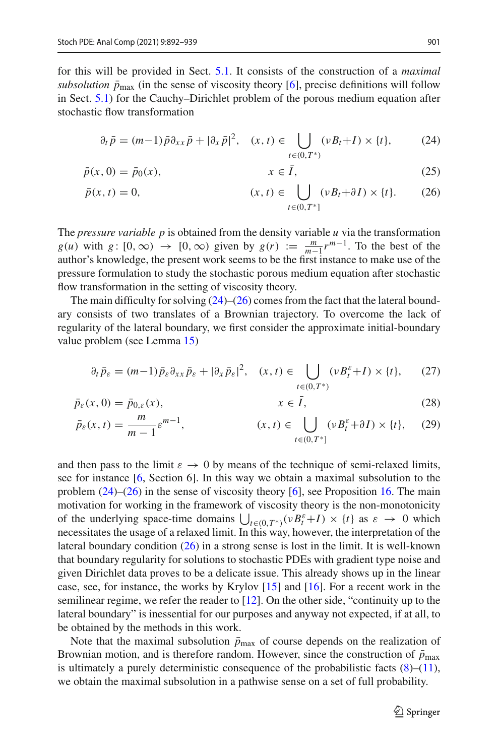for this will be provided in Sect. 5.1. It consists of the construction of a *maximal subsolution* $\bar{p}_{\max}$ (in the sense of viscosity theory [6], precise definitions will follow in Sect. 5.1) for the Cauchy–Dirichlet problem of the porous medium equation after stochastic flow transformation

$$\partial_t \bar{p} = (m-1)\bar{p}\partial_{xx}\bar{p} + |\partial_x \bar{p}|^2, \quad (x,t) \in \bigcup_{t\in(0,T^*)} (\nu B_t + I) \times \{t\}, \tag{24}$$

$$\bar{p}(x,0) = \bar{p}_0(x), \qquad x \in \bar{I}, \tag{25}$$

$$\bar{p}(x,t) = 0, \qquad (x,t) \in \bigcup_{t\in(0,T^*]} (\nu B_t + \partial I) \times \{t\}. \tag{26}$$

The *pressure variable* $p$ is obtained from the density variable $u$ via the transformation $g(u)$ with $g\colon [0,\infty) \to [0,\infty)$ given by $g(r) := \frac{m}{m-1} r^{m-1}$. To the best of the author's knowledge, the present work seems to be the first instance to make use of the pressure formulation to study the stochastic porous medium equation after stochastic flow transformation in the setting of viscosity theory.

The main difficulty for solving (24)–(26) comes from the fact that the lateral boundary consists of two translates of a Brownian trajectory. To overcome the lack of regularity of the lateral boundary, we first consider the approximate initial-boundary value problem (see Lemma 15)

$$\partial_t \bar{p}_\varepsilon = (m-1)\bar{p}_\varepsilon\partial_{xx}\bar{p}_\varepsilon + |\partial_x \bar{p}_\varepsilon|^2, \quad (x,t) \in \bigcup_{t\in(0,T^*)} (\nu B_t^\varepsilon + I) \times \{t\}, \tag{27}$$

$$\bar{p}_\varepsilon(x,0) = \bar{p}_{0,\varepsilon}(x), \qquad x \in \bar{I}, \tag{28}$$

$$\bar{p}_\varepsilon(x,t) = \frac{m}{m-1}\varepsilon^{m-1}, \qquad (x,t) \in \bigcup_{t\in(0,T^*]} (\nu B_t^\varepsilon + \partial I) \times \{t\}, \tag{29}$$

and then pass to the limit $\varepsilon \to 0$ by means of the technique of semi-relaxed limits, see for instance [6, Section 6]. In this way we obtain a maximal subsolution to the problem (24)–(26) in the sense of viscosity theory [6], see Proposition 16. The main motivation for working in the framework of viscosity theory is the non-monotonicity of the underlying space-time domains $\bigcup_{t\in(0,T^*)} (\nu B_t^\varepsilon + I) \times \{t\}$ as $\varepsilon \to 0$ which necessitates the usage of a relaxed limit. In this way, however, the interpretation of the lateral boundary condition (26) in a strong sense is lost in the limit. It is well-known that boundary regularity for solutions to stochastic PDEs with gradient type noise and given Dirichlet data proves to be a delicate issue. This already shows up in the linear case, see, for instance, the works by Krylov [15] and [16]. For a recent work in the semilinear regime, we refer the reader to [12]. On the other side, "continuity up to the lateral boundary" is inessential for our purposes and anyway not expected, if at all, to be obtained by the methods in this work.

Note that the maximal subsolution $\bar{p}_{\max}$ of course depends on the realization of Brownian motion, and is therefore random. However, since the construction of $\bar{p}_{\max}$ is ultimately a purely deterministic consequence of the probabilistic facts (8)–(11), we obtain the maximal subsolution in a pathwise sense on a set of full probability.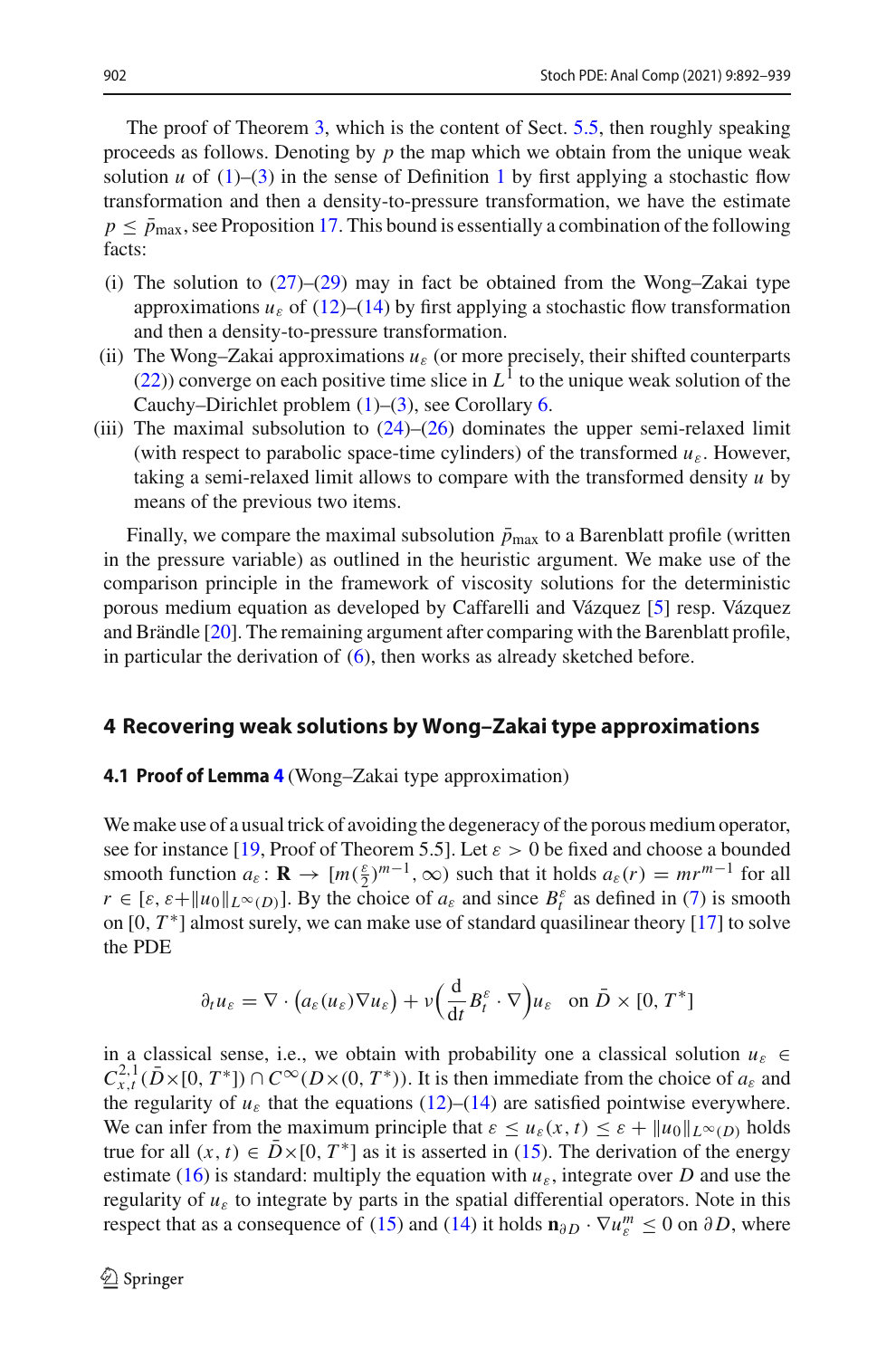The proof of Theorem 3, which is the content of Sect. 5.5, then roughly speaking proceeds as follows. Denoting by $p$ the map which we obtain from the unique weak solution $u$ of (1)–(3) in the sense of Definition 1 by first applying a stochastic flow transformation and then a density-to-pressure transformation, we have the estimate $p \leq \bar{p}_{\max}$, see Proposition 17. This bound is essentially a combination of the following facts:

(i) The solution to (27)–(29) may in fact be obtained from the Wong–Zakai type approximations $u_\varepsilon$ of (12)–(14) by first applying a stochastic flow transformation and then a density-to-pressure transformation.

(ii) The Wong–Zakai approximations $u_\varepsilon$ (or more precisely, their shifted counterparts (22)) converge on each positive time slice in $L^1$ to the unique weak solution of the Cauchy–Dirichlet problem (1)–(3), see Corollary 6.

(iii) The maximal subsolution to (24)–(26) dominates the upper semi-relaxed limit (with respect to parabolic space-time cylinders) of the transformed $u_\varepsilon$. However, taking a semi-relaxed limit allows to compare with the transformed density $u$ by means of the previous two items.

Finally, we compare the maximal subsolution $\bar{p}_{\max}$ to a Barenblatt profile (written in the pressure variable) as outlined in the heuristic argument. We make use of the comparison principle in the framework of viscosity solutions for the deterministic porous medium equation as developed by Caffarelli and Vázquez [5] resp. Vázquez and Brändle [20]. The remaining argument after comparing with the Barenblatt profile, in particular the derivation of (6), then works as already sketched before.

## 4 Recovering weak solutions by Wong–Zakai type approximations

### 4.1 Proof of Lemma 4 (Wong–Zakai type approximation)

We make use of a usual trick of avoiding the degeneracy of the porous medium operator, see for instance [19, Proof of Theorem 5.5]. Let $\varepsilon > 0$ be fixed and choose a bounded smooth function $a_\varepsilon\colon \mathbf{R} \to [m(\frac{\varepsilon}{2})^{m-1}, \infty)$ such that it holds $a_\varepsilon(r) = mr^{m-1}$ for all $r \in [\varepsilon, \varepsilon + \|u_0\|_{L^\infty(D)}]$. By the choice of $a_\varepsilon$ and since $B^\varepsilon_t$ as defined in (7) is smooth on $[0, T^*]$ almost surely, we can make use of standard quasilinear theory [17] to solve the PDE

$$\partial_t u_\varepsilon = \nabla \cdot \big(a_\varepsilon(u_\varepsilon)\nabla u_\varepsilon\big) + \nu\Big(\frac{\mathrm{d}}{\mathrm{d}t}B^\varepsilon_t \cdot \nabla\Big)u_\varepsilon \quad \text{on } \bar{D} \times [0, T^*]$$

in a classical sense, i.e., we obtain with probability one a classical solution $u_\varepsilon \in C^{2,1}_{x,t}(\bar{D}\times[0, T^*]) \cap C^\infty(D\times(0, T^*))$. It is then immediate from the choice of $a_\varepsilon$ and the regularity of $u_\varepsilon$ that the equations (12)–(14) are satisfied pointwise everywhere. We can infer from the maximum principle that $\varepsilon \leq u_\varepsilon(x, t) \leq \varepsilon + \|u_0\|_{L^\infty(D)}$ holds true for all $(x, t) \in \bar{D}\times[0, T^*]$ as it is asserted in (15). The derivation of the energy estimate (16) is standard: multiply the equation with $u_\varepsilon$, integrate over $D$ and use the regularity of $u_\varepsilon$ to integrate by parts in the spatial differential operators. Note in this respect that as a consequence of (15) and (14) it holds $\mathbf{n}_{\partial D} \cdot \nabla u^m_\varepsilon \leq 0$ on $\partial D$, where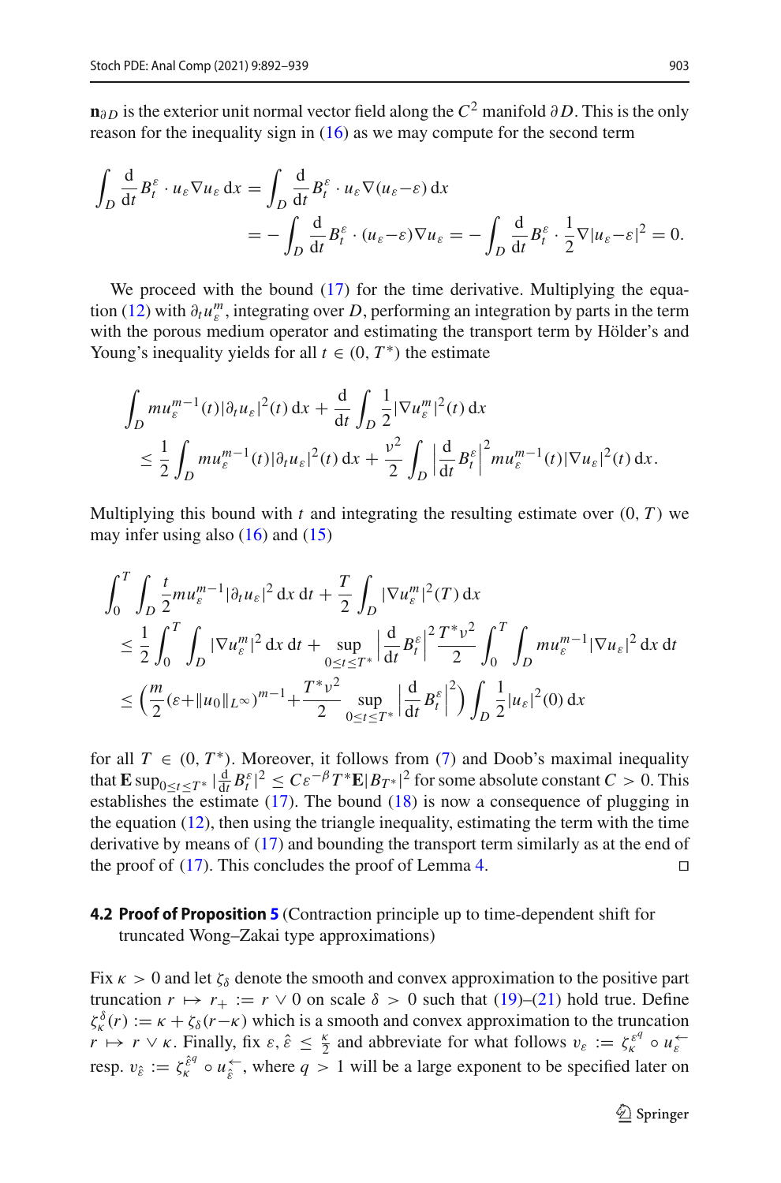$\mathbf{n}_{\partial D}$ is the exterior unit normal vector field along the $C^2$ manifold $\partial D$. This is the only reason for the inequality sign in (16) as we may compute for the second term

$$\int_D \frac{\mathrm{d}}{\mathrm{d}t} B_t^\varepsilon \cdot u_\varepsilon \nabla u_\varepsilon \,\mathrm{d}x = \int_D \frac{\mathrm{d}}{\mathrm{d}t} B_t^\varepsilon \cdot u_\varepsilon \nabla (u_\varepsilon - \varepsilon) \,\mathrm{d}x$$
$$= - \int_D \frac{\mathrm{d}}{\mathrm{d}t} B_t^\varepsilon \cdot (u_\varepsilon - \varepsilon) \nabla u_\varepsilon = - \int_D \frac{\mathrm{d}}{\mathrm{d}t} B_t^\varepsilon \cdot \frac{1}{2} \nabla |u_\varepsilon - \varepsilon|^2 = 0.$$

We proceed with the bound (17) for the time derivative. Multiplying the equation (12) with $\partial_t u_\varepsilon^m$, integrating over $D$, performing an integration by parts in the term with the porous medium operator and estimating the transport term by Hölder's and Young's inequality yields for all $t \in (0, T^*)$ the estimate

$$\int_D m u_\varepsilon^{m-1}(t) |\partial_t u_\varepsilon|^2(t) \,\mathrm{d}x + \frac{\mathrm{d}}{\mathrm{d}t} \int_D \frac{1}{2} |\nabla u_\varepsilon^m|^2(t) \,\mathrm{d}x$$
$$\leq \frac{1}{2} \int_D m u_\varepsilon^{m-1}(t) |\partial_t u_\varepsilon|^2(t) \,\mathrm{d}x + \frac{\nu^2}{2} \int_D \left| \frac{\mathrm{d}}{\mathrm{d}t} B_t^\varepsilon \right|^2 m u_\varepsilon^{m-1}(t) |\nabla u_\varepsilon|^2(t) \,\mathrm{d}x.$$

Multiplying this bound with $t$ and integrating the resulting estimate over $(0, T)$ we may infer using also (16) and (15)

$$\int_0^T \int_D \frac{t}{2} m u_\varepsilon^{m-1} |\partial_t u_\varepsilon|^2 \,\mathrm{d}x \,\mathrm{d}t + \frac{T}{2} \int_D |\nabla u_\varepsilon^m|^2(T) \,\mathrm{d}x$$
$$\leq \frac{1}{2} \int_0^T \int_D |\nabla u_\varepsilon^m|^2 \,\mathrm{d}x \,\mathrm{d}t + \sup_{0 \leq t \leq T^*} \left| \frac{\mathrm{d}}{\mathrm{d}t} B_t^\varepsilon \right|^2 \frac{T^* \nu^2}{2} \int_0^T \int_D m u_\varepsilon^{m-1} |\nabla u_\varepsilon|^2 \,\mathrm{d}x \,\mathrm{d}t$$
$$\leq \left( \frac{m}{2} (\varepsilon + \|u_0\|_{L^\infty})^{m-1} + \frac{T^* \nu^2}{2} \sup_{0 \leq t \leq T^*} \left| \frac{\mathrm{d}}{\mathrm{d}t} B_t^\varepsilon \right|^2 \right) \int_D \frac{1}{2} |u_\varepsilon|^2(0) \,\mathrm{d}x$$

for all $T \in (0, T^*)$. Moreover, it follows from (7) and Doob's maximal inequality that $\mathbf{E} \sup_{0 \leq t \leq T^*} |\frac{\mathrm{d}}{\mathrm{d}t} B_t^\varepsilon|^2 \leq C \varepsilon^{-\beta} T^* \mathbf{E} |B_{T^*}|^2$ for some absolute constant $C > 0$. This establishes the estimate (17). The bound (18) is now a consequence of plugging in the equation (12), then using the triangle inequality, estimating the term with the time derivative by means of (17) and bounding the transport term similarly as at the end of the proof of (17). This concludes the proof of Lemma 4. $\square$

### 4.2 Proof of Proposition 5 (Contraction principle up to time-dependent shift for truncated Wong–Zakai type approximations)

Fix $\kappa > 0$ and let $\zeta_\delta$ denote the smooth and convex approximation to the positive part truncation $r \mapsto r_+ := r \vee 0$ on scale $\delta > 0$ such that (19)–(21) hold true. Define $\zeta_\kappa^\delta(r) := \kappa + \zeta_\delta(r - \kappa)$ which is a smooth and convex approximation to the truncation $r \mapsto r \vee \kappa$. Finally, fix $\varepsilon, \hat{\varepsilon} \leq \frac{\kappa}{2}$ and abbreviate for what follows $v_\varepsilon := \zeta_\kappa^{\varepsilon^q} \circ u_\varepsilon^{\leftarrow}$ resp. $v_{\hat{\varepsilon}} := \zeta_\kappa^{\hat{\varepsilon}^q} \circ u_{\hat{\varepsilon}}^{\leftarrow}$, where $q > 1$ will be a large exponent to be specified later on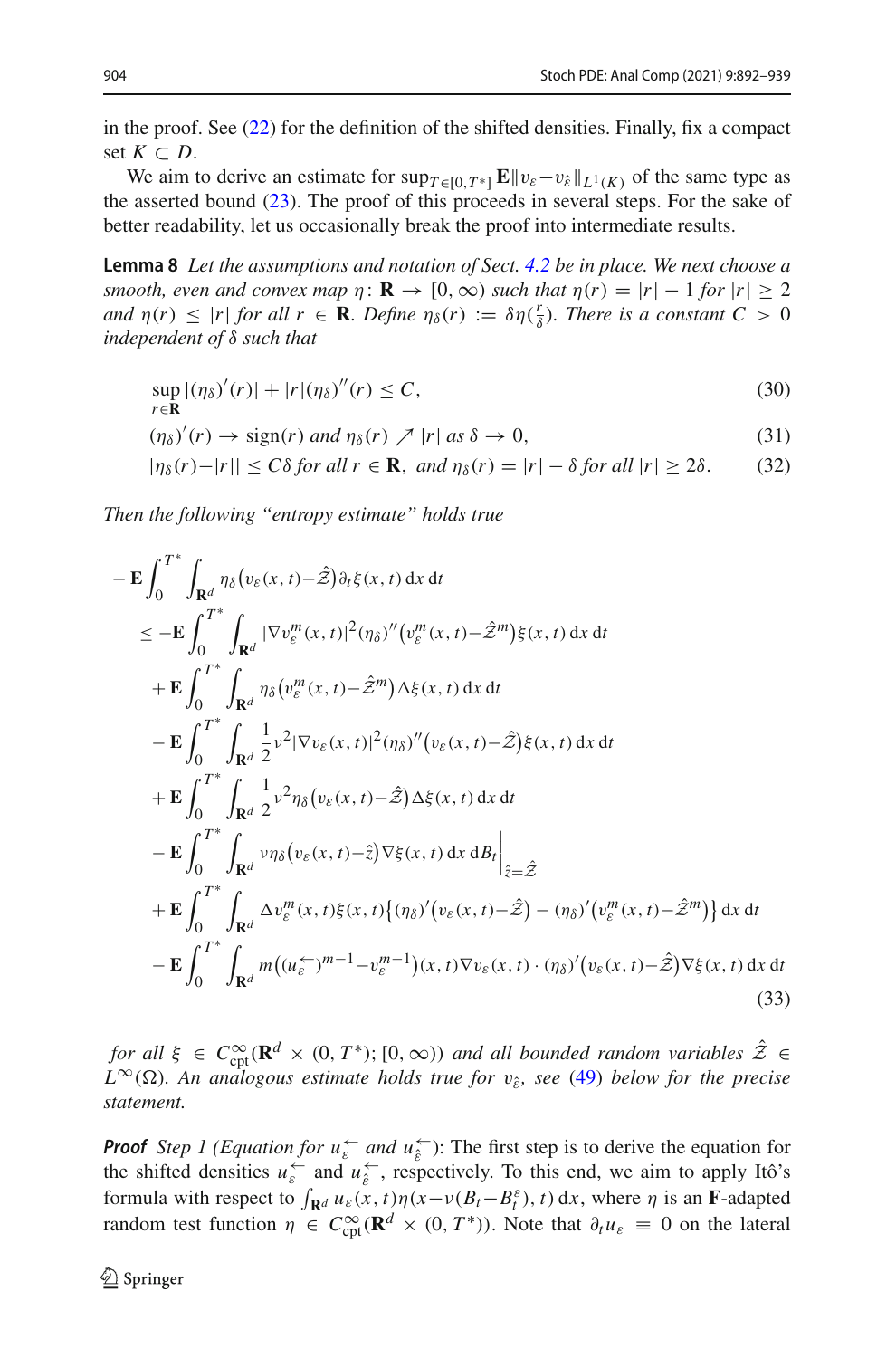in the proof. See (22) for the definition of the shifted densities. Finally, fix a compact set $K \subset D$.

We aim to derive an estimate for $\sup_{T\in[0,T^*]} \mathbf{E}\|v_\varepsilon - v_{\hat\varepsilon}\|_{L^1(K)}$ of the same type as the asserted bound (23). The proof of this proceeds in several steps. For the sake of better readability, let us occasionally break the proof into intermediate results.

**Lemma 8** *Let the assumptions and notation of Sect. 4.2 be in place. We next choose a smooth, even and convex map* $\eta\colon \mathbf{R} \to [0,\infty)$ *such that* $\eta(r) = |r| - 1$ *for* $|r| \geq 2$ *and* $\eta(r) \leq |r|$ *for all* $r \in \mathbf{R}$. *Define* $\eta_\delta(r) := \delta\eta(\frac{r}{\delta})$. *There is a constant* $C > 0$ *independent of* $\delta$ *such that*

$$\sup_{r\in\mathbf{R}} |(\eta_\delta)'(r)| + |r|(\eta_\delta)''(r) \leq C, \tag{30}$$

$$(\eta_\delta)'(r) \to \operatorname{sign}(r) \text{ and } \eta_\delta(r) \nearrow |r| \text{ as } \delta \to 0, \tag{31}$$

$$|\eta_\delta(r) - |r|| \leq C\delta \text{ for all } r \in \mathbf{R}, \text{ and } \eta_\delta(r) = |r| - \delta \text{ for all } |r| \geq 2\delta. \tag{32}$$

*Then the following "entropy estimate" holds true*

$$\begin{aligned}
&-\mathbf{E}\int_0^{T^*}\int_{\mathbf{R}^d} \eta_\delta\big(v_\varepsilon(x,t) - \hat{\mathcal{Z}}\big)\partial_t\xi(x,t)\,\mathrm{d}x\,\mathrm{d}t \\
&\leq -\mathbf{E}\int_0^{T^*}\int_{\mathbf{R}^d} |\nabla v_\varepsilon^m(x,t)|^2(\eta_\delta)''\big(v_\varepsilon^m(x,t) - \hat{\mathcal{Z}}^m\big)\xi(x,t)\,\mathrm{d}x\,\mathrm{d}t \\
&\quad + \mathbf{E}\int_0^{T^*}\int_{\mathbf{R}^d} \eta_\delta\big(v_\varepsilon^m(x,t) - \hat{\mathcal{Z}}^m\big)\Delta\xi(x,t)\,\mathrm{d}x\,\mathrm{d}t \\
&\quad - \mathbf{E}\int_0^{T^*}\int_{\mathbf{R}^d} \frac{1}{2}\nu^2|\nabla v_\varepsilon(x,t)|^2(\eta_\delta)''\big(v_\varepsilon(x,t) - \hat{\mathcal{Z}}\big)\xi(x,t)\,\mathrm{d}x\,\mathrm{d}t \\
&\quad + \mathbf{E}\int_0^{T^*}\int_{\mathbf{R}^d} \frac{1}{2}\nu^2\eta_\delta\big(v_\varepsilon(x,t) - \hat{\mathcal{Z}}\big)\Delta\xi(x,t)\,\mathrm{d}x\,\mathrm{d}t \\
&\quad - \mathbf{E}\int_0^{T^*}\int_{\mathbf{R}^d} \nu\eta_\delta\big(v_\varepsilon(x,t) - \hat{z}\big)\nabla\xi(x,t)\,\mathrm{d}x\,\mathrm{d}B_t\Big|_{\hat{z}=\hat{\mathcal{Z}}} \\
&\quad + \mathbf{E}\int_0^{T^*}\int_{\mathbf{R}^d} \Delta v_\varepsilon^m(x,t)\xi(x,t)\big\{(\eta_\delta)'\big(v_\varepsilon(x,t) - \hat{\mathcal{Z}}\big) - (\eta_\delta)'\big(v_\varepsilon^m(x,t) - \hat{\mathcal{Z}}^m\big)\big\}\,\mathrm{d}x\,\mathrm{d}t \\
&\quad - \mathbf{E}\int_0^{T^*}\int_{\mathbf{R}^d} m\big((u_\varepsilon^{\leftarrow})^{m-1} - v_\varepsilon^{m-1}\big)(x,t)\nabla v_\varepsilon(x,t)\cdot(\eta_\delta)'\big(v_\varepsilon(x,t) - \hat{\mathcal{Z}}\big)\nabla\xi(x,t)\,\mathrm{d}x\,\mathrm{d}t
\end{aligned} \tag{33}$$

*for all* $\xi \in C^\infty_{\mathrm{cpt}}(\mathbf{R}^d \times (0,T^*);[0,\infty))$ *and all bounded random variables* $\hat{\mathcal{Z}} \in L^\infty(\Omega)$. *An analogous estimate holds true for* $v_{\hat\varepsilon}$, *see (49) below for the precise statement.*

***Proof*** *Step 1 (Equation for* $u_\varepsilon^{\leftarrow}$ *and* $u_{\hat\varepsilon}^{\leftarrow}$*)*: The first step is to derive the equation for the shifted densities $u_\varepsilon^{\leftarrow}$ and $u_{\hat\varepsilon}^{\leftarrow}$, respectively. To this end, we aim to apply Itô's formula with respect to $\int_{\mathbf{R}^d} u_\varepsilon(x,t)\eta(x - \nu(B_t - B_t^\varepsilon), t)\,\mathrm{d}x$, where $\eta$ is an $\mathbf{F}$-adapted random test function $\eta \in C^\infty_{\mathrm{cpt}}(\mathbf{R}^d \times (0,T^*))$. Note that $\partial_t u_\varepsilon \equiv 0$ on the lateral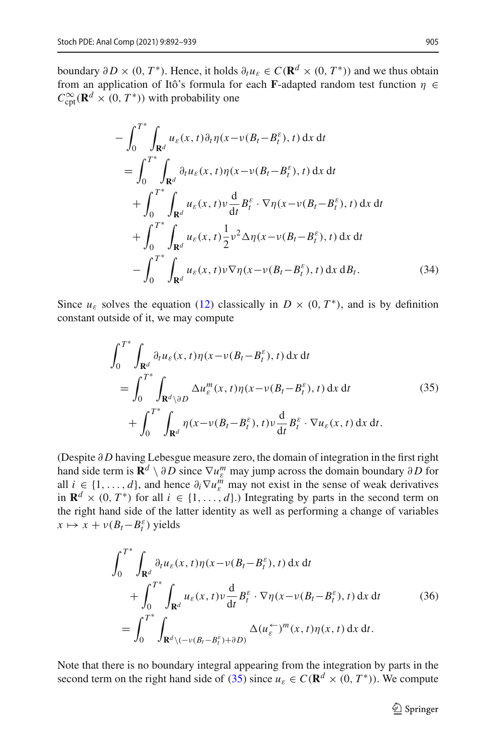boundary $\partial D \times (0, T^*)$. Hence, it holds $\partial_t u_\varepsilon \in C(\mathbf{R}^d \times (0, T^*))$ and we thus obtain from an application of Itô's formula for each $\mathbf{F}$-adapted random test function $\eta \in C^\infty_{\mathrm{cpt}}(\mathbf{R}^d \times (0, T^*))$ with probability one

$$
\begin{aligned}
-\int_0^{T^*} &\int_{\mathbf{R}^d} u_\varepsilon(x,t) \partial_t \eta(x - \nu(B_t - B_t^\varepsilon), t) \,\mathrm{d}x \,\mathrm{d}t \\
&= \int_0^{T^*} \int_{\mathbf{R}^d} \partial_t u_\varepsilon(x,t) \eta(x - \nu(B_t - B_t^\varepsilon), t) \,\mathrm{d}x \,\mathrm{d}t \\
&\quad + \int_0^{T^*} \int_{\mathbf{R}^d} u_\varepsilon(x,t) \nu \frac{\mathrm{d}}{\mathrm{d}t} B_t^\varepsilon \cdot \nabla \eta(x - \nu(B_t - B_t^\varepsilon), t) \,\mathrm{d}x \,\mathrm{d}t \\
&\quad + \int_0^{T^*} \int_{\mathbf{R}^d} u_\varepsilon(x,t) \frac{1}{2} \nu^2 \Delta \eta(x - \nu(B_t - B_t^\varepsilon), t) \,\mathrm{d}x \,\mathrm{d}t \\
&\quad - \int_0^{T^*} \int_{\mathbf{R}^d} u_\varepsilon(x,t) \nu \nabla \eta(x - \nu(B_t - B_t^\varepsilon), t) \,\mathrm{d}x \,\mathrm{d}B_t.
\end{aligned}
\tag{34}
$$

Since $u_\varepsilon$ solves the equation (12) classically in $D \times (0, T^*)$, and is by definition constant outside of it, we may compute

$$
\begin{aligned}
\int_0^{T^*} &\int_{\mathbf{R}^d} \partial_t u_\varepsilon(x,t) \eta(x - \nu(B_t - B_t^\varepsilon), t) \,\mathrm{d}x \,\mathrm{d}t \\
&= \int_0^{T^*} \int_{\mathbf{R}^d \setminus \partial D} \Delta u_\varepsilon^m(x,t) \eta(x - \nu(B_t - B_t^\varepsilon), t) \,\mathrm{d}x \,\mathrm{d}t \\
&\quad + \int_0^{T^*} \int_{\mathbf{R}^d} \eta(x - \nu(B_t - B_t^\varepsilon), t) \nu \frac{\mathrm{d}}{\mathrm{d}t} B_t^\varepsilon \cdot \nabla u_\varepsilon(x,t) \,\mathrm{d}x \,\mathrm{d}t.
\end{aligned}
\tag{35}
$$

(Despite $\partial D$ having Lebesgue measure zero, the domain of integration in the first right hand side term is $\mathbf{R}^d \setminus \partial D$ since $\nabla u_\varepsilon^m$ may jump across the domain boundary $\partial D$ for all $i \in \{1, \ldots, d\}$, and hence $\partial_i \nabla u_\varepsilon^m$ may not exist in the sense of weak derivatives in $\mathbf{R}^d \times (0, T^*)$ for all $i \in \{1, \ldots, d\}$.) Integrating by parts in the second term on the right hand side of the latter identity as well as performing a change of variables $x \mapsto x + \nu(B_t - B_t^\varepsilon)$ yields

$$
\begin{aligned}
\int_0^{T^*} &\int_{\mathbf{R}^d} \partial_t u_\varepsilon(x,t) \eta(x - \nu(B_t - B_t^\varepsilon), t) \,\mathrm{d}x \,\mathrm{d}t \\
&+ \int_0^{T^*} \int_{\mathbf{R}^d} u_\varepsilon(x,t) \nu \frac{\mathrm{d}}{\mathrm{d}t} B_t^\varepsilon \cdot \nabla \eta(x - \nu(B_t - B_t^\varepsilon), t) \,\mathrm{d}x \,\mathrm{d}t \\
&= \int_0^{T^*} \int_{\mathbf{R}^d \setminus (-\nu(B_t - B_t^\varepsilon) + \partial D)} \Delta (\overleftarrow{u_\varepsilon})^m(x,t) \eta(x,t) \,\mathrm{d}x \,\mathrm{d}t.
\end{aligned}
\tag{36}
$$

Note that there is no boundary integral appearing from the integration by parts in the second term on the right hand side of (35) since $u_\varepsilon \in C(\mathbf{R}^d \times (0, T^*))$. We compute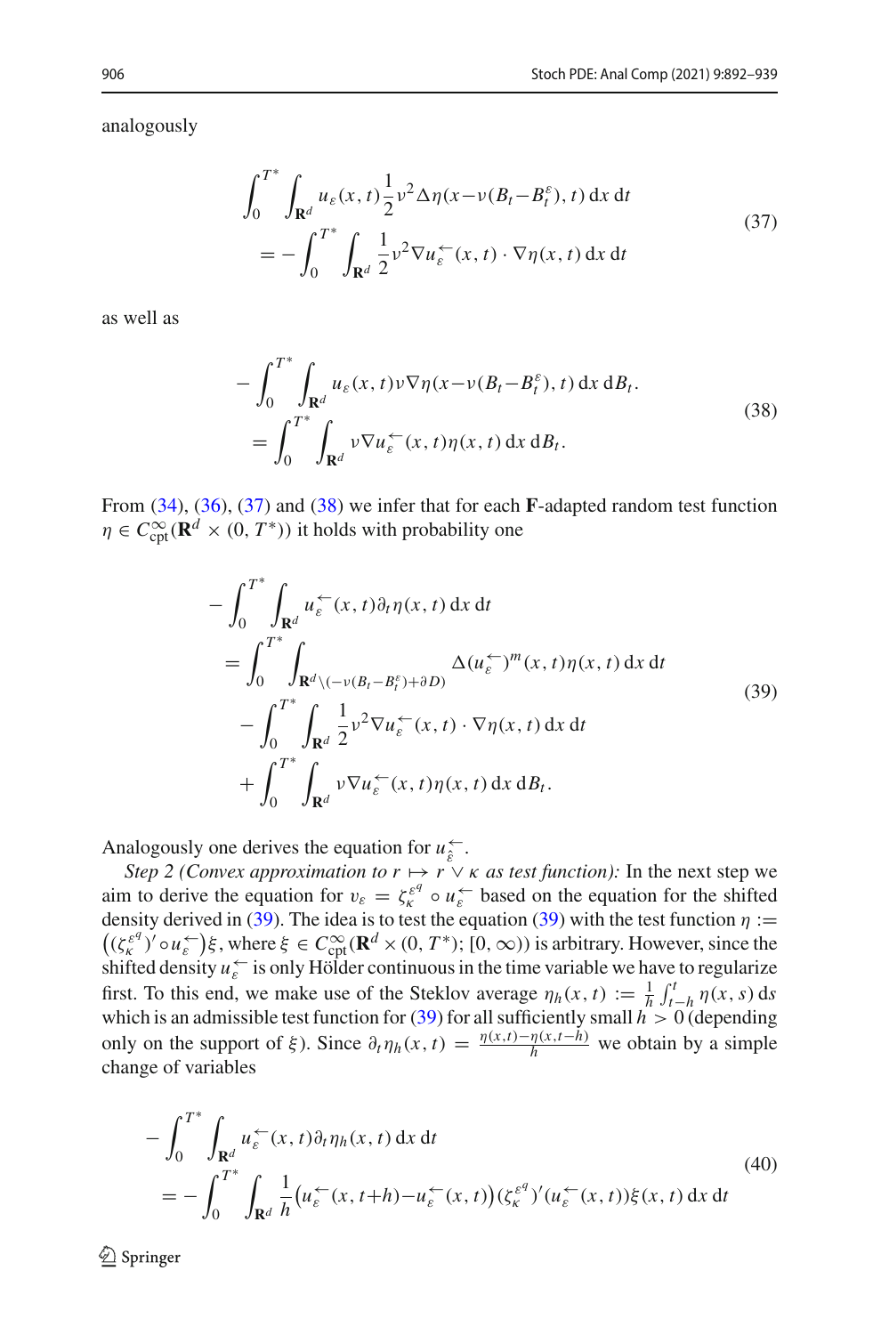analogously

$$
\begin{aligned}
&\int_0^{T^*}\int_{\mathbf{R}^d} u_\varepsilon(x,t)\frac{1}{2}\nu^2\Delta\eta(x-\nu(B_t-B_t^\varepsilon),t)\,\mathrm{d}x\,\mathrm{d}t \\
&\quad = -\int_0^{T^*}\int_{\mathbf{R}^d}\frac{1}{2}\nu^2\nabla u_\varepsilon^{\leftarrow}(x,t)\cdot\nabla\eta(x,t)\,\mathrm{d}x\,\mathrm{d}t
\end{aligned}
\tag{37}
$$

as well as

$$
\begin{aligned}
&-\int_0^{T^*}\int_{\mathbf{R}^d} u_\varepsilon(x,t)\nu\nabla\eta(x-\nu(B_t-B_t^\varepsilon),t)\,\mathrm{d}x\,\mathrm{d}B_t. \\
&\quad = \int_0^{T^*}\int_{\mathbf{R}^d}\nu\nabla u_\varepsilon^{\leftarrow}(x,t)\eta(x,t)\,\mathrm{d}x\,\mathrm{d}B_t.
\end{aligned}
\tag{38}
$$

From (34), (36), (37) and (38) we infer that for each $\mathbf{F}$-adapted random test function $\eta\in C^\infty_{\mathrm{cpt}}(\mathbf{R}^d\times(0,T^*))$ it holds with probability one

$$
\begin{aligned}
&-\int_0^{T^*}\int_{\mathbf{R}^d} u_\varepsilon^{\leftarrow}(x,t)\partial_t\eta(x,t)\,\mathrm{d}x\,\mathrm{d}t \\
&\quad = \int_0^{T^*}\int_{\mathbf{R}^d\setminus(-\nu(B_t-B_t^\varepsilon)+\partial D)}\Delta(u_\varepsilon^{\leftarrow})^m(x,t)\eta(x,t)\,\mathrm{d}x\,\mathrm{d}t \\
&\qquad -\int_0^{T^*}\int_{\mathbf{R}^d}\frac{1}{2}\nu^2\nabla u_\varepsilon^{\leftarrow}(x,t)\cdot\nabla\eta(x,t)\,\mathrm{d}x\,\mathrm{d}t \\
&\qquad +\int_0^{T^*}\int_{\mathbf{R}^d}\nu\nabla u_\varepsilon^{\leftarrow}(x,t)\eta(x,t)\,\mathrm{d}x\,\mathrm{d}B_t.
\end{aligned}
\tag{39}
$$

Analogously one derives the equation for $u_{\hat\varepsilon}^{\leftarrow}$.

*Step 2 (Convex approximation to $r\mapsto r\vee\kappa$ as test function):* In the next step we aim to derive the equation for $v_\varepsilon=\zeta_\kappa^{\varepsilon^q}\circ u_\varepsilon^{\leftarrow}$ based on the equation for the shifted density derived in (39). The idea is to test the equation (39) with the test function $\eta:=\big((\zeta_\kappa^{\varepsilon^q})'\circ u_\varepsilon^{\leftarrow}\big)\xi$, where $\xi\in C^\infty_{\mathrm{cpt}}(\mathbf{R}^d\times(0,T^*);[0,\infty))$ is arbitrary. However, since the shifted density $u_\varepsilon^{\leftarrow}$ is only Hölder continuous in the time variable we have to regularize first. To this end, we make use of the Steklov average $\eta_h(x,t):=\frac{1}{h}\int_{t-h}^t\eta(x,s)\,\mathrm{d}s$ which is an admissible test function for (39) for all sufficiently small $h>0$ (depending only on the support of $\xi$). Since $\partial_t\eta_h(x,t)=\frac{\eta(x,t)-\eta(x,t-h)}{h}$ we obtain by a simple change of variables

$$
\begin{aligned}
&-\int_0^{T^*}\int_{\mathbf{R}^d} u_\varepsilon^{\leftarrow}(x,t)\partial_t\eta_h(x,t)\,\mathrm{d}x\,\mathrm{d}t \\
&\quad = -\int_0^{T^*}\int_{\mathbf{R}^d}\frac{1}{h}\big(u_\varepsilon^{\leftarrow}(x,t+h)-u_\varepsilon^{\leftarrow}(x,t)\big)(\zeta_\kappa^{\varepsilon^q})'(u_\varepsilon^{\leftarrow}(x,t))\xi(x,t)\,\mathrm{d}x\,\mathrm{d}t
\end{aligned}
\tag{40}
$$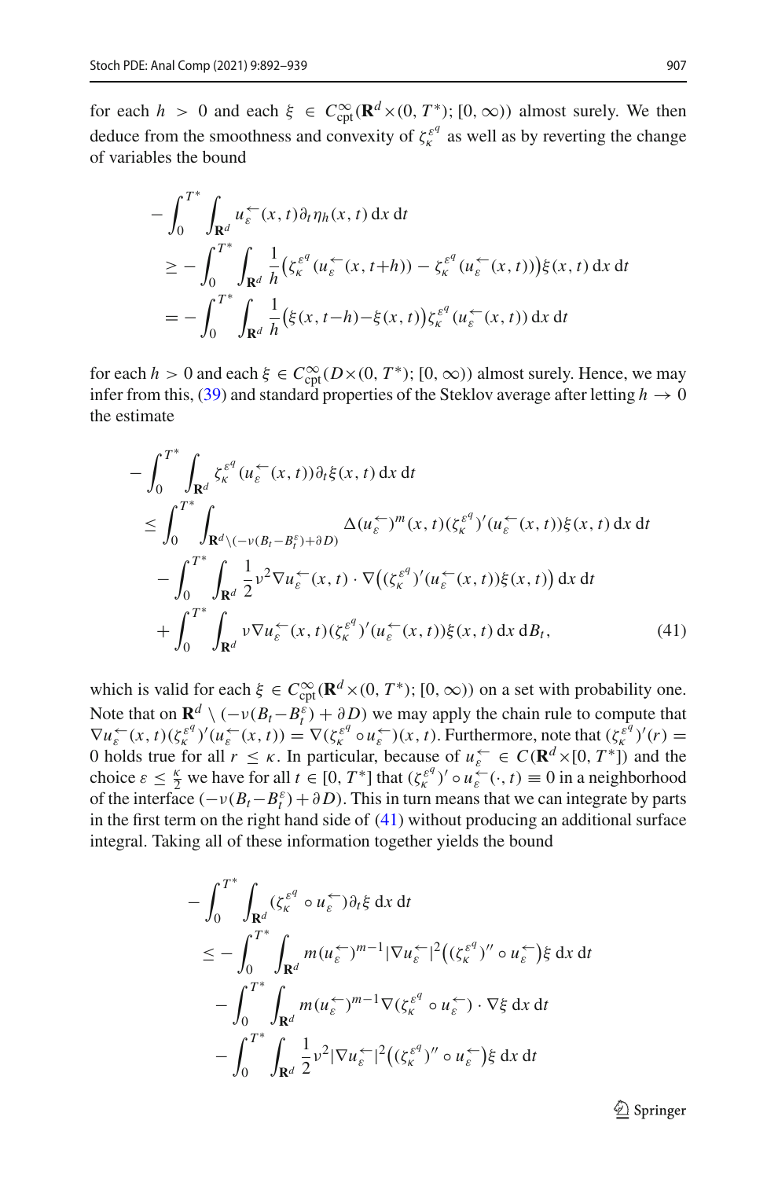for each $h > 0$ and each $\xi \in C^\infty_{\mathrm{cpt}}(\mathbf{R}^d\times(0,T^*);[0,\infty))$ almost surely. We then deduce from the smoothness and convexity of $\zeta^{\varepsilon^q}_\kappa$ as well as by reverting the change of variables the bound

$$
\begin{aligned}
&-\int_0^{T^*}\int_{\mathbf{R}^d} u^{\leftarrow}_\varepsilon(x,t)\partial_t\eta_h(x,t)\,\mathrm{d}x\,\mathrm{d}t\\
&\quad\geq -\int_0^{T^*}\int_{\mathbf{R}^d}\frac{1}{h}\big(\zeta^{\varepsilon^q}_\kappa(u^{\leftarrow}_\varepsilon(x,t+h))-\zeta^{\varepsilon^q}_\kappa(u^{\leftarrow}_\varepsilon(x,t))\big)\xi(x,t)\,\mathrm{d}x\,\mathrm{d}t\\
&\quad= -\int_0^{T^*}\int_{\mathbf{R}^d}\frac{1}{h}\big(\xi(x,t-h)-\xi(x,t)\big)\zeta^{\varepsilon^q}_\kappa(u^{\leftarrow}_\varepsilon(x,t))\,\mathrm{d}x\,\mathrm{d}t
\end{aligned}
$$

for each $h > 0$ and each $\xi \in C^\infty_{\mathrm{cpt}}(D\times(0,T^*);[0,\infty))$ almost surely. Hence, we may infer from this, (39) and standard properties of the Steklov average after letting $h\to 0$ the estimate

$$
\begin{aligned}
&-\int_0^{T^*}\int_{\mathbf{R}^d}\zeta^{\varepsilon^q}_\kappa(u^{\leftarrow}_\varepsilon(x,t))\partial_t\xi(x,t)\,\mathrm{d}x\,\mathrm{d}t\\
&\quad\leq\int_0^{T^*}\int_{\mathbf{R}^d\setminus(-\nu(B_t-B^\varepsilon_t)+\partial D)}\Delta(u^{\leftarrow}_\varepsilon)^m(x,t)(\zeta^{\varepsilon^q}_\kappa)'(u^{\leftarrow}_\varepsilon(x,t))\xi(x,t)\,\mathrm{d}x\,\mathrm{d}t\\
&\qquad-\int_0^{T^*}\int_{\mathbf{R}^d}\frac{1}{2}\nu^2\nabla u^{\leftarrow}_\varepsilon(x,t)\cdot\nabla\big((\zeta^{\varepsilon^q}_\kappa)'(u^{\leftarrow}_\varepsilon(x,t))\xi(x,t)\big)\,\mathrm{d}x\,\mathrm{d}t\\
&\qquad+\int_0^{T^*}\int_{\mathbf{R}^d}\nu\nabla u^{\leftarrow}_\varepsilon(x,t)(\zeta^{\varepsilon^q}_\kappa)'(u^{\leftarrow}_\varepsilon(x,t))\xi(x,t)\,\mathrm{d}x\,\mathrm{d}B_t,
\end{aligned}
\tag{41}
$$

which is valid for each $\xi\in C^\infty_{\mathrm{cpt}}(\mathbf{R}^d\times(0,T^*);[0,\infty))$ on a set with probability one. Note that on $\mathbf{R}^d\setminus(-\nu(B_t-B^\varepsilon_t)+\partial D)$ we may apply the chain rule to compute that $\nabla u^{\leftarrow}_\varepsilon(x,t)(\zeta^{\varepsilon^q}_\kappa)'(u^{\leftarrow}_\varepsilon(x,t))=\nabla(\zeta^{\varepsilon^q}_\kappa\circ u^{\leftarrow}_\varepsilon)(x,t)$. Furthermore, note that $(\zeta^{\varepsilon^q}_\kappa)'(r)=0$ holds true for all $r\leq\kappa$. In particular, because of $u^{\leftarrow}_\varepsilon\in C(\mathbf{R}^d\times[0,T^*])$ and the choice $\varepsilon\leq\frac{\kappa}{2}$ we have for all $t\in[0,T^*]$ that $(\zeta^{\varepsilon^q}_\kappa)'\circ u^{\leftarrow}_\varepsilon(\cdot,t)\equiv 0$ in a neighborhood of the interface $(-\nu(B_t-B^\varepsilon_t)+\partial D)$. This in turn means that we can integrate by parts in the first term on the right hand side of (41) without producing an additional surface integral. Taking all of these information together yields the bound

$$
\begin{aligned}
&-\int_0^{T^*}\int_{\mathbf{R}^d}(\zeta^{\varepsilon^q}_\kappa\circ u^{\leftarrow}_\varepsilon)\partial_t\xi\,\mathrm{d}x\,\mathrm{d}t\\
&\quad\leq-\int_0^{T^*}\int_{\mathbf{R}^d}m(u^{\leftarrow}_\varepsilon)^{m-1}|\nabla u^{\leftarrow}_\varepsilon|^2\big((\zeta^{\varepsilon^q}_\kappa)''\circ u^{\leftarrow}_\varepsilon\big)\xi\,\mathrm{d}x\,\mathrm{d}t\\
&\qquad-\int_0^{T^*}\int_{\mathbf{R}^d}m(u^{\leftarrow}_\varepsilon)^{m-1}\nabla(\zeta^{\varepsilon^q}_\kappa\circ u^{\leftarrow}_\varepsilon)\cdot\nabla\xi\,\mathrm{d}x\,\mathrm{d}t\\
&\qquad-\int_0^{T^*}\int_{\mathbf{R}^d}\frac{1}{2}\nu^2|\nabla u^{\leftarrow}_\varepsilon|^2\big((\zeta^{\varepsilon^q}_\kappa)''\circ u^{\leftarrow}_\varepsilon\big)\xi\,\mathrm{d}x\,\mathrm{d}t
\end{aligned}
$$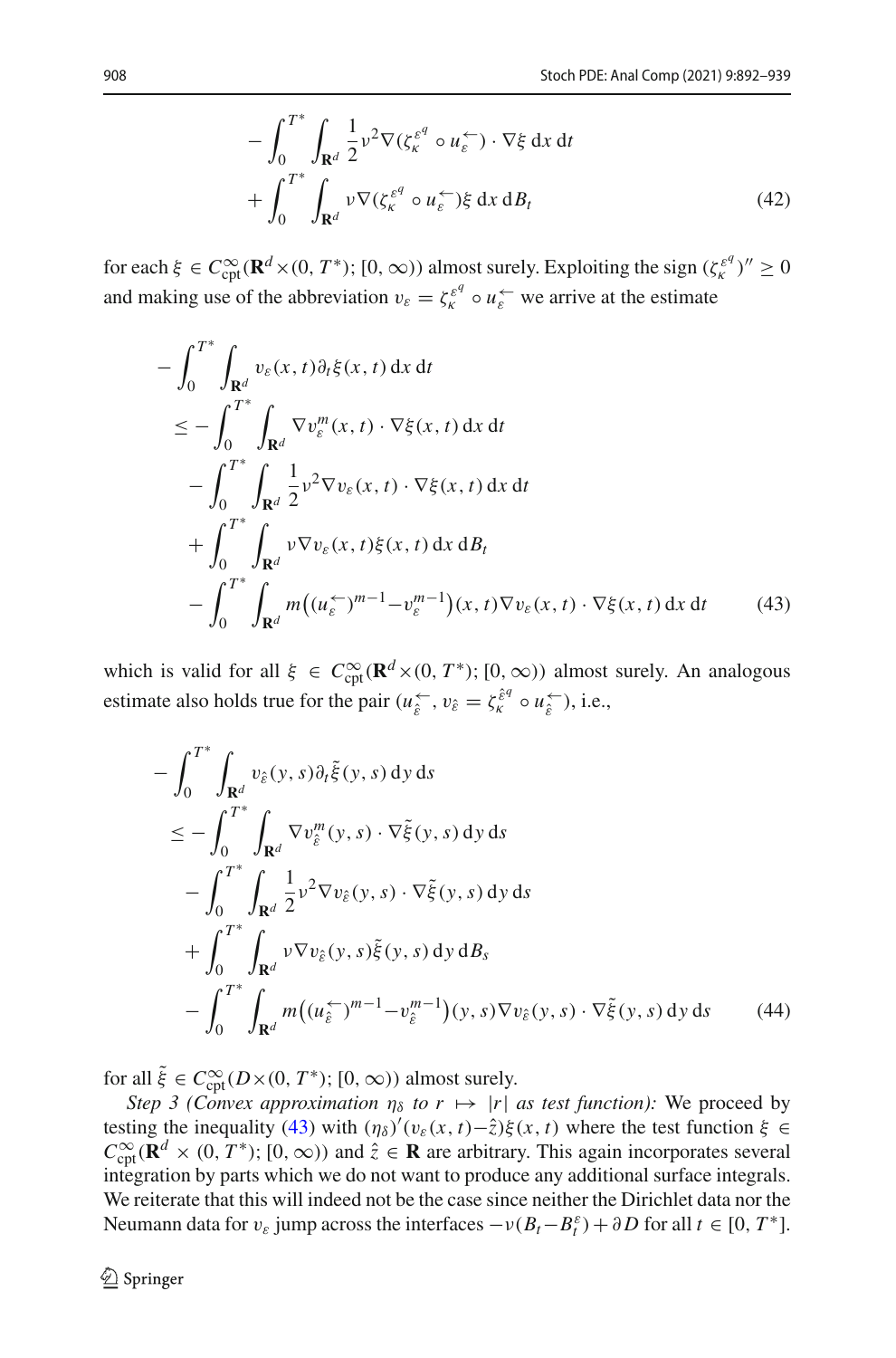$$
\begin{aligned}
&- \int_0^{T^*} \int_{\mathbf{R}^d} \frac{1}{2} \nu^2 \nabla (\zeta_\kappa^{\varepsilon^q} \circ u_\varepsilon^{\leftarrow}) \cdot \nabla \xi \,\mathrm{d}x\,\mathrm{d}t \\
&+ \int_0^{T^*} \int_{\mathbf{R}^d} \nu \nabla (\zeta_\kappa^{\varepsilon^q} \circ u_\varepsilon^{\leftarrow}) \xi \,\mathrm{d}x\,\mathrm{d}B_t
\end{aligned} \tag{42}
$$

for each $\xi \in C^\infty_{\mathrm{cpt}}(\mathbf{R}^d \times (0, T^*); [0,\infty))$ almost surely. Exploiting the sign $(\zeta_\kappa^{\varepsilon^q})'' \geq 0$ and making use of the abbreviation $v_\varepsilon = \zeta_\kappa^{\varepsilon^q} \circ u_\varepsilon^{\leftarrow}$ we arrive at the estimate

$$
\begin{aligned}
&- \int_0^{T^*} \int_{\mathbf{R}^d} v_\varepsilon(x,t) \partial_t \xi(x,t) \,\mathrm{d}x\,\mathrm{d}t \\
&\leq - \int_0^{T^*} \int_{\mathbf{R}^d} \nabla v_\varepsilon^m(x,t) \cdot \nabla \xi(x,t) \,\mathrm{d}x\,\mathrm{d}t \\
&\quad - \int_0^{T^*} \int_{\mathbf{R}^d} \frac{1}{2} \nu^2 \nabla v_\varepsilon(x,t) \cdot \nabla \xi(x,t) \,\mathrm{d}x\,\mathrm{d}t \\
&\quad + \int_0^{T^*} \int_{\mathbf{R}^d} \nu \nabla v_\varepsilon(x,t) \xi(x,t) \,\mathrm{d}x\,\mathrm{d}B_t \\
&\quad - \int_0^{T^*} \int_{\mathbf{R}^d} m\big((u_\varepsilon^{\leftarrow})^{m-1} - v_\varepsilon^{m-1}\big)(x,t) \nabla v_\varepsilon(x,t) \cdot \nabla \xi(x,t) \,\mathrm{d}x\,\mathrm{d}t
\end{aligned} \tag{43}
$$

which is valid for all $\xi \in C^\infty_{\mathrm{cpt}}(\mathbf{R}^d \times (0, T^*); [0,\infty))$ almost surely. An analogous estimate also holds true for the pair $(u_{\hat{\varepsilon}}^{\leftarrow}, v_{\hat{\varepsilon}} = \zeta_\kappa^{\hat{\varepsilon}^q} \circ u_{\hat{\varepsilon}}^{\leftarrow})$, i.e.,

$$
\begin{aligned}
&- \int_0^{T^*} \int_{\mathbf{R}^d} v_{\hat{\varepsilon}}(y,s) \partial_t \tilde{\xi}(y,s) \,\mathrm{d}y\,\mathrm{d}s \\
&\leq - \int_0^{T^*} \int_{\mathbf{R}^d} \nabla v_{\hat{\varepsilon}}^m(y,s) \cdot \nabla \tilde{\xi}(y,s) \,\mathrm{d}y\,\mathrm{d}s \\
&\quad - \int_0^{T^*} \int_{\mathbf{R}^d} \frac{1}{2} \nu^2 \nabla v_{\hat{\varepsilon}}(y,s) \cdot \nabla \tilde{\xi}(y,s) \,\mathrm{d}y\,\mathrm{d}s \\
&\quad + \int_0^{T^*} \int_{\mathbf{R}^d} \nu \nabla v_{\hat{\varepsilon}}(y,s) \tilde{\xi}(y,s) \,\mathrm{d}y\,\mathrm{d}B_s \\
&\quad - \int_0^{T^*} \int_{\mathbf{R}^d} m\big((u_{\hat{\varepsilon}}^{\leftarrow})^{m-1} - v_{\hat{\varepsilon}}^{m-1}\big)(y,s) \nabla v_{\hat{\varepsilon}}(y,s) \cdot \nabla \tilde{\xi}(y,s) \,\mathrm{d}y\,\mathrm{d}s
\end{aligned} \tag{44}
$$

for all $\tilde{\xi} \in C^\infty_{\mathrm{cpt}}(D \times (0, T^*); [0,\infty))$ almost surely.

*Step 3 (Convex approximation $\eta_\delta$ to $r \mapsto |r|$ as test function):* We proceed by testing the inequality (43) with $(\eta_\delta)'(v_\varepsilon(x,t) - \hat{z})\xi(x,t)$ where the test function $\xi \in C^\infty_{\mathrm{cpt}}(\mathbf{R}^d \times (0, T^*); [0,\infty))$ and $\hat{z} \in \mathbf{R}$ are arbitrary. This again incorporates several integration by parts which we do not want to produce any additional surface integrals. We reiterate that this will indeed not be the case since neither the Dirichlet data nor the Neumann data for $v_\varepsilon$ jump across the interfaces $-\nu(B_t - B_t^\varepsilon) + \partial D$ for all $t \in [0, T^*]$.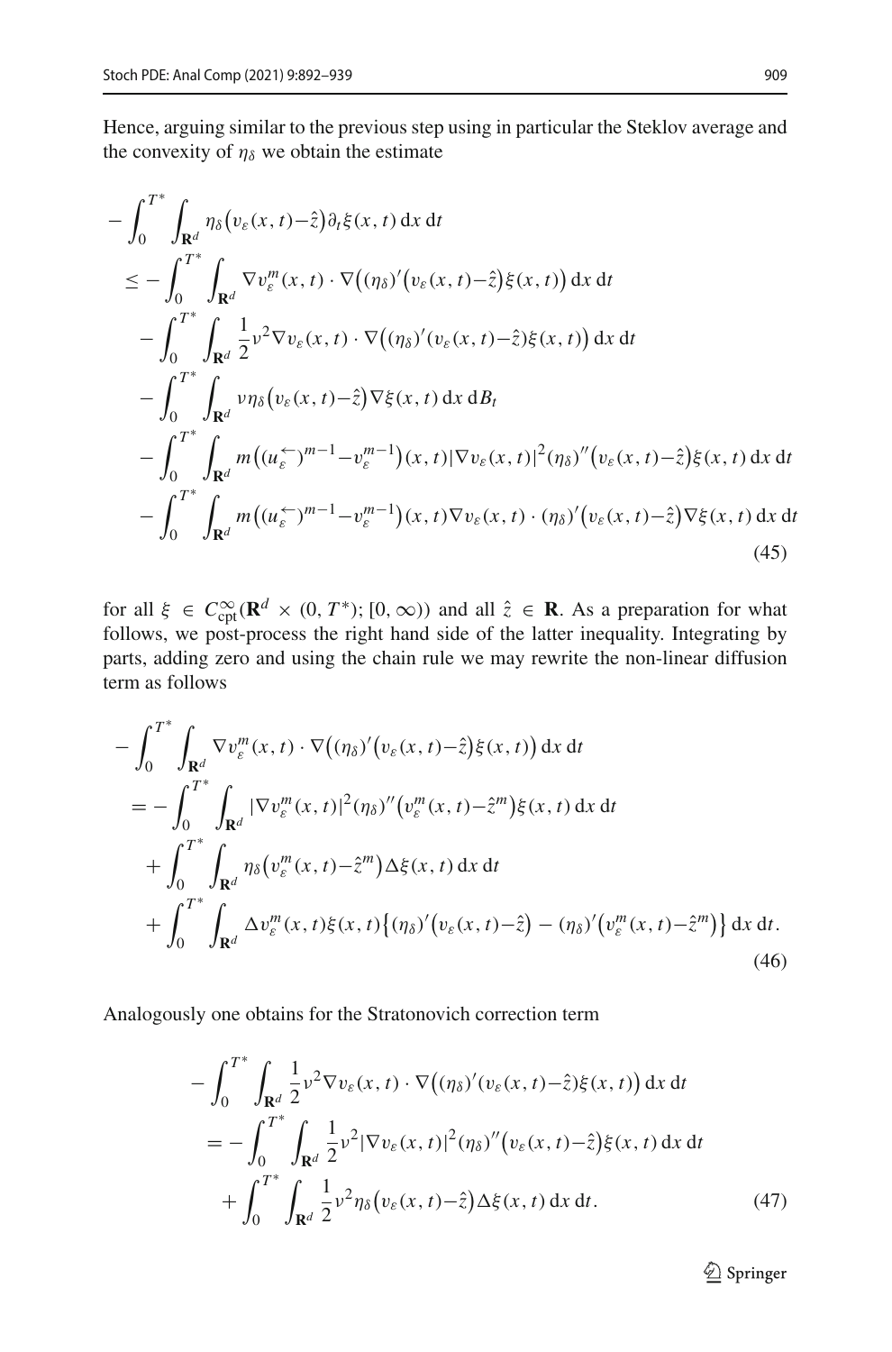Hence, arguing similar to the previous step using in particular the Steklov average and the convexity of $\eta_\delta$ we obtain the estimate

$$
\begin{aligned}
&-\int_0^{T^*}\int_{\mathbf{R}^d} \eta_\delta\big(v_\varepsilon(x,t)-\hat{z}\big)\partial_t\xi(x,t)\,\mathrm{d}x\,\mathrm{d}t\\
&\quad\le -\int_0^{T^*}\int_{\mathbf{R}^d} \nabla v_\varepsilon^m(x,t)\cdot\nabla\big((\eta_\delta)'\big(v_\varepsilon(x,t)-\hat{z}\big)\xi(x,t)\big)\,\mathrm{d}x\,\mathrm{d}t\\
&\qquad -\int_0^{T^*}\int_{\mathbf{R}^d} \frac{1}{2}\nu^2\nabla v_\varepsilon(x,t)\cdot\nabla\big((\eta_\delta)'(v_\varepsilon(x,t)-\hat{z})\xi(x,t)\big)\,\mathrm{d}x\,\mathrm{d}t\\
&\qquad -\int_0^{T^*}\int_{\mathbf{R}^d} \nu\eta_\delta\big(v_\varepsilon(x,t)-\hat{z}\big)\nabla\xi(x,t)\,\mathrm{d}x\,\mathrm{d}B_t\\
&\qquad -\int_0^{T^*}\int_{\mathbf{R}^d} m\big((u_\varepsilon^{\leftarrow})^{m-1}-v_\varepsilon^{m-1}\big)(x,t)|\nabla v_\varepsilon(x,t)|^2(\eta_\delta)''\big(v_\varepsilon(x,t)-\hat{z}\big)\xi(x,t)\,\mathrm{d}x\,\mathrm{d}t\\
&\qquad -\int_0^{T^*}\int_{\mathbf{R}^d} m\big((u_\varepsilon^{\leftarrow})^{m-1}-v_\varepsilon^{m-1}\big)(x,t)\nabla v_\varepsilon(x,t)\cdot(\eta_\delta)'\big(v_\varepsilon(x,t)-\hat{z}\big)\nabla\xi(x,t)\,\mathrm{d}x\,\mathrm{d}t
\end{aligned}
\tag{45}
$$

for all $\xi\in C^\infty_{\mathrm{cpt}}(\mathbf{R}^d\times(0,T^*);[0,\infty))$ and all $\hat{z}\in\mathbf{R}$. As a preparation for what follows, we post-process the right hand side of the latter inequality. Integrating by parts, adding zero and using the chain rule we may rewrite the non-linear diffusion term as follows

$$
\begin{aligned}
&-\int_0^{T^*}\int_{\mathbf{R}^d} \nabla v_\varepsilon^m(x,t)\cdot\nabla\big((\eta_\delta)'\big(v_\varepsilon(x,t)-\hat{z}\big)\xi(x,t)\big)\,\mathrm{d}x\,\mathrm{d}t\\
&\quad= -\int_0^{T^*}\int_{\mathbf{R}^d} |\nabla v_\varepsilon^m(x,t)|^2(\eta_\delta)''\big(v_\varepsilon^m(x,t)-\hat{z}^m\big)\xi(x,t)\,\mathrm{d}x\,\mathrm{d}t\\
&\qquad +\int_0^{T^*}\int_{\mathbf{R}^d} \eta_\delta\big(v_\varepsilon^m(x,t)-\hat{z}^m\big)\Delta\xi(x,t)\,\mathrm{d}x\,\mathrm{d}t\\
&\qquad +\int_0^{T^*}\int_{\mathbf{R}^d} \Delta v_\varepsilon^m(x,t)\xi(x,t)\big\{(\eta_\delta)'\big(v_\varepsilon(x,t)-\hat{z}\big)-(\eta_\delta)'\big(v_\varepsilon^m(x,t)-\hat{z}^m\big)\big\}\,\mathrm{d}x\,\mathrm{d}t.
\end{aligned}
\tag{46}
$$

Analogously one obtains for the Stratonovich correction term

$$
\begin{aligned}
&-\int_0^{T^*}\int_{\mathbf{R}^d} \frac{1}{2}\nu^2\nabla v_\varepsilon(x,t)\cdot\nabla\big((\eta_\delta)'(v_\varepsilon(x,t)-\hat{z})\xi(x,t)\big)\,\mathrm{d}x\,\mathrm{d}t\\
&\quad= -\int_0^{T^*}\int_{\mathbf{R}^d} \frac{1}{2}\nu^2|\nabla v_\varepsilon(x,t)|^2(\eta_\delta)''\big(v_\varepsilon(x,t)-\hat{z}\big)\xi(x,t)\,\mathrm{d}x\,\mathrm{d}t\\
&\qquad +\int_0^{T^*}\int_{\mathbf{R}^d} \frac{1}{2}\nu^2\eta_\delta\big(v_\varepsilon(x,t)-\hat{z}\big)\Delta\xi(x,t)\,\mathrm{d}x\,\mathrm{d}t.
\end{aligned}
\tag{47}
$$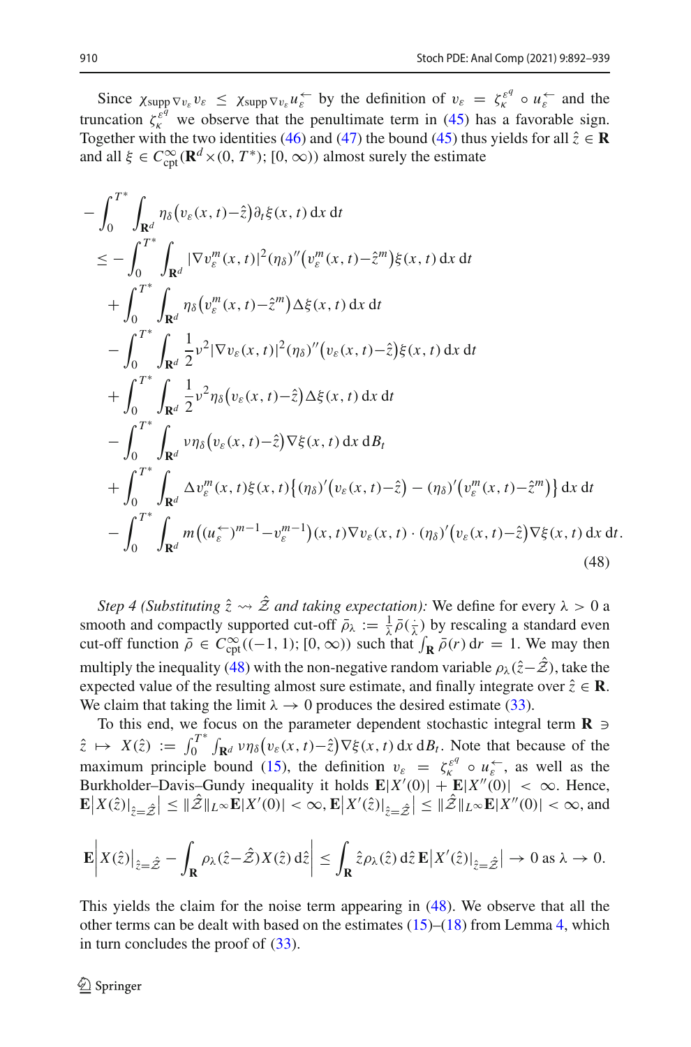Since $\chi_{\operatorname{supp}\nabla v_\varepsilon} v_\varepsilon \le \chi_{\operatorname{supp}\nabla v_\varepsilon} u_\varepsilon^{\leftarrow}$ by the definition of $v_\varepsilon = \zeta_\kappa^{\varepsilon^q} \circ u_\varepsilon^{\leftarrow}$ and the truncation $\zeta_\kappa^{\varepsilon^q}$ we observe that the penultimate term in (45) has a favorable sign. Together with the two identities (46) and (47) the bound (45) thus yields for all $\hat{z} \in \mathbf{R}$ and all $\xi \in C^\infty_{\mathrm{cpt}}(\mathbf{R}^d \times (0, T^*); [0, \infty))$ almost surely the estimate

$$
\begin{aligned}
&-\int_0^{T^*}\int_{\mathbf{R}^d} \eta_\delta\big(v_\varepsilon(x,t)-\hat{z}\big)\partial_t\xi(x,t)\,\mathrm{d}x\,\mathrm{d}t \\
&\le -\int_0^{T^*}\int_{\mathbf{R}^d} |\nabla v_\varepsilon^m(x,t)|^2(\eta_\delta)''\big(v_\varepsilon^m(x,t)-\hat{z}^m\big)\xi(x,t)\,\mathrm{d}x\,\mathrm{d}t \\
&\quad +\int_0^{T^*}\int_{\mathbf{R}^d} \eta_\delta\big(v_\varepsilon^m(x,t)-\hat{z}^m\big)\Delta\xi(x,t)\,\mathrm{d}x\,\mathrm{d}t \\
&\quad -\int_0^{T^*}\int_{\mathbf{R}^d} \frac{1}{2}\nu^2|\nabla v_\varepsilon(x,t)|^2(\eta_\delta)''\big(v_\varepsilon(x,t)-\hat{z}\big)\xi(x,t)\,\mathrm{d}x\,\mathrm{d}t \\
&\quad +\int_0^{T^*}\int_{\mathbf{R}^d} \frac{1}{2}\nu^2\eta_\delta\big(v_\varepsilon(x,t)-\hat{z}\big)\Delta\xi(x,t)\,\mathrm{d}x\,\mathrm{d}t \\
&\quad -\int_0^{T^*}\int_{\mathbf{R}^d} \nu\eta_\delta\big(v_\varepsilon(x,t)-\hat{z}\big)\nabla\xi(x,t)\,\mathrm{d}x\,\mathrm{d}B_t \\
&\quad +\int_0^{T^*}\int_{\mathbf{R}^d} \Delta v_\varepsilon^m(x,t)\xi(x,t)\big\{(\eta_\delta)'\big(v_\varepsilon(x,t)-\hat{z}\big)-(\eta_\delta)'\big(v_\varepsilon^m(x,t)-\hat{z}^m\big)\big\}\,\mathrm{d}x\,\mathrm{d}t \\
&\quad -\int_0^{T^*}\int_{\mathbf{R}^d} m\big((u_\varepsilon^{\leftarrow})^{m-1}-v_\varepsilon^{m-1}\big)(x,t)\nabla v_\varepsilon(x,t)\cdot(\eta_\delta)'\big(v_\varepsilon(x,t)-\hat{z}\big)\nabla\xi(x,t)\,\mathrm{d}x\,\mathrm{d}t.
\end{aligned}
\tag{48}
$$

*Step 4 (Substituting $\hat{z} \rightsquigarrow \hat{\mathcal{Z}}$ and taking expectation):* We define for every $\lambda > 0$ a smooth and compactly supported cut-off $\bar{\rho}_\lambda := \frac{1}{\lambda}\bar{\rho}(\frac{\cdot}{\lambda})$ by rescaling a standard even cut-off function $\bar{\rho} \in C^\infty_{\mathrm{cpt}}((-1,1);[0,\infty))$ such that $\int_{\mathbf{R}}\bar{\rho}(r)\,\mathrm{d}r = 1$. We may then multiply the inequality (48) with the non-negative random variable $\rho_\lambda(\hat{z}-\hat{\mathcal{Z}})$, take the expected value of the resulting almost sure estimate, and finally integrate over $\hat{z} \in \mathbf{R}$. We claim that taking the limit $\lambda \to 0$ produces the desired estimate (33).

To this end, we focus on the parameter dependent stochastic integral term $\mathbf{R} \ni \hat{z} \mapsto X(\hat{z}) := \int_0^{T^*}\int_{\mathbf{R}^d} \nu\eta_\delta\big(v_\varepsilon(x,t)-\hat{z}\big)\nabla\xi(x,t)\,\mathrm{d}x\,\mathrm{d}B_t$. Note that because of the maximum principle bound (15), the definition $v_\varepsilon = \zeta_\kappa^{\varepsilon^q} \circ u_\varepsilon^{\leftarrow}$, as well as the Burkholder–Davis–Gundy inequality it holds $\mathbf{E}|X'(0)| + \mathbf{E}|X''(0)| < \infty$. Hence, $\mathbf{E}\big|X(\hat{z})|_{\hat{z}=\hat{\mathcal{Z}}}\big| \le \|\hat{\mathcal{Z}}\|_{L^\infty}\mathbf{E}|X'(0)| < \infty$, $\mathbf{E}\big|X'(\hat{z})|_{\hat{z}=\hat{\mathcal{Z}}}\big| \le \|\hat{\mathcal{Z}}\|_{L^\infty}\mathbf{E}|X''(0)| < \infty$, and

$$
\mathbf{E}\Big|X(\hat{z})|_{\hat{z}=\hat{\mathcal{Z}}} - \int_{\mathbf{R}} \rho_\lambda(\hat{z}-\hat{\mathcal{Z}})X(\hat{z})\,\mathrm{d}\hat{z}\Big| \le \int_{\mathbf{R}} \hat{z}\rho_\lambda(\hat{z})\,\mathrm{d}\hat{z}\,\mathbf{E}\big|X'(\hat{z})|_{\hat{z}=\hat{\mathcal{Z}}}\big| \to 0 \text{ as } \lambda \to 0.
$$

This yields the claim for the noise term appearing in (48). We observe that all the other terms can be dealt with based on the estimates (15)–(18) from Lemma 4, which in turn concludes the proof of (33).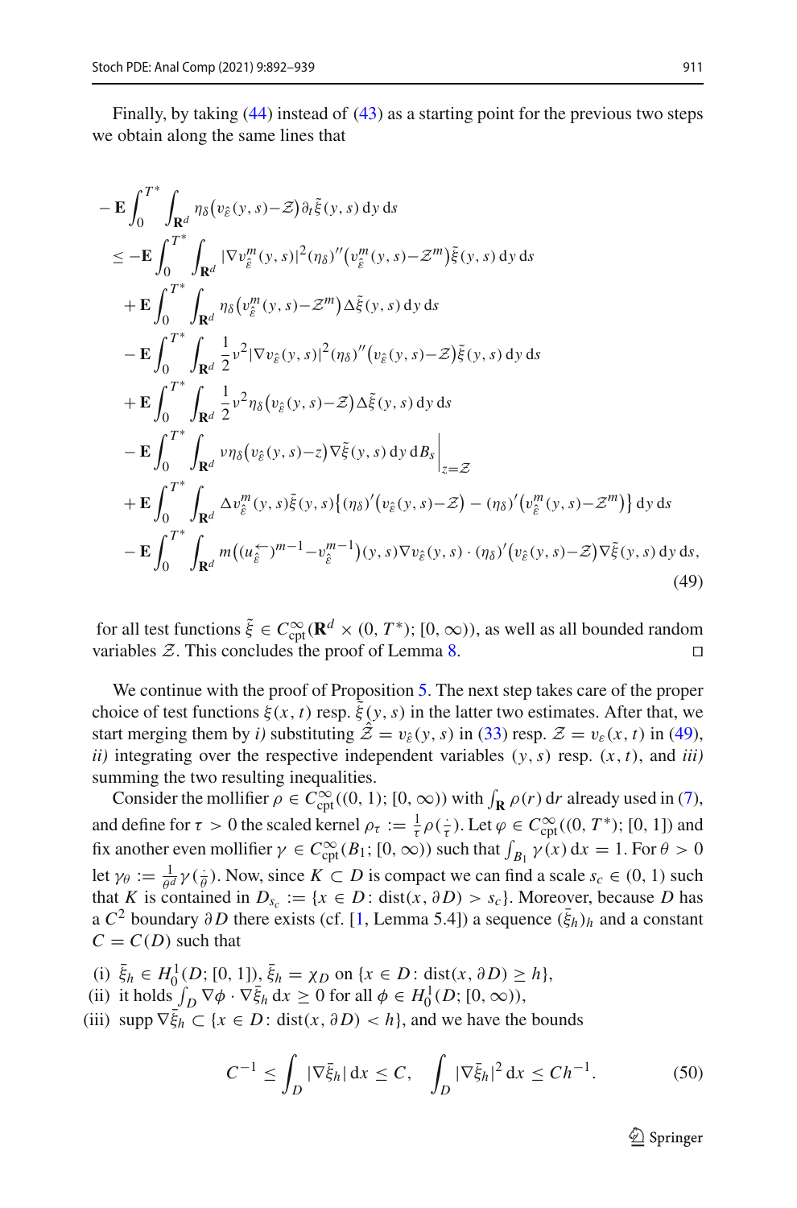Finally, by taking (44) instead of (43) as a starting point for the previous two steps we obtain along the same lines that

$$
\begin{aligned}
&-\mathbf{E}\int_0^{T^*}\int_{\mathbf{R}^d}\eta_\delta\big(v_{\hat{\varepsilon}}(y,s)-\mathcal{Z}\big)\partial_t\tilde{\xi}(y,s)\,\mathrm{d}y\,\mathrm{d}s\\
&\le -\mathbf{E}\int_0^{T^*}\int_{\mathbf{R}^d}|\nabla v_{\hat{\varepsilon}}^m(y,s)|^2(\eta_\delta)''\big(v_{\hat{\varepsilon}}^m(y,s)-\mathcal{Z}^m\big)\tilde{\xi}(y,s)\,\mathrm{d}y\,\mathrm{d}s\\
&\quad+\mathbf{E}\int_0^{T^*}\int_{\mathbf{R}^d}\eta_\delta\big(v_{\hat{\varepsilon}}^m(y,s)-\mathcal{Z}^m\big)\Delta\tilde{\xi}(y,s)\,\mathrm{d}y\,\mathrm{d}s\\
&\quad-\mathbf{E}\int_0^{T^*}\int_{\mathbf{R}^d}\frac{1}{2}\nu^2|\nabla v_{\hat{\varepsilon}}(y,s)|^2(\eta_\delta)''\big(v_{\hat{\varepsilon}}(y,s)-\mathcal{Z}\big)\tilde{\xi}(y,s)\,\mathrm{d}y\,\mathrm{d}s\\
&\quad+\mathbf{E}\int_0^{T^*}\int_{\mathbf{R}^d}\frac{1}{2}\nu^2\eta_\delta\big(v_{\hat{\varepsilon}}(y,s)-\mathcal{Z}\big)\Delta\tilde{\xi}(y,s)\,\mathrm{d}y\,\mathrm{d}s\\
&\quad-\mathbf{E}\int_0^{T^*}\int_{\mathbf{R}^d}\nu\eta_\delta\big(v_{\hat{\varepsilon}}(y,s)-z\big)\nabla\tilde{\xi}(y,s)\,\mathrm{d}y\,\mathrm{d}B_s\Big|_{z=\mathcal{Z}}\\
&\quad+\mathbf{E}\int_0^{T^*}\int_{\mathbf{R}^d}\Delta v_{\hat{\varepsilon}}^m(y,s)\tilde{\xi}(y,s)\big\{(\eta_\delta)'\big(v_{\hat{\varepsilon}}(y,s)-\mathcal{Z}\big)-(\eta_\delta)'\big(v_{\hat{\varepsilon}}^m(y,s)-\mathcal{Z}^m\big)\big\}\,\mathrm{d}y\,\mathrm{d}s\\
&\quad-\mathbf{E}\int_0^{T^*}\int_{\mathbf{R}^d}m\big((u_{\hat{\varepsilon}}^{\leftarrow})^{m-1}-v_{\hat{\varepsilon}}^{m-1}\big)(y,s)\nabla v_{\hat{\varepsilon}}(y,s)\cdot(\eta_\delta)'\big(v_{\hat{\varepsilon}}(y,s)-\mathcal{Z}\big)\nabla\tilde{\xi}(y,s)\,\mathrm{d}y\,\mathrm{d}s,
\end{aligned}
\tag{49}
$$

for all test functions $\tilde{\xi}\in C^\infty_{\mathrm{cpt}}(\mathbf{R}^d\times(0,T^*);[0,\infty))$, as well as all bounded random variables $\mathcal{Z}$. This concludes the proof of Lemma 8. □

We continue with the proof of Proposition 5. The next step takes care of the proper choice of test functions $\xi(x,t)$ resp. $\tilde{\xi}(y,s)$ in the latter two estimates. After that, we start merging them by *i)* substituting $\hat{\mathcal{Z}}=v_{\hat{\varepsilon}}(y,s)$ in (33) resp. $\mathcal{Z}=v_\varepsilon(x,t)$ in (49), *ii)* integrating over the respective independent variables $(y,s)$ resp. $(x,t)$, and *iii)* summing the two resulting inequalities.

Consider the mollifier $\rho\in C^\infty_{\mathrm{cpt}}((0,1);[0,\infty))$ with $\int_{\mathbf{R}}\rho(r)\,\mathrm{d}r$ already used in (7), and define for $\tau>0$ the scaled kernel $\rho_\tau:=\frac{1}{\tau}\rho(\frac{\cdot}{\tau})$. Let $\varphi\in C^\infty_{\mathrm{cpt}}((0,T^*);[0,1])$ and fix another even mollifier $\gamma\in C^\infty_{\mathrm{cpt}}(B_1;[0,\infty))$ such that $\int_{B_1}\gamma(x)\,\mathrm{d}x=1$. For $\theta>0$ let $\gamma_\theta:=\frac{1}{\theta^d}\gamma(\frac{\cdot}{\theta})$. Now, since $K\subset D$ is compact we can find a scale $s_c\in(0,1)$ such that $K$ is contained in $D_{s_c}:=\{x\in D\colon \mathrm{dist}(x,\partial D)>s_c\}$. Moreover, because $D$ has a $C^2$ boundary $\partial D$ there exists (cf. [1, Lemma 5.4]) a sequence $(\bar{\xi}_h)_h$ and a constant $C=C(D)$ such that

(i) $\bar{\xi}_h\in H^1_0(D;[0,1])$, $\bar{\xi}_h=\chi_D$ on $\{x\in D\colon \mathrm{dist}(x,\partial D)\ge h\}$,
(ii) it holds $\int_D\nabla\phi\cdot\nabla\bar{\xi}_h\,\mathrm{d}x\ge 0$ for all $\phi\in H^1_0(D;[0,\infty))$,
(iii) $\mathrm{supp}\,\nabla\bar{\xi}_h\subset\{x\in D\colon \mathrm{dist}(x,\partial D)<h\}$, and we have the bounds

$$
C^{-1}\le\int_D|\nabla\bar{\xi}_h|\,\mathrm{d}x\le C,\quad \int_D|\nabla\bar{\xi}_h|^2\,\mathrm{d}x\le Ch^{-1}.
\tag{50}
$$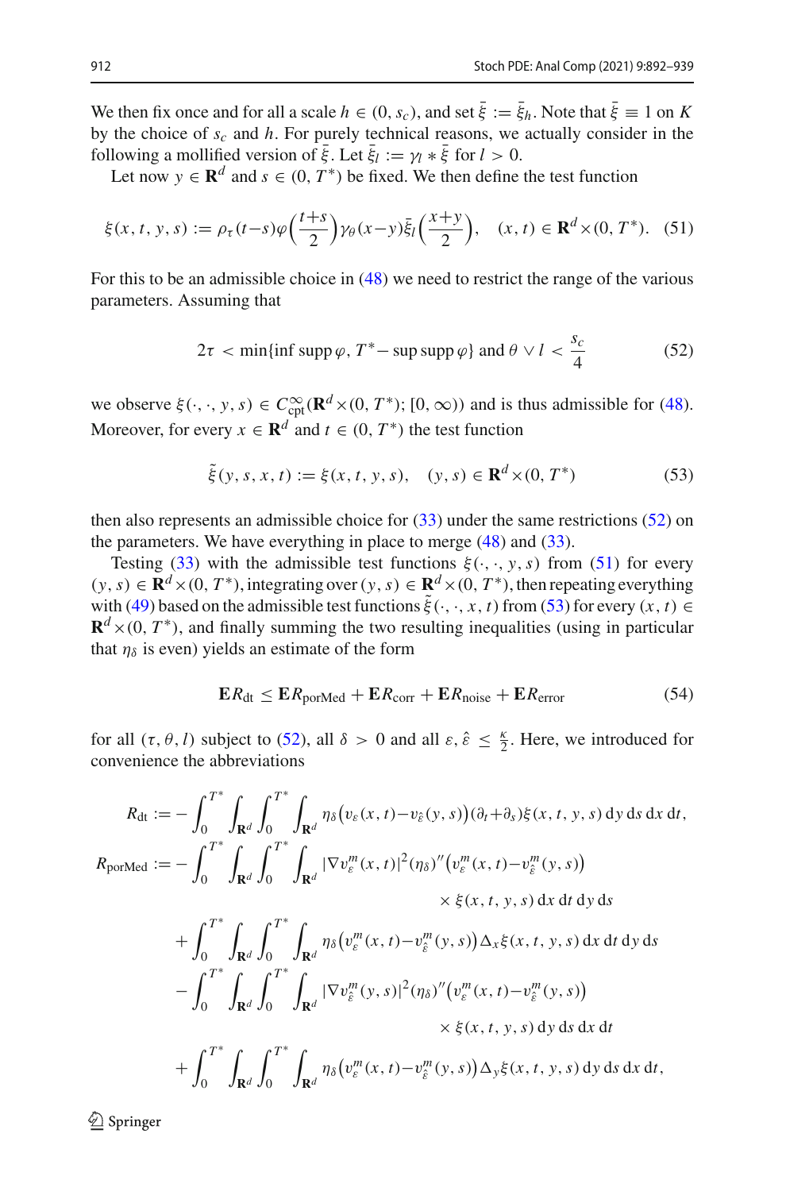We then fix once and for all a scale $h \in (0, s_c)$, and set $\bar{\xi} := \bar{\xi}_h$. Note that $\bar{\xi} \equiv 1$ on $K$ by the choice of $s_c$ and $h$. For purely technical reasons, we actually consider in the following a mollified version of $\bar{\xi}$. Let $\bar{\xi}_l := \gamma_l * \bar{\xi}$ for $l > 0$.

Let now $y \in \mathbf{R}^d$ and $s \in (0, T^*)$ be fixed. We then define the test function

$$\xi(x,t,y,s) := \rho_\tau(t-s)\varphi\Big(\frac{t+s}{2}\Big)\gamma_\theta(x-y)\bar{\xi}_l\Big(\frac{x+y}{2}\Big), \quad (x,t) \in \mathbf{R}^d \times (0,T^*). \tag{51}$$

For this to be an admissible choice in (48) we need to restrict the range of the various parameters. Assuming that

$$2\tau < \min\{\inf \operatorname{supp} \varphi, T^* - \sup \operatorname{supp} \varphi\} \text{ and } \theta \vee l < \frac{s_c}{4} \tag{52}$$

we observe $\xi(\cdot,\cdot,y,s) \in C^\infty_{\mathrm{cpt}}(\mathbf{R}^d \times (0,T^*);[0,\infty))$ and is thus admissible for (48). Moreover, for every $x \in \mathbf{R}^d$ and $t \in (0,T^*)$ the test function

$$\tilde{\xi}(y,s,x,t) := \xi(x,t,y,s), \quad (y,s) \in \mathbf{R}^d \times (0,T^*) \tag{53}$$

then also represents an admissible choice for (33) under the same restrictions (52) on the parameters. We have everything in place to merge (48) and (33).

Testing (33) with the admissible test functions $\xi(\cdot,\cdot,y,s)$ from (51) for every $(y,s) \in \mathbf{R}^d \times (0,T^*)$, integrating over $(y,s) \in \mathbf{R}^d \times (0,T^*)$, then repeating everything with (49) based on the admissible test functions $\tilde{\xi}(\cdot,\cdot,x,t)$ from (53) for every $(x,t) \in \mathbf{R}^d \times (0,T^*)$, and finally summing the two resulting inequalities (using in particular that $\eta_\delta$ is even) yields an estimate of the form

$$\mathbf{E}R_{\mathrm{dt}} \le \mathbf{E}R_{\mathrm{porMed}} + \mathbf{E}R_{\mathrm{corr}} + \mathbf{E}R_{\mathrm{noise}} + \mathbf{E}R_{\mathrm{error}} \tag{54}$$

for all $(\tau,\theta,l)$ subject to (52), all $\delta > 0$ and all $\varepsilon, \hat{\varepsilon} \le \frac{\kappa}{2}$. Here, we introduced for convenience the abbreviations

$$
\begin{aligned}
R_{\mathrm{dt}} &:= -\int_0^{T^*}\!\!\int_{\mathbf{R}^d}\int_0^{T^*}\!\!\int_{\mathbf{R}^d} \eta_\delta\big(v_\varepsilon(x,t)-v_{\hat{\varepsilon}}(y,s)\big)(\partial_t+\partial_s)\xi(x,t,y,s)\,\mathrm{d}y\,\mathrm{d}s\,\mathrm{d}x\,\mathrm{d}t,\\
R_{\mathrm{porMed}} &:= -\int_0^{T^*}\!\!\int_{\mathbf{R}^d}\int_0^{T^*}\!\!\int_{\mathbf{R}^d} |\nabla v^m_\varepsilon(x,t)|^2(\eta_\delta)''\big(v^m_\varepsilon(x,t)-v^m_{\hat{\varepsilon}}(y,s)\big)\\
&\qquad\qquad\qquad\qquad\qquad\qquad \times \xi(x,t,y,s)\,\mathrm{d}x\,\mathrm{d}t\,\mathrm{d}y\,\mathrm{d}s\\
&\quad + \int_0^{T^*}\!\!\int_{\mathbf{R}^d}\int_0^{T^*}\!\!\int_{\mathbf{R}^d} \eta_\delta\big(v^m_\varepsilon(x,t)-v^m_{\hat{\varepsilon}}(y,s)\big)\Delta_x\xi(x,t,y,s)\,\mathrm{d}x\,\mathrm{d}t\,\mathrm{d}y\,\mathrm{d}s\\
&\quad - \int_0^{T^*}\!\!\int_{\mathbf{R}^d}\int_0^{T^*}\!\!\int_{\mathbf{R}^d} |\nabla v^m_{\hat{\varepsilon}}(y,s)|^2(\eta_\delta)''\big(v^m_\varepsilon(x,t)-v^m_{\hat{\varepsilon}}(y,s)\big)\\
&\qquad\qquad\qquad\qquad\qquad\qquad \times \xi(x,t,y,s)\,\mathrm{d}y\,\mathrm{d}s\,\mathrm{d}x\,\mathrm{d}t\\
&\quad + \int_0^{T^*}\!\!\int_{\mathbf{R}^d}\int_0^{T^*}\!\!\int_{\mathbf{R}^d} \eta_\delta\big(v^m_\varepsilon(x,t)-v^m_{\hat{\varepsilon}}(y,s)\big)\Delta_y\xi(x,t,y,s)\,\mathrm{d}y\,\mathrm{d}s\,\mathrm{d}x\,\mathrm{d}t,
\end{aligned}
$$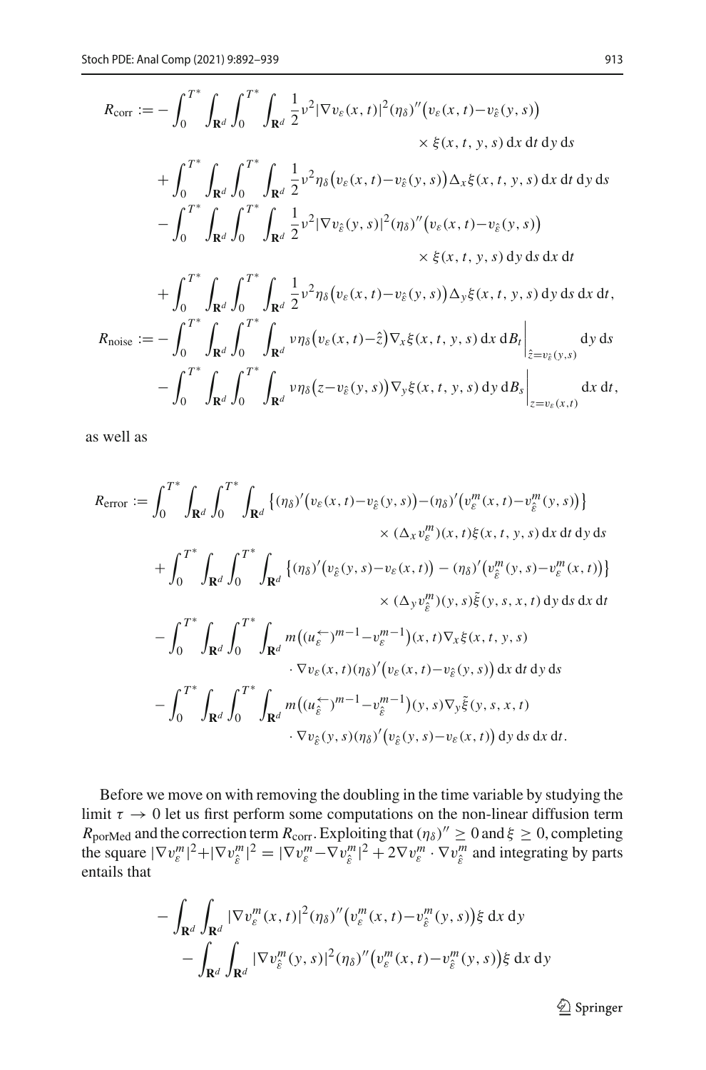$$
\begin{aligned}
R_{\mathrm{corr}} := &- \int_0^{T^*} \int_{\mathbf{R}^d} \int_0^{T^*} \int_{\mathbf{R}^d} \frac{1}{2} \nu^2 |\nabla v_\varepsilon(x,t)|^2 (\eta_\delta)'' \big( v_\varepsilon(x,t) - v_{\hat{\varepsilon}}(y,s) \big) \\
&\qquad \times \xi(x,t,y,s) \, \mathrm{d}x \, \mathrm{d}t \, \mathrm{d}y \, \mathrm{d}s \\
&+ \int_0^{T^*} \int_{\mathbf{R}^d} \int_0^{T^*} \int_{\mathbf{R}^d} \frac{1}{2} \nu^2 \eta_\delta \big( v_\varepsilon(x,t) - v_{\hat{\varepsilon}}(y,s) \big) \Delta_x \xi(x,t,y,s) \, \mathrm{d}x \, \mathrm{d}t \, \mathrm{d}y \, \mathrm{d}s \\
&- \int_0^{T^*} \int_{\mathbf{R}^d} \int_0^{T^*} \int_{\mathbf{R}^d} \frac{1}{2} \nu^2 |\nabla v_{\hat{\varepsilon}}(y,s)|^2 (\eta_\delta)'' \big( v_\varepsilon(x,t) - v_{\hat{\varepsilon}}(y,s) \big) \\
&\qquad \times \xi(x,t,y,s) \, \mathrm{d}y \, \mathrm{d}s \, \mathrm{d}x \, \mathrm{d}t \\
&+ \int_0^{T^*} \int_{\mathbf{R}^d} \int_0^{T^*} \int_{\mathbf{R}^d} \frac{1}{2} \nu^2 \eta_\delta \big( v_\varepsilon(x,t) - v_{\hat{\varepsilon}}(y,s) \big) \Delta_y \xi(x,t,y,s) \, \mathrm{d}y \, \mathrm{d}s \, \mathrm{d}x \, \mathrm{d}t, \\
R_{\mathrm{noise}} := &- \int_0^{T^*} \int_{\mathbf{R}^d} \int_0^{T^*} \int_{\mathbf{R}^d} \nu \eta_\delta \big( v_\varepsilon(x,t) - \hat{z} \big) \nabla_x \xi(x,t,y,s) \, \mathrm{d}x \, \mathrm{d}B_t \Big|_{\hat{z} = v_{\hat{\varepsilon}}(y,s)} \mathrm{d}y \, \mathrm{d}s \\
&- \int_0^{T^*} \int_{\mathbf{R}^d} \int_0^{T^*} \int_{\mathbf{R}^d} \nu \eta_\delta \big( z - v_{\hat{\varepsilon}}(y,s) \big) \nabla_y \xi(x,t,y,s) \, \mathrm{d}y \, \mathrm{d}B_s \Big|_{z = v_\varepsilon(x,t)} \mathrm{d}x \, \mathrm{d}t,
\end{aligned}
$$

as well as

$$
\begin{aligned}
R_{\mathrm{error}} := &\int_0^{T^*} \int_{\mathbf{R}^d} \int_0^{T^*} \int_{\mathbf{R}^d} \big\{ (\eta_\delta)' \big( v_\varepsilon(x,t) - v_{\hat{\varepsilon}}(y,s) \big) - (\eta_\delta)' \big( v_\varepsilon^m(x,t) - v_{\hat{\varepsilon}}^m(y,s) \big) \big\} \\
&\qquad \times (\Delta_x v_\varepsilon^m)(x,t) \xi(x,t,y,s) \, \mathrm{d}x \, \mathrm{d}t \, \mathrm{d}y \, \mathrm{d}s \\
&+ \int_0^{T^*} \int_{\mathbf{R}^d} \int_0^{T^*} \int_{\mathbf{R}^d} \big\{ (\eta_\delta)' \big( v_{\hat{\varepsilon}}(y,s) - v_\varepsilon(x,t) \big) - (\eta_\delta)' \big( v_{\hat{\varepsilon}}^m(y,s) - v_\varepsilon^m(x,t) \big) \big\} \\
&\qquad \times (\Delta_y v_{\hat{\varepsilon}}^m)(y,s) \tilde{\xi}(y,s,x,t) \, \mathrm{d}y \, \mathrm{d}s \, \mathrm{d}x \, \mathrm{d}t \\
&- \int_0^{T^*} \int_{\mathbf{R}^d} \int_0^{T^*} \int_{\mathbf{R}^d} m \big( (u_\varepsilon^{\leftarrow})^{m-1} - v_\varepsilon^{m-1} \big)(x,t) \nabla_x \xi(x,t,y,s) \\
&\qquad \cdot \nabla v_\varepsilon(x,t) (\eta_\delta)' \big( v_\varepsilon(x,t) - v_{\hat{\varepsilon}}(y,s) \big) \, \mathrm{d}x \, \mathrm{d}t \, \mathrm{d}y \, \mathrm{d}s \\
&- \int_0^{T^*} \int_{\mathbf{R}^d} \int_0^{T^*} \int_{\mathbf{R}^d} m \big( (u_{\hat{\varepsilon}}^{\leftarrow})^{m-1} - v_{\hat{\varepsilon}}^{m-1} \big)(y,s) \nabla_y \tilde{\xi}(y,s,x,t) \\
&\qquad \cdot \nabla v_{\hat{\varepsilon}}(y,s) (\eta_\delta)' \big( v_{\hat{\varepsilon}}(y,s) - v_\varepsilon(x,t) \big) \, \mathrm{d}y \, \mathrm{d}s \, \mathrm{d}x \, \mathrm{d}t.
\end{aligned}
$$

Before we move on with removing the doubling in the time variable by studying the limit $\tau \to 0$ let us first perform some computations on the non-linear diffusion term $R_{\mathrm{porMed}}$ and the correction term $R_{\mathrm{corr}}$. Exploiting that $(\eta_\delta)'' \geq 0$ and $\xi \geq 0$, completing the square $|\nabla v_\varepsilon^m|^2 + |\nabla v_{\hat{\varepsilon}}^m|^2 = |\nabla v_\varepsilon^m - \nabla v_{\hat{\varepsilon}}^m|^2 + 2 \nabla v_\varepsilon^m \cdot \nabla v_{\hat{\varepsilon}}^m$ and integrating by parts entails that

$$
\begin{aligned}
&- \int_{\mathbf{R}^d} \int_{\mathbf{R}^d} |\nabla v_\varepsilon^m(x,t)|^2 (\eta_\delta)'' \big( v_\varepsilon^m(x,t) - v_{\hat{\varepsilon}}^m(y,s) \big) \xi \, \mathrm{d}x \, \mathrm{d}y \\
&- \int_{\mathbf{R}^d} \int_{\mathbf{R}^d} |\nabla v_{\hat{\varepsilon}}^m(y,s)|^2 (\eta_\delta)'' \big( v_\varepsilon^m(x,t) - v_{\hat{\varepsilon}}^m(y,s) \big) \xi \, \mathrm{d}x \, \mathrm{d}y
\end{aligned}
$$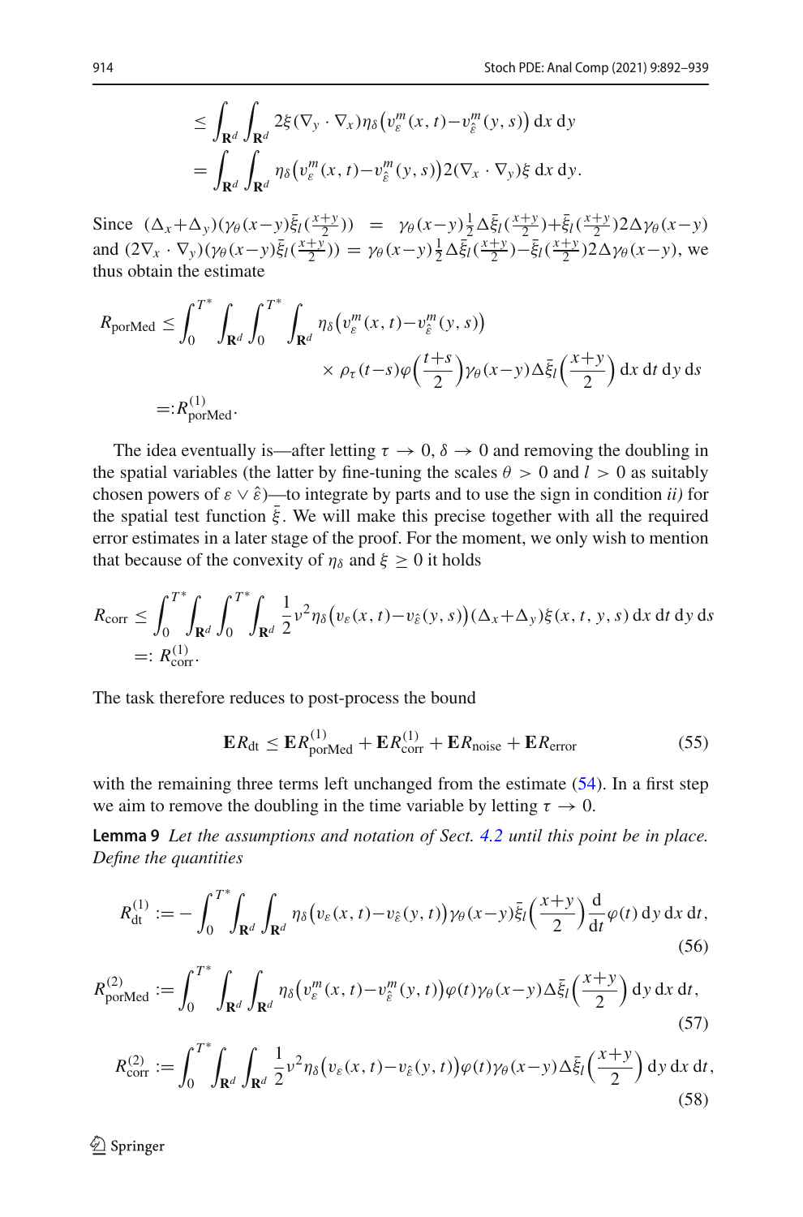$$
\begin{aligned}
&\leq \int_{\mathbf{R}^d}\int_{\mathbf{R}^d} 2\xi(\nabla_y\cdot\nabla_x)\eta_\delta\big(v_\varepsilon^m(x,t)-v_{\hat\varepsilon}^m(y,s)\big)\,\mathrm{d}x\,\mathrm{d}y\\
&= \int_{\mathbf{R}^d}\int_{\mathbf{R}^d} \eta_\delta\big(v_\varepsilon^m(x,t)-v_{\hat\varepsilon}^m(y,s)\big)2(\nabla_x\cdot\nabla_y)\xi\,\mathrm{d}x\,\mathrm{d}y.
\end{aligned}
$$

Since $(\Delta_x+\Delta_y)(\gamma_\theta(x-y)\bar\xi_l(\frac{x+y}{2})) = \gamma_\theta(x-y)\frac{1}{2}\Delta\bar\xi_l(\frac{x+y}{2})+\bar\xi_l(\frac{x+y}{2})2\Delta\gamma_\theta(x-y)$ and $(2\nabla_x\cdot\nabla_y)(\gamma_\theta(x-y)\bar\xi_l(\frac{x+y}{2})) = \gamma_\theta(x-y)\frac{1}{2}\Delta\bar\xi_l(\frac{x+y}{2})-\bar\xi_l(\frac{x+y}{2})2\Delta\gamma_\theta(x-y)$, we thus obtain the estimate

$$
\begin{aligned}
R_{\mathrm{porMed}} \leq &\int_0^{T^*}\int_{\mathbf{R}^d}\int_0^{T^*}\int_{\mathbf{R}^d} \eta_\delta\big(v_\varepsilon^m(x,t)-v_{\hat\varepsilon}^m(y,s)\big)\\
&\qquad\times \rho_\tau(t-s)\varphi\Big(\frac{t+s}{2}\Big)\gamma_\theta(x-y)\Delta\bar\xi_l\Big(\frac{x+y}{2}\Big)\,\mathrm{d}x\,\mathrm{d}t\,\mathrm{d}y\,\mathrm{d}s\\
=:& R^{(1)}_{\mathrm{porMed}}.
\end{aligned}
$$

The idea eventually is—after letting $\tau\to 0$, $\delta\to 0$ and removing the doubling in the spatial variables (the latter by fine-tuning the scales $\theta>0$ and $l>0$ as suitably chosen powers of $\varepsilon\vee\hat\varepsilon$)—to integrate by parts and to use the sign in condition *ii)* for the spatial test function $\bar\xi$. We will make this precise together with all the required error estimates in a later stage of the proof. For the moment, we only wish to mention that because of the convexity of $\eta_\delta$ and $\xi\geq 0$ it holds

$$
\begin{aligned}
R_{\mathrm{corr}} &\leq \int_0^{T^*}\int_{\mathbf{R}^d}\int_0^{T^*}\int_{\mathbf{R}^d} \frac{1}{2}\nu^2\eta_\delta\big(v_\varepsilon(x,t)-v_{\hat\varepsilon}(y,s)\big)(\Delta_x+\Delta_y)\xi(x,t,y,s)\,\mathrm{d}x\,\mathrm{d}t\,\mathrm{d}y\,\mathrm{d}s\\
&=: R^{(1)}_{\mathrm{corr}}.
\end{aligned}
$$

The task therefore reduces to post-process the bound

$$
\mathbf{E}R_{\mathrm{dt}} \leq \mathbf{E}R^{(1)}_{\mathrm{porMed}}+\mathbf{E}R^{(1)}_{\mathrm{corr}}+\mathbf{E}R_{\mathrm{noise}}+\mathbf{E}R_{\mathrm{error}} \tag{55}
$$

with the remaining three terms left unchanged from the estimate (54). In a first step we aim to remove the doubling in the time variable by letting $\tau\to 0$.

**Lemma 9** *Let the assumptions and notation of Sect. 4.2 until this point be in place. Define the quantities*

$$
R^{(1)}_{\mathrm{dt}} := -\int_0^{T^*}\int_{\mathbf{R}^d}\int_{\mathbf{R}^d} \eta_\delta\big(v_\varepsilon(x,t)-v_{\hat\varepsilon}(y,t)\big)\gamma_\theta(x-y)\bar\xi_l\Big(\frac{x+y}{2}\Big)\frac{\mathrm{d}}{\mathrm{d}t}\varphi(t)\,\mathrm{d}y\,\mathrm{d}x\,\mathrm{d}t, \tag{56}
$$

$$
R^{(2)}_{\mathrm{porMed}} := \int_0^{T^*}\int_{\mathbf{R}^d}\int_{\mathbf{R}^d} \eta_\delta\big(v_\varepsilon^m(x,t)-v_{\hat\varepsilon}^m(y,t)\big)\varphi(t)\gamma_\theta(x-y)\Delta\bar\xi_l\Big(\frac{x+y}{2}\Big)\,\mathrm{d}y\,\mathrm{d}x\,\mathrm{d}t, \tag{57}
$$

$$
R^{(2)}_{\mathrm{corr}} := \int_0^{T^*}\int_{\mathbf{R}^d}\int_{\mathbf{R}^d} \frac{1}{2}\nu^2\eta_\delta\big(v_\varepsilon(x,t)-v_{\hat\varepsilon}(y,t)\big)\varphi(t)\gamma_\theta(x-y)\Delta\bar\xi_l\Big(\frac{x+y}{2}\Big)\,\mathrm{d}y\,\mathrm{d}x\,\mathrm{d}t, \tag{58}
$$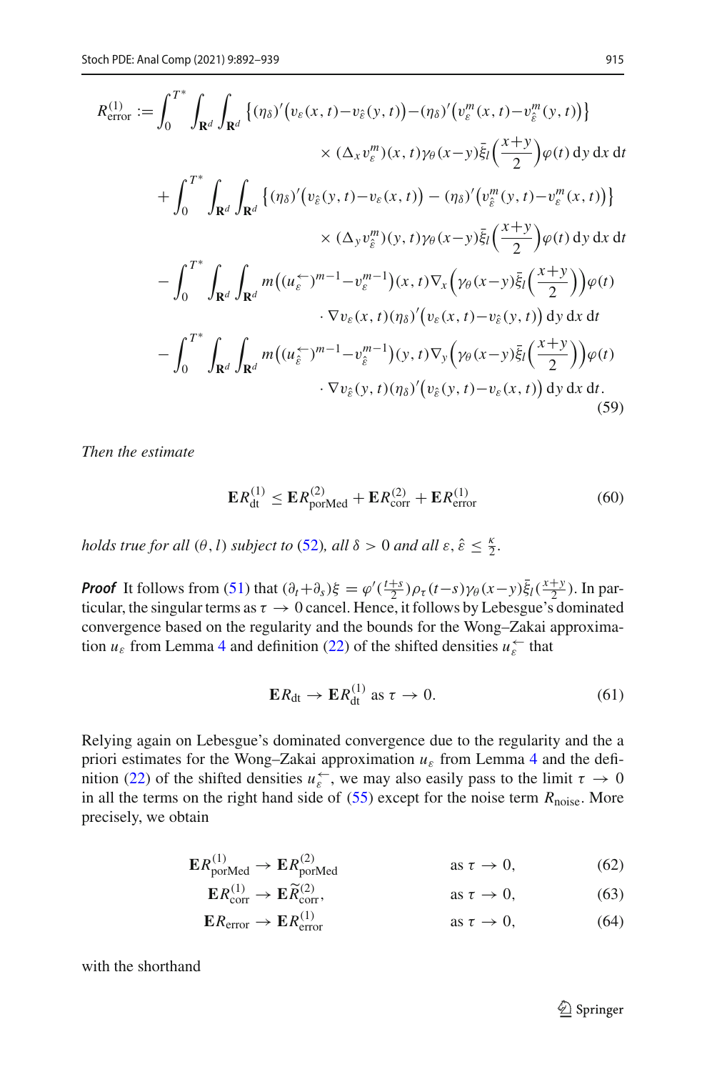$$
\begin{aligned}
R_{\text{error}}^{(1)} := &\int_0^{T^*}\int_{\mathbf{R}^d}\int_{\mathbf{R}^d} \big\{(\eta_\delta)'\big(v_\varepsilon(x,t)-v_{\hat\varepsilon}(y,t)\big)-(\eta_\delta)'\big(v_\varepsilon^m(x,t)-v_{\hat\varepsilon}^m(y,t)\big)\big\}\\
&\qquad\qquad \times (\Delta_x v_\varepsilon^m)(x,t)\gamma_\theta(x-y)\bar\xi_l\Big(\frac{x+y}{2}\Big)\varphi(t)\,\mathrm{d}y\,\mathrm{d}x\,\mathrm{d}t\\
&+\int_0^{T^*}\int_{\mathbf{R}^d}\int_{\mathbf{R}^d} \big\{(\eta_\delta)'\big(v_{\hat\varepsilon}(y,t)-v_\varepsilon(x,t)\big)-(\eta_\delta)'\big(v_{\hat\varepsilon}^m(y,t)-v_\varepsilon^m(x,t)\big)\big\}\\
&\qquad\qquad \times (\Delta_y v_{\hat\varepsilon}^m)(y,t)\gamma_\theta(x-y)\bar\xi_l\Big(\frac{x+y}{2}\Big)\varphi(t)\,\mathrm{d}y\,\mathrm{d}x\,\mathrm{d}t\\
&-\int_0^{T^*}\int_{\mathbf{R}^d}\int_{\mathbf{R}^d} m\big((u_\varepsilon^{\leftarrow})^{m-1}-v_\varepsilon^{m-1}\big)(x,t)\nabla_x\Big(\gamma_\theta(x-y)\bar\xi_l\Big(\frac{x+y}{2}\Big)\Big)\varphi(t)\\
&\qquad\qquad \cdot\nabla v_\varepsilon(x,t)(\eta_\delta)'\big(v_\varepsilon(x,t)-v_{\hat\varepsilon}(y,t)\big)\,\mathrm{d}y\,\mathrm{d}x\,\mathrm{d}t\\
&-\int_0^{T^*}\int_{\mathbf{R}^d}\int_{\mathbf{R}^d} m\big((u_{\hat\varepsilon}^{\leftarrow})^{m-1}-v_{\hat\varepsilon}^{m-1}\big)(y,t)\nabla_y\Big(\gamma_\theta(x-y)\bar\xi_l\Big(\frac{x+y}{2}\Big)\Big)\varphi(t)\\
&\qquad\qquad \cdot\nabla v_{\hat\varepsilon}(y,t)(\eta_\delta)'\big(v_{\hat\varepsilon}(y,t)-v_\varepsilon(x,t)\big)\,\mathrm{d}y\,\mathrm{d}x\,\mathrm{d}t.
\end{aligned}
\tag{59}
$$

*Then the estimate*

$$
\mathbf{E}R_{\text{dt}}^{(1)} \le \mathbf{E}R_{\text{porMed}}^{(2)} + \mathbf{E}R_{\text{corr}}^{(2)} + \mathbf{E}R_{\text{error}}^{(1)} \tag{60}
$$

*holds true for all $(\theta, l)$ subject to (52), all $\delta > 0$ and all $\varepsilon, \hat\varepsilon \le \frac{\kappa}{2}$.*

***Proof*** It follows from (51) that $(\partial_t+\partial_s)\xi = \varphi'(\frac{t+s}{2})\rho_\tau(t-s)\gamma_\theta(x-y)\bar\xi_l(\frac{x+y}{2})$. In particular, the singular terms as $\tau\to 0$ cancel. Hence, it follows by Lebesgue's dominated convergence based on the regularity and the bounds for the Wong–Zakai approximation $u_\varepsilon$ from Lemma 4 and definition (22) of the shifted densities $u_\varepsilon^{\leftarrow}$ that

$$
\mathbf{E}R_{\text{dt}} \to \mathbf{E}R_{\text{dt}}^{(1)} \text{ as } \tau\to 0. \tag{61}
$$

Relying again on Lebesgue's dominated convergence due to the regularity and the a priori estimates for the Wong–Zakai approximation $u_\varepsilon$ from Lemma 4 and the definition (22) of the shifted densities $u_\varepsilon^{\leftarrow}$, we may also easily pass to the limit $\tau\to 0$ in all the terms on the right hand side of (55) except for the noise term $R_{\text{noise}}$. More precisely, we obtain

$$
\begin{aligned}
\mathbf{E}R_{\text{porMed}}^{(1)} &\to \mathbf{E}R_{\text{porMed}}^{(2)} && \text{as } \tau\to 0, && (62)\\
\mathbf{E}R_{\text{corr}}^{(1)} &\to \mathbf{E}\widetilde{R}_{\text{corr}}^{(2)}, && \text{as } \tau\to 0, && (63)\\
\mathbf{E}R_{\text{error}} &\to \mathbf{E}R_{\text{error}}^{(1)} && \text{as } \tau\to 0, && (64)
\end{aligned}
$$

with the shorthand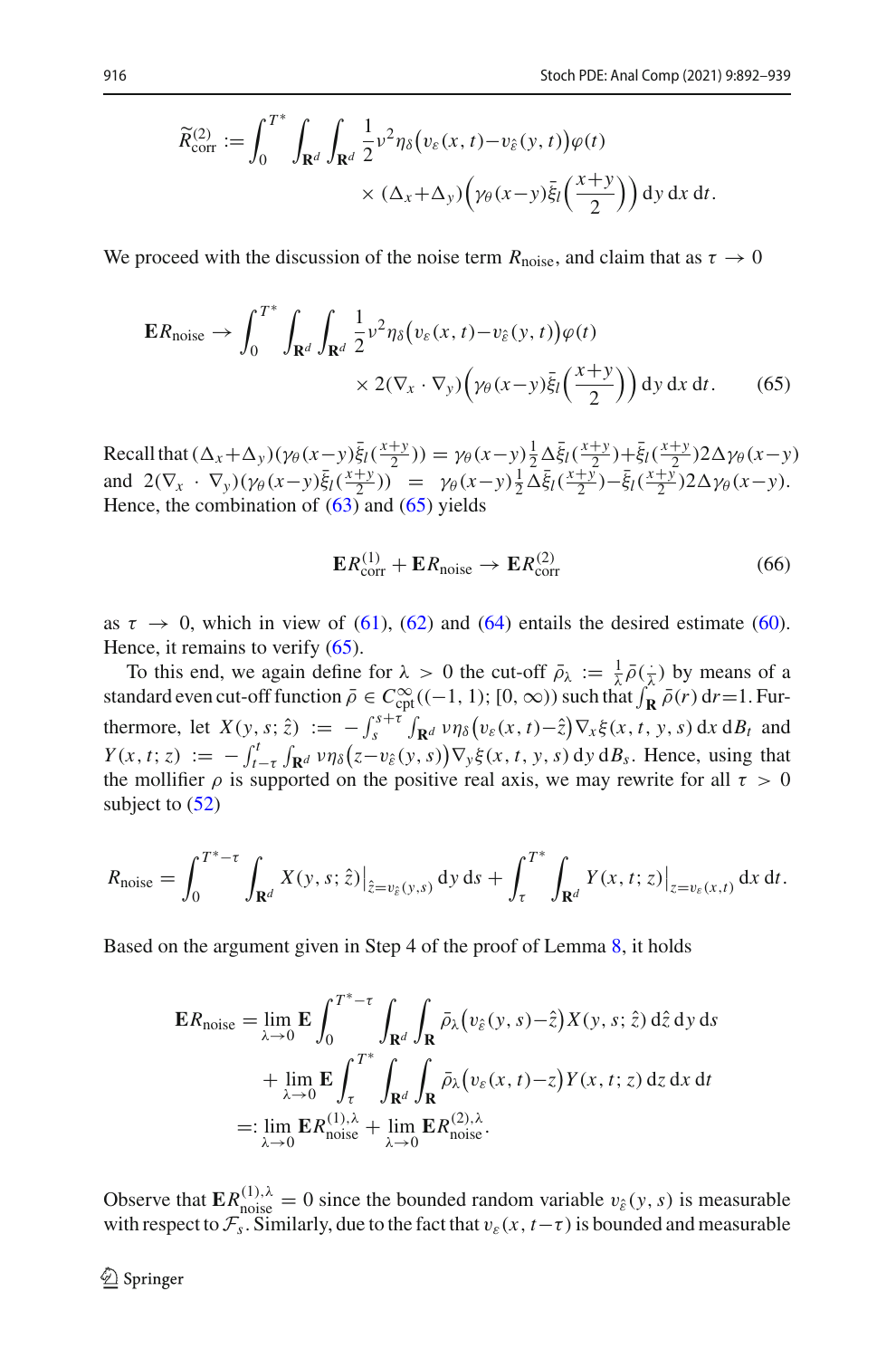$$\widetilde{R}^{(2)}_{\mathrm{corr}} := \int_0^{T^*} \int_{\mathbf{R}^d} \int_{\mathbf{R}^d} \frac{1}{2} \nu^2 \eta_\delta\big(v_\varepsilon(x,t) - v_{\hat{\varepsilon}}(y,t)\big) \varphi(t) \times (\Delta_x + \Delta_y) \Big( \gamma_\theta(x-y) \bar{\xi}_l\Big(\frac{x+y}{2}\Big)\Big) \,\mathrm{d}y \,\mathrm{d}x \,\mathrm{d}t.$$

We proceed with the discussion of the noise term $R_{\mathrm{noise}}$, and claim that as $\tau \to 0$

$$\mathbf{E} R_{\mathrm{noise}} \to \int_0^{T^*} \int_{\mathbf{R}^d} \int_{\mathbf{R}^d} \frac{1}{2} \nu^2 \eta_\delta\big(v_\varepsilon(x,t) - v_{\hat{\varepsilon}}(y,t)\big) \varphi(t) \times 2 (\nabla_x \cdot \nabla_y) \Big( \gamma_\theta(x-y) \bar{\xi}_l\Big(\frac{x+y}{2}\Big)\Big) \,\mathrm{d}y \,\mathrm{d}x \,\mathrm{d}t. \tag{65}$$

Recall that $(\Delta_x + \Delta_y)(\gamma_\theta(x-y)\bar{\xi}_l(\frac{x+y}{2})) = \gamma_\theta(x-y)\frac{1}{2}\Delta\bar{\xi}_l(\frac{x+y}{2}) + \bar{\xi}_l(\frac{x+y}{2})2\Delta\gamma_\theta(x-y)$ and $2(\nabla_x \cdot \nabla_y)(\gamma_\theta(x-y)\bar{\xi}_l(\frac{x+y}{2})) = \gamma_\theta(x-y)\frac{1}{2}\Delta\bar{\xi}_l(\frac{x+y}{2}) - \bar{\xi}_l(\frac{x+y}{2})2\Delta\gamma_\theta(x-y)$. Hence, the combination of (63) and (65) yields

$$\mathbf{E} R^{(1)}_{\mathrm{corr}} + \mathbf{E} R_{\mathrm{noise}} \to \mathbf{E} R^{(2)}_{\mathrm{corr}} \tag{66}$$

as $\tau \to 0$, which in view of (61), (62) and (64) entails the desired estimate (60). Hence, it remains to verify (65).

To this end, we again define for $\lambda > 0$ the cut-off $\bar{\rho}_\lambda := \frac{1}{\lambda}\bar{\rho}(\frac{\cdot}{\lambda})$ by means of a standard even cut-off function $\bar{\rho} \in C^\infty_{\mathrm{cpt}}((-1,1);[0,\infty))$ such that $\int_{\mathbf{R}} \bar{\rho}(r)\,\mathrm{d}r = 1$. Furthermore, let $X(y,s;\hat{z}) := -\int_s^{s+\tau}\int_{\mathbf{R}^d} \nu\eta_\delta\big(v_\varepsilon(x,t) - \hat{z}\big)\nabla_x\xi(x,t,y,s)\,\mathrm{d}x\,\mathrm{d}B_t$ and $Y(x,t;z) := -\int_{t-\tau}^t \int_{\mathbf{R}^d} \nu\eta_\delta\big(z - v_{\hat{\varepsilon}}(y,s)\big)\nabla_y\xi(x,t,y,s)\,\mathrm{d}y\,\mathrm{d}B_s$. Hence, using that the mollifier $\rho$ is supported on the positive real axis, we may rewrite for all $\tau > 0$ subject to (52)

$$R_{\mathrm{noise}} = \int_0^{T^*-\tau} \int_{\mathbf{R}^d} X(y,s;\hat{z})\big|_{\hat{z} = v_{\hat{\varepsilon}}(y,s)} \,\mathrm{d}y\,\mathrm{d}s + \int_\tau^{T^*} \int_{\mathbf{R}^d} Y(x,t;z)\big|_{z = v_\varepsilon(x,t)} \,\mathrm{d}x\,\mathrm{d}t.$$

Based on the argument given in Step 4 of the proof of Lemma 8, it holds

$$\begin{aligned}
\mathbf{E} R_{\mathrm{noise}} &= \lim_{\lambda\to 0} \mathbf{E} \int_0^{T^*-\tau} \int_{\mathbf{R}^d} \int_{\mathbf{R}} \bar{\rho}_\lambda\big(v_{\hat{\varepsilon}}(y,s) - \hat{z}\big) X(y,s;\hat{z}) \,\mathrm{d}\hat{z}\,\mathrm{d}y\,\mathrm{d}s \\
&\quad + \lim_{\lambda\to 0} \mathbf{E} \int_\tau^{T^*} \int_{\mathbf{R}^d} \int_{\mathbf{R}} \bar{\rho}_\lambda\big(v_\varepsilon(x,t) - z\big) Y(x,t;z) \,\mathrm{d}z\,\mathrm{d}x\,\mathrm{d}t \\
&=: \lim_{\lambda\to 0} \mathbf{E} R^{(1),\lambda}_{\mathrm{noise}} + \lim_{\lambda\to 0} \mathbf{E} R^{(2),\lambda}_{\mathrm{noise}}.
\end{aligned}$$

Observe that $\mathbf{E} R^{(1),\lambda}_{\mathrm{noise}} = 0$ since the bounded random variable $v_{\hat{\varepsilon}}(y,s)$ is measurable with respect to $\mathcal{F}_s$. Similarly, due to the fact that $v_\varepsilon(x,t-\tau)$ is bounded and measurable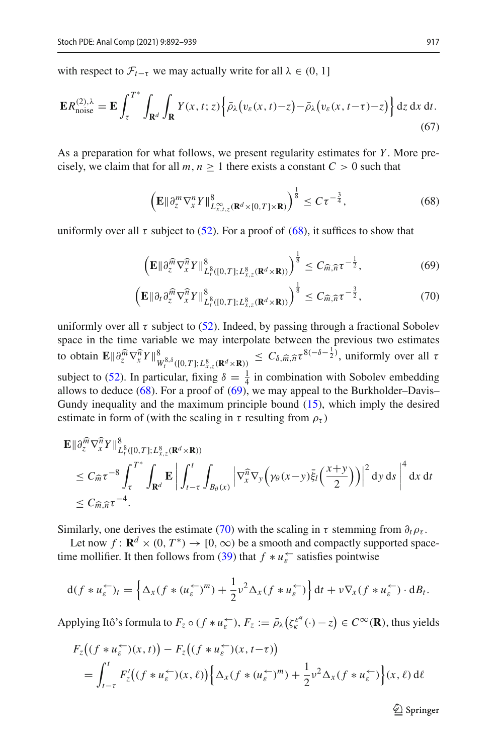with respect to $\mathcal{F}_{t-\tau}$ we may actually write for all $\lambda \in (0,1]$

$$
\mathbf{E}R^{(2),\lambda}_{\text{noise}} = \mathbf{E}\int_\tau^{T^*}\int_{\mathbf{R}^d}\int_{\mathbf{R}} Y(x,t;z)\Big\{\bar\rho_\lambda\big(v_\varepsilon(x,t)-z\big)-\bar\rho_\lambda\big(v_\varepsilon(x,t-\tau)-z\big)\Big\}\,\mathrm{d}z\,\mathrm{d}x\,\mathrm{d}t. \tag{67}
$$

As a preparation for what follows, we present regularity estimates for $Y$. More precisely, we claim that for all $m, n \geq 1$ there exists a constant $C > 0$ such that

$$
\Big(\mathbf{E}\|\partial_z^m \nabla_x^n Y\|^8_{L^\infty_{x,t,z}(\mathbf{R}^d\times[0,T]\times\mathbf{R})}\Big)^{\frac{1}{8}} \leq C\tau^{-\frac{3}{4}}, \tag{68}
$$

uniformly over all $\tau$ subject to (52). For a proof of (68), it suffices to show that

$$
\Big(\mathbf{E}\|\partial_z^{\widehat m}\nabla_x^{\widehat n}Y\|^8_{L^8_t([0,T];L^8_{x,z}(\mathbf{R}^d\times\mathbf{R}))}\Big)^{\frac{1}{8}} \leq C_{\widehat m,\widehat n}\tau^{-\frac{1}{2}}, \tag{69}
$$

$$
\Big(\mathbf{E}\|\partial_t\partial_z^{\widehat m}\nabla_x^{\widehat n}Y\|^8_{L^8_t([0,T];L^8_{x,z}(\mathbf{R}^d\times\mathbf{R}))}\Big)^{\frac{1}{8}} \leq C_{\widehat m,\widehat n}\tau^{-\frac{3}{2}}, \tag{70}
$$

uniformly over all $\tau$ subject to (52). Indeed, by passing through a fractional Sobolev space in the time variable we may interpolate between the previous two estimates to obtain $\mathbf{E}\|\partial_z^{\widehat m}\nabla_x^{\widehat n}Y\|^8_{W^{8,\delta}_t([0,T];L^8_{x,z}(\mathbf{R}^d\times\mathbf{R}))} \leq C_{\delta,\widehat m,\widehat n}\tau^{8(-\delta-\frac{1}{2})}$, uniformly over all $\tau$ subject to (52). In particular, fixing $\delta = \frac{1}{4}$ in combination with Sobolev embedding allows to deduce (68). For a proof of (69), we may appeal to the Burkholder–Davis–Gundy inequality and the maximum principle bound (15), which imply the desired estimate in form of (with the scaling in $\tau$ resulting from $\rho_\tau$)

$$
\begin{aligned}
&\mathbf{E}\|\partial_z^{\widehat m}\nabla_x^{\widehat n}Y\|^8_{L^8_t([0,T];L^8_{x,z}(\mathbf{R}^d\times\mathbf{R}))}\\
&\leq C_{\widehat m}\tau^{-8}\int_\tau^{T^*}\int_{\mathbf{R}^d}\mathbf{E}\,\bigg|\int_{t-\tau}^{t}\int_{B_\theta(x)}\Big|\nabla_x^{\widehat n}\nabla_y\Big(\gamma_\theta(x-y)\bar\xi_l\Big(\frac{x+y}{2}\Big)\Big)\Big|^2\,\mathrm{d}y\,\mathrm{d}s\,\bigg|^4\,\mathrm{d}x\,\mathrm{d}t\\
&\leq C_{\widehat m,\widehat n}\tau^{-4}.
\end{aligned}
$$

Similarly, one derives the estimate (70) with the scaling in $\tau$ stemming from $\partial_t\rho_\tau$.

Let now $f : \mathbf{R}^d \times (0,T^*) \to [0,\infty)$ be a smooth and compactly supported space-time mollifier. It then follows from (39) that $f * u_\varepsilon^{\leftarrow}$ satisfies pointwise

$$
\mathrm{d}(f*u_\varepsilon^{\leftarrow})_t = \Big\{\Delta_x(f*(u_\varepsilon^{\leftarrow})^m)+\frac{1}{2}\nu^2\Delta_x(f*u_\varepsilon^{\leftarrow})\Big\}\,\mathrm{d}t+\nu\nabla_x(f*u_\varepsilon^{\leftarrow})\cdot\mathrm{d}B_t.
$$

Applying Itô's formula to $F_z\circ(f*u_\varepsilon^{\leftarrow})$, $F_z := \bar\rho_\lambda\big(\zeta_\kappa^{\varepsilon^q}(\cdot)-z\big) \in C^\infty(\mathbf{R})$, thus yields

$$
\begin{aligned}
&F_z\big((f*u_\varepsilon^{\leftarrow})(x,t)\big) - F_z\big((f*u_\varepsilon^{\leftarrow})(x,t-\tau)\big)\\
&= \int_{t-\tau}^{t} F_z'\big((f*u_\varepsilon^{\leftarrow})(x,\ell)\big)\Big\{\Delta_x(f*(u_\varepsilon^{\leftarrow})^m)+\frac{1}{2}\nu^2\Delta_x(f*u_\varepsilon^{\leftarrow})\Big\}(x,\ell)\,\mathrm{d}\ell
\end{aligned}
$$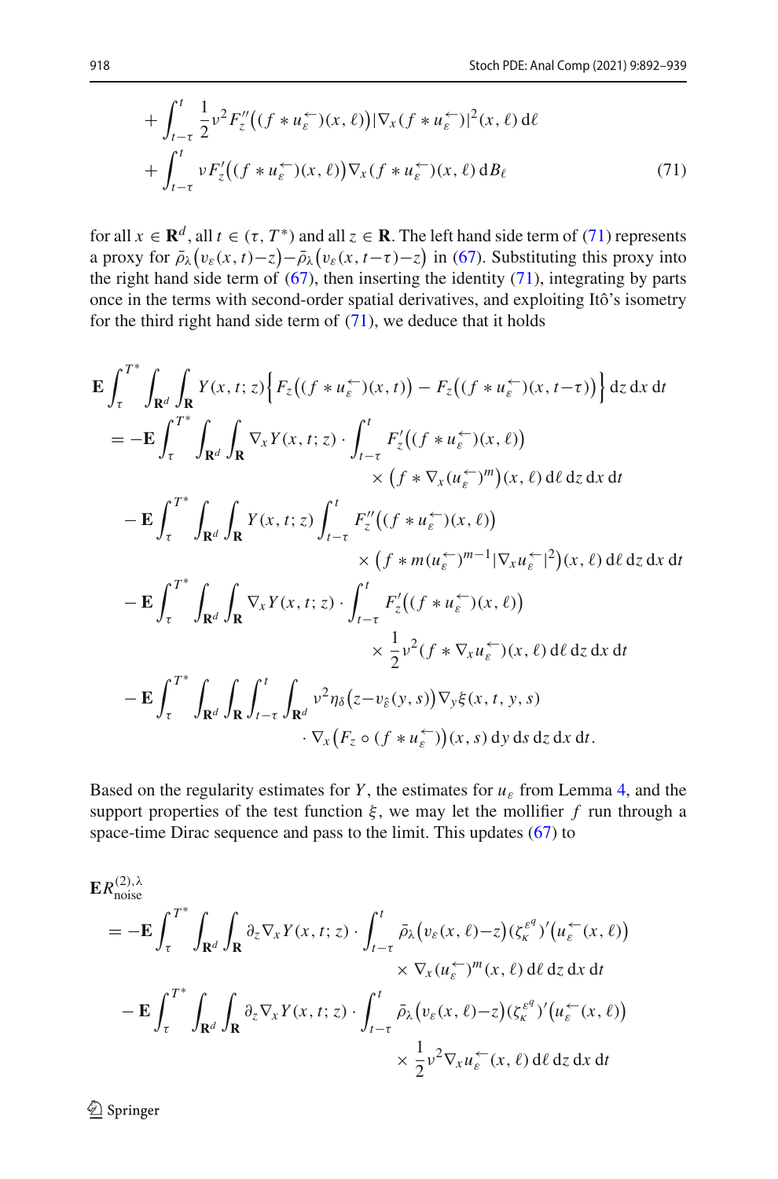$$
\begin{aligned}
&+\int_{t-\tau}^{t} \frac{1}{2}\nu^2 F_z''\big((f * u_\varepsilon^{\leftarrow})(x,\ell)\big)|\nabla_x (f * u_\varepsilon^{\leftarrow})|^2(x,\ell)\,\mathrm{d}\ell \\
&+\int_{t-\tau}^{t} \nu F_z'\big((f * u_\varepsilon^{\leftarrow})(x,\ell)\big)\nabla_x (f * u_\varepsilon^{\leftarrow})(x,\ell)\,\mathrm{d}B_\ell
\end{aligned} \tag{71}
$$

for all $x \in \mathbf{R}^d$, all $t \in (\tau, T^*)$ and all $z \in \mathbf{R}$. The left hand side term of (71) represents a proxy for $\bar{\rho}_\lambda\big(v_\varepsilon(x,t)-z\big)-\bar{\rho}_\lambda\big(v_\varepsilon(x,t-\tau)-z\big)$ in (67). Substituting this proxy into the right hand side term of (67), then inserting the identity (71), integrating by parts once in the terms with second-order spatial derivatives, and exploiting Itô's isometry for the third right hand side term of (71), we deduce that it holds

$$
\begin{aligned}
&\mathbf{E}\int_\tau^{T^*}\int_{\mathbf{R}^d}\int_{\mathbf{R}} Y(x,t;z)\Big\{F_z\big((f * u_\varepsilon^{\leftarrow})(x,t)\big) - F_z\big((f * u_\varepsilon^{\leftarrow})(x,t-\tau)\big)\Big\}\,\mathrm{d}z\,\mathrm{d}x\,\mathrm{d}t \\
&= -\mathbf{E}\int_\tau^{T^*}\int_{\mathbf{R}^d}\int_{\mathbf{R}} \nabla_x Y(x,t;z)\cdot\int_{t-\tau}^{t} F_z'\big((f * u_\varepsilon^{\leftarrow})(x,\ell)\big) \\
&\qquad\qquad\times\big(f * \nabla_x (u_\varepsilon^{\leftarrow})^m\big)(x,\ell)\,\mathrm{d}\ell\,\mathrm{d}z\,\mathrm{d}x\,\mathrm{d}t \\
&\quad -\mathbf{E}\int_\tau^{T^*}\int_{\mathbf{R}^d}\int_{\mathbf{R}} Y(x,t;z)\int_{t-\tau}^{t} F_z''\big((f * u_\varepsilon^{\leftarrow})(x,\ell)\big) \\
&\qquad\qquad\times\big(f * m(u_\varepsilon^{\leftarrow})^{m-1}|\nabla_x u_\varepsilon^{\leftarrow}|^2\big)(x,\ell)\,\mathrm{d}\ell\,\mathrm{d}z\,\mathrm{d}x\,\mathrm{d}t \\
&\quad -\mathbf{E}\int_\tau^{T^*}\int_{\mathbf{R}^d}\int_{\mathbf{R}} \nabla_x Y(x,t;z)\cdot\int_{t-\tau}^{t} F_z'\big((f * u_\varepsilon^{\leftarrow})(x,\ell)\big) \\
&\qquad\qquad\times\frac{1}{2}\nu^2(f * \nabla_x u_\varepsilon^{\leftarrow})(x,\ell)\,\mathrm{d}\ell\,\mathrm{d}z\,\mathrm{d}x\,\mathrm{d}t \\
&\quad -\mathbf{E}\int_\tau^{T^*}\int_{\mathbf{R}^d}\int_{\mathbf{R}}\int_{t-\tau}^{t}\int_{\mathbf{R}^d} \nu^2\eta_\delta\big(z-v_{\hat{\varepsilon}}(y,s)\big)\nabla_y\xi(x,t,y,s) \\
&\qquad\qquad\cdot\nabla_x\big(F_z\circ(f * u_\varepsilon^{\leftarrow})\big)(x,s)\,\mathrm{d}y\,\mathrm{d}s\,\mathrm{d}z\,\mathrm{d}x\,\mathrm{d}t.
\end{aligned}
$$

Based on the regularity estimates for $Y$, the estimates for $u_\varepsilon$ from Lemma 4, and the support properties of the test function $\xi$, we may let the mollifier $f$ run through a space-time Dirac sequence and pass to the limit. This updates (67) to

$$
\begin{aligned}
&\mathbf{E}R_{\text{noise}}^{(2),\lambda} \\
&= -\mathbf{E}\int_\tau^{T^*}\int_{\mathbf{R}^d}\int_{\mathbf{R}} \partial_z\nabla_x Y(x,t;z)\cdot\int_{t-\tau}^{t}\bar{\rho}_\lambda\big(v_\varepsilon(x,\ell)-z\big)(\zeta_\kappa^{\varepsilon^q})'\big(u_\varepsilon^{\leftarrow}(x,\ell)\big) \\
&\qquad\qquad\times\nabla_x (u_\varepsilon^{\leftarrow})^m(x,\ell)\,\mathrm{d}\ell\,\mathrm{d}z\,\mathrm{d}x\,\mathrm{d}t \\
&\quad -\mathbf{E}\int_\tau^{T^*}\int_{\mathbf{R}^d}\int_{\mathbf{R}} \partial_z\nabla_x Y(x,t;z)\cdot\int_{t-\tau}^{t}\bar{\rho}_\lambda\big(v_\varepsilon(x,\ell)-z\big)(\zeta_\kappa^{\varepsilon^q})'\big(u_\varepsilon^{\leftarrow}(x,\ell)\big) \\
&\qquad\qquad\times\frac{1}{2}\nu^2\nabla_x u_\varepsilon^{\leftarrow}(x,\ell)\,\mathrm{d}\ell\,\mathrm{d}z\,\mathrm{d}x\,\mathrm{d}t
\end{aligned}
$$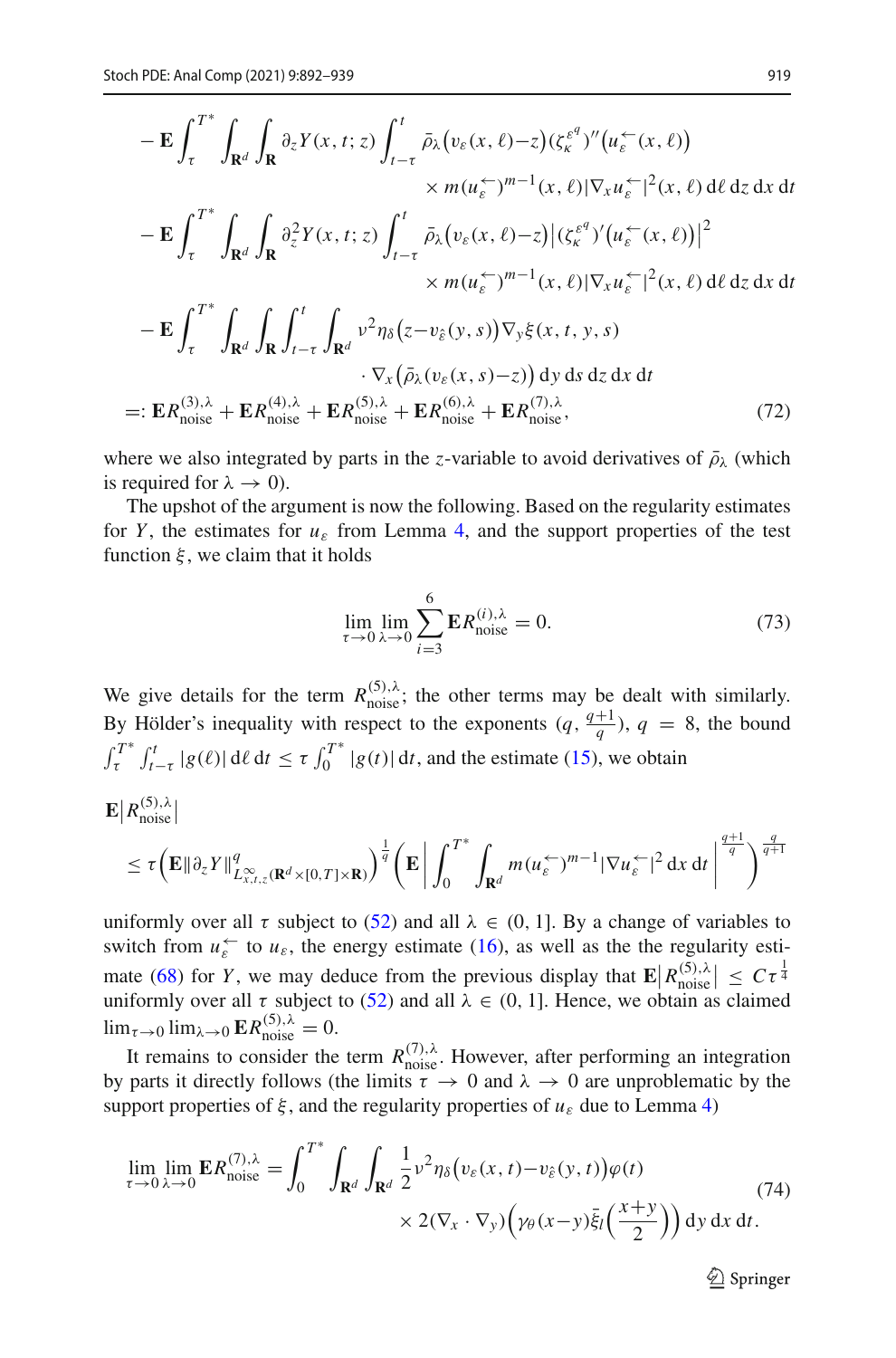$$
\begin{aligned}
&-\mathbf{E}\int_\tau^{T^*}\int_{\mathbf{R}^d}\int_{\mathbf{R}} \partial_z Y(x,t;z)\int_{t-\tau}^t \bar\rho_\lambda\big(v_\varepsilon(x,\ell)-z\big)(\zeta_\kappa^{\varepsilon^q})''\big(u_\varepsilon^{\leftarrow}(x,\ell)\big)\\
&\qquad\qquad\times m(u_\varepsilon^{\leftarrow})^{m-1}(x,\ell)|\nabla_x u_\varepsilon^{\leftarrow}|^2(x,\ell)\,\mathrm{d}\ell\,\mathrm{d}z\,\mathrm{d}x\,\mathrm{d}t\\
&-\mathbf{E}\int_\tau^{T^*}\int_{\mathbf{R}^d}\int_{\mathbf{R}} \partial_z^2 Y(x,t;z)\int_{t-\tau}^t \bar\rho_\lambda\big(v_\varepsilon(x,\ell)-z\big)\big|(\zeta_\kappa^{\varepsilon^q})'\big(u_\varepsilon^{\leftarrow}(x,\ell)\big)\big|^2\\
&\qquad\qquad\times m(u_\varepsilon^{\leftarrow})^{m-1}(x,\ell)|\nabla_x u_\varepsilon^{\leftarrow}|^2(x,\ell)\,\mathrm{d}\ell\,\mathrm{d}z\,\mathrm{d}x\,\mathrm{d}t\\
&-\mathbf{E}\int_\tau^{T^*}\int_{\mathbf{R}^d}\int_{\mathbf{R}}\int_{t-\tau}^t\int_{\mathbf{R}^d}\nu^2\eta_\delta\big(z-v_{\hat\varepsilon}(y,s)\big)\nabla_y\xi(x,t,y,s)\\
&\qquad\qquad\cdot\nabla_x\big(\bar\rho_\lambda(v_\varepsilon(x,s)-z)\big)\,\mathrm{d}y\,\mathrm{d}s\,\mathrm{d}z\,\mathrm{d}x\,\mathrm{d}t\\
&=:\mathbf{E}R^{(3),\lambda}_{\mathrm{noise}}+\mathbf{E}R^{(4),\lambda}_{\mathrm{noise}}+\mathbf{E}R^{(5),\lambda}_{\mathrm{noise}}+\mathbf{E}R^{(6),\lambda}_{\mathrm{noise}}+\mathbf{E}R^{(7),\lambda}_{\mathrm{noise}},
\end{aligned}
\tag{72}
$$

where we also integrated by parts in the $z$-variable to avoid derivatives of $\bar\rho_\lambda$ (which is required for $\lambda\to 0$).

The upshot of the argument is now the following. Based on the regularity estimates for $Y$, the estimates for $u_\varepsilon$ from Lemma 4, and the support properties of the test function $\xi$, we claim that it holds

$$
\lim_{\tau\to 0}\lim_{\lambda\to 0}\sum_{i=3}^{6}\mathbf{E}R^{(i),\lambda}_{\mathrm{noise}}=0. \tag{73}
$$

We give details for the term $R^{(5),\lambda}_{\mathrm{noise}}$; the other terms may be dealt with similarly. By Hölder's inequality with respect to the exponents $(q,\frac{q+1}{q})$, $q=8$, the bound $\int_\tau^{T^*}\int_{t-\tau}^t|g(\ell)|\,\mathrm{d}\ell\,\mathrm{d}t\le\tau\int_0^{T^*}|g(t)|\,\mathrm{d}t$, and the estimate (15), we obtain

$$
\begin{aligned}
&\mathbf{E}\big|R^{(5),\lambda}_{\mathrm{noise}}\big|\\
&\le\tau\Big(\mathbf{E}\|\partial_z Y\|^q_{L^\infty_{x,t,z}(\mathbf{R}^d\times[0,T]\times\mathbf{R})}\Big)^{\frac1q}\left(\mathbf{E}\left|\int_0^{T^*}\int_{\mathbf{R}^d}m(u_\varepsilon^{\leftarrow})^{m-1}|\nabla u_\varepsilon^{\leftarrow}|^2\,\mathrm{d}x\,\mathrm{d}t\right|^{\frac{q+1}{q}}\right)^{\frac{q}{q+1}}
\end{aligned}
$$

uniformly over all $\tau$ subject to (52) and all $\lambda\in(0,1]$. By a change of variables to switch from $u_\varepsilon^{\leftarrow}$ to $u_\varepsilon$, the energy estimate (16), as well as the the regularity estimate (68) for $Y$, we may deduce from the previous display that $\mathbf{E}\big|R^{(5),\lambda}_{\mathrm{noise}}\big|\le C\tau^{\frac14}$ uniformly over all $\tau$ subject to (52) and all $\lambda\in(0,1]$. Hence, we obtain as claimed $\lim_{\tau\to0}\lim_{\lambda\to0}\mathbf{E}R^{(5),\lambda}_{\mathrm{noise}}=0$.

It remains to consider the term $R^{(7),\lambda}_{\mathrm{noise}}$. However, after performing an integration by parts it directly follows (the limits $\tau\to0$ and $\lambda\to0$ are unproblematic by the support properties of $\xi$, and the regularity properties of $u_\varepsilon$ due to Lemma 4)

$$
\begin{aligned}
\lim_{\tau\to0}\lim_{\lambda\to0}\mathbf{E}R^{(7),\lambda}_{\mathrm{noise}}=\int_0^{T^*}\int_{\mathbf{R}^d}\int_{\mathbf{R}^d}\frac12\nu^2\eta_\delta\big(v_\varepsilon(x,t)-v_{\hat\varepsilon}(y,t)\big)\varphi(t)&\\
\times 2(\nabla_x\cdot\nabla_y)\Big(\gamma_\theta(x-y)\bar\xi_l\Big(\frac{x+y}{2}\Big)\Big)\,\mathrm{d}y\,\mathrm{d}x\,\mathrm{d}t.&
\end{aligned}
\tag{74}
$$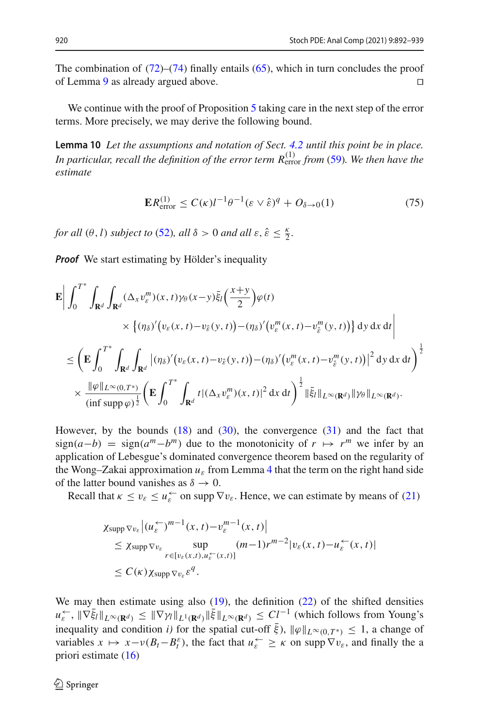The combination of (72)–(74) finally entails (65), which in turn concludes the proof of Lemma 9 as already argued above. □

We continue with the proof of Proposition 5 taking care in the next step of the error terms. More precisely, we may derive the following bound.

**Lemma 10** *Let the assumptions and notation of Sect. 4.2 until this point be in place. In particular, recall the definition of the error term $R^{(1)}_{\mathrm{error}}$ from (59). We then have the estimate*

$$
\mathbf{E}R^{(1)}_{\mathrm{error}} \leq C(\kappa) l^{-1}\theta^{-1}(\varepsilon \vee \hat{\varepsilon})^q + O_{\delta\to 0}(1) \tag{75}
$$

*for all $(\theta, l)$ subject to (52), all $\delta > 0$ and all $\varepsilon, \hat{\varepsilon} \leq \frac{\kappa}{2}$.*

***Proof*** We start estimating by Hölder's inequality

$$
\begin{aligned}
&\mathbf{E}\bigg|\int_0^{T^*}\int_{\mathbf{R}^d}\int_{\mathbf{R}^d}(\Delta_x v^m_\varepsilon)(x,t)\gamma_\theta(x-y)\bar{\xi}_l\Big(\frac{x+y}{2}\Big)\varphi(t) \\
&\qquad\qquad \times \big\{(\eta_\delta)'\big(v_\varepsilon(x,t)-v_{\hat{\varepsilon}}(y,t)\big)-(\eta_\delta)'\big(v^m_\varepsilon(x,t)-v^m_{\hat{\varepsilon}}(y,t)\big)\big\}\,\mathrm{d}y\,\mathrm{d}x\,\mathrm{d}t\bigg| \\
&\leq \bigg(\mathbf{E}\int_0^{T^*}\int_{\mathbf{R}^d}\int_{\mathbf{R}^d}\big|(\eta_\delta)'\big(v_\varepsilon(x,t)-v_{\hat{\varepsilon}}(y,t)\big)-(\eta_\delta)'\big(v^m_\varepsilon(x,t)-v^m_{\hat{\varepsilon}}(y,t)\big)\big|^2\,\mathrm{d}y\,\mathrm{d}x\,\mathrm{d}t\bigg)^{\frac{1}{2}} \\
&\quad \times \frac{\|\varphi\|_{L^\infty(0,T^*)}}{(\inf\operatorname{supp}\varphi)^{\frac{1}{2}}}\bigg(\mathbf{E}\int_0^{T^*}\int_{\mathbf{R}^d}t|(\Delta_x v^m_\varepsilon)(x,t)|^2\,\mathrm{d}x\,\mathrm{d}t\bigg)^{\frac{1}{2}}\|\bar{\xi}_l\|_{L^\infty(\mathbf{R}^d)}\|\gamma_\theta\|_{L^\infty(\mathbf{R}^d)}.
\end{aligned}
$$

However, by the bounds (18) and (30), the convergence (31) and the fact that $\operatorname{sign}(a-b) = \operatorname{sign}(a^m-b^m)$ due to the monotonicity of $r \mapsto r^m$ we infer by an application of Lebesgue's dominated convergence theorem based on the regularity of the Wong–Zakai approximation $u_\varepsilon$ from Lemma 4 that the term on the right hand side of the latter bound vanishes as $\delta \to 0$.

Recall that $\kappa \leq v_\varepsilon \leq u^{\leftarrow}_\varepsilon$ on $\operatorname{supp}\nabla v_\varepsilon$. Hence, we can estimate by means of (21)

$$
\begin{aligned}
&\chi_{\operatorname{supp}\nabla v_\varepsilon}\big|(u^{\leftarrow}_\varepsilon)^{m-1}(x,t)-v^{m-1}_\varepsilon(x,t)\big| \\
&\leq \chi_{\operatorname{supp}\nabla v_\varepsilon}\sup_{r\in[v_\varepsilon(x,t),u^{\leftarrow}_\varepsilon(x,t)]}(m-1)r^{m-2}|v_\varepsilon(x,t)-u^{\leftarrow}_\varepsilon(x,t)| \\
&\leq C(\kappa)\chi_{\operatorname{supp}\nabla v_\varepsilon}\varepsilon^q.
\end{aligned}
$$

We may then estimate using also (19), the definition (22) of the shifted densities $u^{\leftarrow}_\varepsilon$, $\|\nabla\bar{\xi}_l\|_{L^\infty(\mathbf{R}^d)} \leq \|\nabla\gamma_l\|_{L^1(\mathbf{R}^d)}\|\bar{\xi}\|_{L^\infty(\mathbf{R}^d)} \leq Cl^{-1}$ (which follows from Young's inequality and condition *i)* for the spatial cut-off $\bar{\xi}$), $\|\varphi\|_{L^\infty(0,T^*)} \leq 1$, a change of variables $x \mapsto x - \nu(B_t - B^\varepsilon_t)$, the fact that $u^{\leftarrow}_\varepsilon \geq \kappa$ on $\operatorname{supp}\nabla v_\varepsilon$, and finally the a priori estimate (16)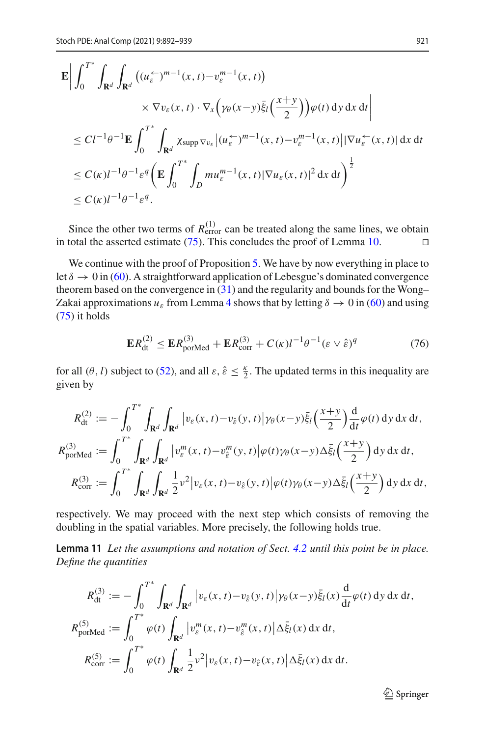$$
\begin{aligned}
&\mathbf{E}\bigg| \int_0^{T^*} \int_{\mathbf{R}^d} \int_{\mathbf{R}^d} \big((u_\varepsilon^{\leftarrow})^{m-1}(x,t) - v_\varepsilon^{m-1}(x,t)\big) \\
&\qquad\qquad \times \nabla v_\varepsilon(x,t) \cdot \nabla_x \Big(\gamma_\theta(x-y)\bar{\xi}_l\Big(\frac{x+y}{2}\Big)\Big)\varphi(t)\,\mathrm{d}y\,\mathrm{d}x\,\mathrm{d}t\bigg| \\
&\le C l^{-1}\theta^{-1}\mathbf{E}\int_0^{T^*}\int_{\mathbf{R}^d} \chi_{\operatorname{supp}\nabla v_\varepsilon} \big|(u_\varepsilon^{\leftarrow})^{m-1}(x,t) - v_\varepsilon^{m-1}(x,t)\big|\big|\nabla u_\varepsilon^{\leftarrow}(x,t)\big|\,\mathrm{d}x\,\mathrm{d}t \\
&\le C(\kappa) l^{-1}\theta^{-1}\varepsilon^q \bigg(\mathbf{E}\int_0^{T^*}\int_D m u_\varepsilon^{m-1}(x,t)|\nabla u_\varepsilon(x,t)|^2\,\mathrm{d}x\,\mathrm{d}t\bigg)^{\frac{1}{2}} \\
&\le C(\kappa) l^{-1}\theta^{-1}\varepsilon^q.
\end{aligned}
$$

Since the other two terms of $R^{(1)}_{\text{error}}$ can be treated along the same lines, we obtain in total the asserted estimate (75). This concludes the proof of Lemma 10. □

We continue with the proof of Proposition 5. We have by now everything in place to let $\delta \to 0$ in (60). A straightforward application of Lebesgue's dominated convergence theorem based on the convergence in (31) and the regularity and bounds for the Wong–Zakai approximations $u_\varepsilon$ from Lemma 4 shows that by letting $\delta \to 0$ in (60) and using (75) it holds

$$
\mathbf{E}R^{(2)}_{\text{dt}} \le \mathbf{E}R^{(3)}_{\text{porMed}} + \mathbf{E}R^{(3)}_{\text{corr}} + C(\kappa) l^{-1}\theta^{-1}(\varepsilon \vee \hat{\varepsilon})^q \tag{76}
$$

for all $(\theta, l)$ subject to (52), and all $\varepsilon, \hat{\varepsilon} \le \frac{\kappa}{2}$. The updated terms in this inequality are given by

$$
\begin{aligned}
R^{(2)}_{\text{dt}} &:= -\int_0^{T^*}\int_{\mathbf{R}^d}\int_{\mathbf{R}^d} \big|v_\varepsilon(x,t) - v_{\hat{\varepsilon}}(y,t)\big|\gamma_\theta(x-y)\bar{\xi}_l\Big(\frac{x+y}{2}\Big)\frac{\mathrm{d}}{\mathrm{d}t}\varphi(t)\,\mathrm{d}y\,\mathrm{d}x\,\mathrm{d}t, \\
R^{(3)}_{\text{porMed}} &:= \int_0^{T^*}\int_{\mathbf{R}^d}\int_{\mathbf{R}^d} \big|v_\varepsilon^m(x,t) - v_{\hat{\varepsilon}}^m(y,t)\big|\varphi(t)\gamma_\theta(x-y)\Delta\bar{\xi}_l\Big(\frac{x+y}{2}\Big)\,\mathrm{d}y\,\mathrm{d}x\,\mathrm{d}t, \\
R^{(3)}_{\text{corr}} &:= \int_0^{T^*}\int_{\mathbf{R}^d}\int_{\mathbf{R}^d} \frac{1}{2}\nu^2\big|v_\varepsilon(x,t) - v_{\hat{\varepsilon}}(y,t)\big|\varphi(t)\gamma_\theta(x-y)\Delta\bar{\xi}_l\Big(\frac{x+y}{2}\Big)\,\mathrm{d}y\,\mathrm{d}x\,\mathrm{d}t,
\end{aligned}
$$

respectively. We may proceed with the next step which consists of removing the doubling in the spatial variables. More precisely, the following holds true.

**Lemma 11** *Let the assumptions and notation of Sect. 4.2 until this point be in place. Define the quantities*

$$
\begin{aligned}
R^{(3)}_{\text{dt}} &:= -\int_0^{T^*}\int_{\mathbf{R}^d}\int_{\mathbf{R}^d} \big|v_\varepsilon(x,t) - v_{\hat{\varepsilon}}(y,t)\big|\gamma_\theta(x-y)\bar{\xi}_l(x)\frac{\mathrm{d}}{\mathrm{d}t}\varphi(t)\,\mathrm{d}y\,\mathrm{d}x\,\mathrm{d}t, \\
R^{(5)}_{\text{porMed}} &:= \int_0^{T^*}\varphi(t)\int_{\mathbf{R}^d} \big|v_\varepsilon^m(x,t) - v_{\hat{\varepsilon}}^m(x,t)\big|\Delta\bar{\xi}_l(x)\,\mathrm{d}x\,\mathrm{d}t, \\
R^{(5)}_{\text{corr}} &:= \int_0^{T^*}\varphi(t)\int_{\mathbf{R}^d} \frac{1}{2}\nu^2\big|v_\varepsilon(x,t) - v_{\hat{\varepsilon}}(x,t)\big|\Delta\bar{\xi}_l(x)\,\mathrm{d}x\,\mathrm{d}t.
\end{aligned}
$$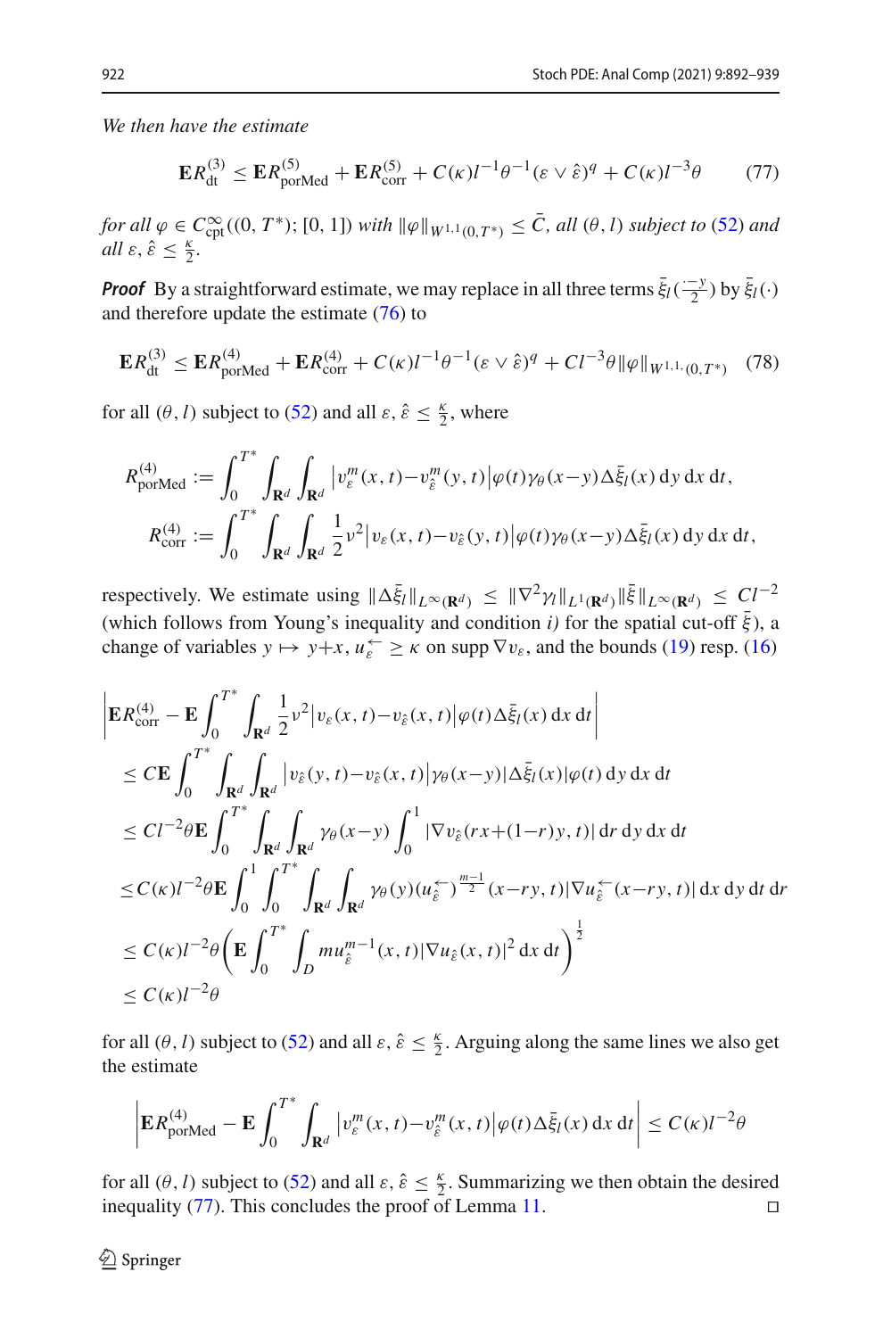*We then have the estimate*

$$
\mathbf{E} R_{\mathrm{dt}}^{(3)} \le \mathbf{E} R_{\mathrm{porMed}}^{(5)} + \mathbf{E} R_{\mathrm{corr}}^{(5)} + C(\kappa) l^{-1} \theta^{-1} (\varepsilon \vee \hat{\varepsilon})^{q} + C(\kappa) l^{-3} \theta \tag{77}
$$

*for all* $\varphi \in C_{\mathrm{cpt}}^{\infty}((0,T^{*});[0,1])$ *with* $\|\varphi\|_{W^{1,1}(0,T^{*})} \le \bar{C}$, *all* $(\theta, l)$ *subject to* (52) *and all* $\varepsilon, \hat{\varepsilon} \le \frac{\kappa}{2}$.

***Proof*** By a straightforward estimate, we may replace in all three terms $\bar{\xi}_{l}(\frac{\cdot - y}{2})$ by $\bar{\xi}_{l}(\cdot)$ and therefore update the estimate (76) to

$$
\mathbf{E} R_{\mathrm{dt}}^{(3)} \le \mathbf{E} R_{\mathrm{porMed}}^{(4)} + \mathbf{E} R_{\mathrm{corr}}^{(4)} + C(\kappa) l^{-1} \theta^{-1} (\varepsilon \vee \hat{\varepsilon})^{q} + C l^{-3} \theta \|\varphi\|_{W^{1,1,}(0,T^{*})} \tag{78}
$$

for all $(\theta, l)$ subject to (52) and all $\varepsilon, \hat{\varepsilon} \le \frac{\kappa}{2}$, where

$$
R_{\mathrm{porMed}}^{(4)} := \int_{0}^{T^{*}} \int_{\mathbf{R}^{d}} \int_{\mathbf{R}^{d}} \left| v_{\varepsilon}^{m}(x,t) - v_{\hat{\varepsilon}}^{m}(y,t) \right| \varphi(t) \gamma_{\theta}(x-y) \Delta \bar{\xi}_{l}(x) \,\mathrm{d}y \,\mathrm{d}x \,\mathrm{d}t,
$$

$$
R_{\mathrm{corr}}^{(4)} := \int_{0}^{T^{*}} \int_{\mathbf{R}^{d}} \int_{\mathbf{R}^{d}} \frac{1}{2} \nu^{2} \left| v_{\varepsilon}(x,t) - v_{\hat{\varepsilon}}(y,t) \right| \varphi(t) \gamma_{\theta}(x-y) \Delta \bar{\xi}_{l}(x) \,\mathrm{d}y \,\mathrm{d}x \,\mathrm{d}t,
$$

respectively. We estimate using $\|\Delta \bar{\xi}_{l}\|_{L^{\infty}(\mathbf{R}^{d})} \le \|\nabla^{2} \gamma_{l}\|_{L^{1}(\mathbf{R}^{d})} \|\bar{\xi}\|_{L^{\infty}(\mathbf{R}^{d})} \le C l^{-2}$ (which follows from Young's inequality and condition *i)* for the spatial cut-off $\bar{\xi}$), a change of variables $y \mapsto y + x$, $u_{\varepsilon}^{\leftarrow} \ge \kappa$ on $\operatorname{supp} \nabla v_{\varepsilon}$, and the bounds (19) resp. (16)

$$
\begin{aligned}
&\left| \mathbf{E} R_{\mathrm{corr}}^{(4)} - \mathbf{E} \int_{0}^{T^{*}} \int_{\mathbf{R}^{d}} \frac{1}{2} \nu^{2} \left| v_{\varepsilon}(x,t) - v_{\hat{\varepsilon}}(x,t) \right| \varphi(t) \Delta \bar{\xi}_{l}(x) \,\mathrm{d}x \,\mathrm{d}t \right| \\
&\quad \le C \mathbf{E} \int_{0}^{T^{*}} \int_{\mathbf{R}^{d}} \int_{\mathbf{R}^{d}} \left| v_{\hat{\varepsilon}}(y,t) - v_{\hat{\varepsilon}}(x,t) \right| \gamma_{\theta}(x-y) |\Delta \bar{\xi}_{l}(x)| |\varphi(t)| \,\mathrm{d}y \,\mathrm{d}x \,\mathrm{d}t \\
&\quad \le C l^{-2} \theta \mathbf{E} \int_{0}^{T^{*}} \int_{\mathbf{R}^{d}} \int_{\mathbf{R}^{d}} \gamma_{\theta}(x-y) \int_{0}^{1} |\nabla v_{\hat{\varepsilon}}(rx + (1-r)y, t)| \,\mathrm{d}r \,\mathrm{d}y \,\mathrm{d}x \,\mathrm{d}t \\
&\quad \le C(\kappa) l^{-2} \theta \mathbf{E} \int_{0}^{1} \int_{0}^{T^{*}} \int_{\mathbf{R}^{d}} \int_{\mathbf{R}^{d}} \gamma_{\theta}(y) (u_{\hat{\varepsilon}}^{\leftarrow})^{\frac{m-1}{2}} (x - ry, t) |\nabla u_{\hat{\varepsilon}}^{\leftarrow}(x - ry, t)| \,\mathrm{d}x \,\mathrm{d}y \,\mathrm{d}t \,\mathrm{d}r \\
&\quad \le C(\kappa) l^{-2} \theta \left( \mathbf{E} \int_{0}^{T^{*}} \int_{D} m u_{\hat{\varepsilon}}^{m-1}(x,t) |\nabla u_{\hat{\varepsilon}}(x,t)|^{2} \,\mathrm{d}x \,\mathrm{d}t \right)^{\frac{1}{2}} \\
&\quad \le C(\kappa) l^{-2} \theta
\end{aligned}
$$

for all $(\theta, l)$ subject to (52) and all $\varepsilon, \hat{\varepsilon} \le \frac{\kappa}{2}$. Arguing along the same lines we also get the estimate

$$
\left| \mathbf{E} R_{\mathrm{porMed}}^{(4)} - \mathbf{E} \int_{0}^{T^{*}} \int_{\mathbf{R}^{d}} \left| v_{\varepsilon}^{m}(x,t) - v_{\hat{\varepsilon}}^{m}(x,t) \right| \varphi(t) \Delta \bar{\xi}_{l}(x) \,\mathrm{d}x \,\mathrm{d}t \right| \le C(\kappa) l^{-2} \theta
$$

for all $(\theta, l)$ subject to (52) and all $\varepsilon, \hat{\varepsilon} \le \frac{\kappa}{2}$. Summarizing we then obtain the desired inequality (77). This concludes the proof of Lemma 11. □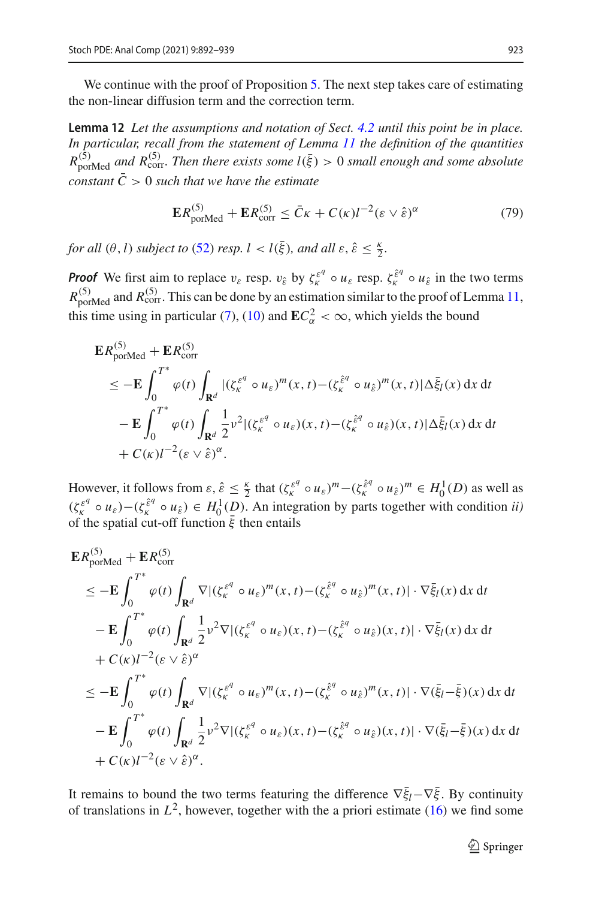We continue with the proof of Proposition 5. The next step takes care of estimating the non-linear diffusion term and the correction term.

**Lemma 12** *Let the assumptions and notation of Sect. 4.2 until this point be in place. In particular, recall from the statement of Lemma 11 the definition of the quantities $R^{(5)}_{\mathrm{porMed}}$ and $R^{(5)}_{\mathrm{corr}}$. Then there exists some $l(\bar{\xi}) > 0$ small enough and some absolute constant $\bar{C} > 0$ such that we have the estimate*

$$\mathbf{E}R^{(5)}_{\mathrm{porMed}} + \mathbf{E}R^{(5)}_{\mathrm{corr}} \leq \bar{C}\kappa + C(\kappa)l^{-2}(\varepsilon \vee \hat{\varepsilon})^{\alpha} \tag{79}$$

*for all $(\theta, l)$ subject to (52) resp. $l < l(\bar{\xi})$, and all $\varepsilon, \hat{\varepsilon} \leq \frac{\kappa}{2}$.*

***Proof*** We first aim to replace $v_\varepsilon$ resp. $v_{\hat{\varepsilon}}$ by $\zeta^{\varepsilon^q}_\kappa \circ u_\varepsilon$ resp. $\zeta^{\hat{\varepsilon}^q}_\kappa \circ u_{\hat{\varepsilon}}$ in the two terms $R^{(5)}_{\mathrm{porMed}}$ and $R^{(5)}_{\mathrm{corr}}$. This can be done by an estimation similar to the proof of Lemma 11, this time using in particular (7), (10) and $\mathbf{E}C^2_\alpha < \infty$, which yields the bound

$$\begin{aligned}
&\mathbf{E}R^{(5)}_{\mathrm{porMed}} + \mathbf{E}R^{(5)}_{\mathrm{corr}} \\
&\leq -\mathbf{E}\int_0^{T^*} \varphi(t) \int_{\mathbf{R}^d} |(\zeta^{\varepsilon^q}_\kappa \circ u_\varepsilon)^m(x,t) - (\zeta^{\hat{\varepsilon}^q}_\kappa \circ u_{\hat{\varepsilon}})^m(x,t)| \Delta\bar{\xi}_l(x)\,\mathrm{d}x\,\mathrm{d}t \\
&\quad - \mathbf{E}\int_0^{T^*} \varphi(t) \int_{\mathbf{R}^d} \frac{1}{2}\nu^2 |(\zeta^{\varepsilon^q}_\kappa \circ u_\varepsilon)(x,t) - (\zeta^{\hat{\varepsilon}^q}_\kappa \circ u_{\hat{\varepsilon}})(x,t)| \Delta\bar{\xi}_l(x)\,\mathrm{d}x\,\mathrm{d}t \\
&\quad + C(\kappa)l^{-2}(\varepsilon \vee \hat{\varepsilon})^{\alpha}.
\end{aligned}$$

However, it follows from $\varepsilon, \hat{\varepsilon} \leq \frac{\kappa}{2}$ that $(\zeta^{\varepsilon^q}_\kappa \circ u_\varepsilon)^m - (\zeta^{\hat{\varepsilon}^q}_\kappa \circ u_{\hat{\varepsilon}})^m \in H^1_0(D)$ as well as $(\zeta^{\varepsilon^q}_\kappa \circ u_\varepsilon) - (\zeta^{\hat{\varepsilon}^q}_\kappa \circ u_{\hat{\varepsilon}}) \in H^1_0(D)$. An integration by parts together with condition *ii)* of the spatial cut-off function $\bar{\xi}$ then entails

$$\begin{aligned}
&\mathbf{E}R^{(5)}_{\mathrm{porMed}} + \mathbf{E}R^{(5)}_{\mathrm{corr}} \\
&\leq -\mathbf{E}\int_0^{T^*} \varphi(t) \int_{\mathbf{R}^d} \nabla|(\zeta^{\varepsilon^q}_\kappa \circ u_\varepsilon)^m(x,t) - (\zeta^{\hat{\varepsilon}^q}_\kappa \circ u_{\hat{\varepsilon}})^m(x,t)| \cdot \nabla\bar{\xi}_l(x)\,\mathrm{d}x\,\mathrm{d}t \\
&\quad - \mathbf{E}\int_0^{T^*} \varphi(t) \int_{\mathbf{R}^d} \frac{1}{2}\nu^2 \nabla|(\zeta^{\varepsilon^q}_\kappa \circ u_\varepsilon)(x,t) - (\zeta^{\hat{\varepsilon}^q}_\kappa \circ u_{\hat{\varepsilon}})(x,t)| \cdot \nabla\bar{\xi}_l(x)\,\mathrm{d}x\,\mathrm{d}t \\
&\quad + C(\kappa)l^{-2}(\varepsilon \vee \hat{\varepsilon})^{\alpha} \\
&\leq -\mathbf{E}\int_0^{T^*} \varphi(t) \int_{\mathbf{R}^d} \nabla|(\zeta^{\varepsilon^q}_\kappa \circ u_\varepsilon)^m(x,t) - (\zeta^{\hat{\varepsilon}^q}_\kappa \circ u_{\hat{\varepsilon}})^m(x,t)| \cdot \nabla(\bar{\xi}_l - \bar{\xi})(x)\,\mathrm{d}x\,\mathrm{d}t \\
&\quad - \mathbf{E}\int_0^{T^*} \varphi(t) \int_{\mathbf{R}^d} \frac{1}{2}\nu^2 \nabla|(\zeta^{\varepsilon^q}_\kappa \circ u_\varepsilon)(x,t) - (\zeta^{\hat{\varepsilon}^q}_\kappa \circ u_{\hat{\varepsilon}})(x,t)| \cdot \nabla(\bar{\xi}_l - \bar{\xi})(x)\,\mathrm{d}x\,\mathrm{d}t \\
&\quad + C(\kappa)l^{-2}(\varepsilon \vee \hat{\varepsilon})^{\alpha}.
\end{aligned}$$

It remains to bound the two terms featuring the difference $\nabla\bar{\xi}_l - \nabla\bar{\xi}$. By continuity of translations in $L^2$, however, together with the a priori estimate (16) we find some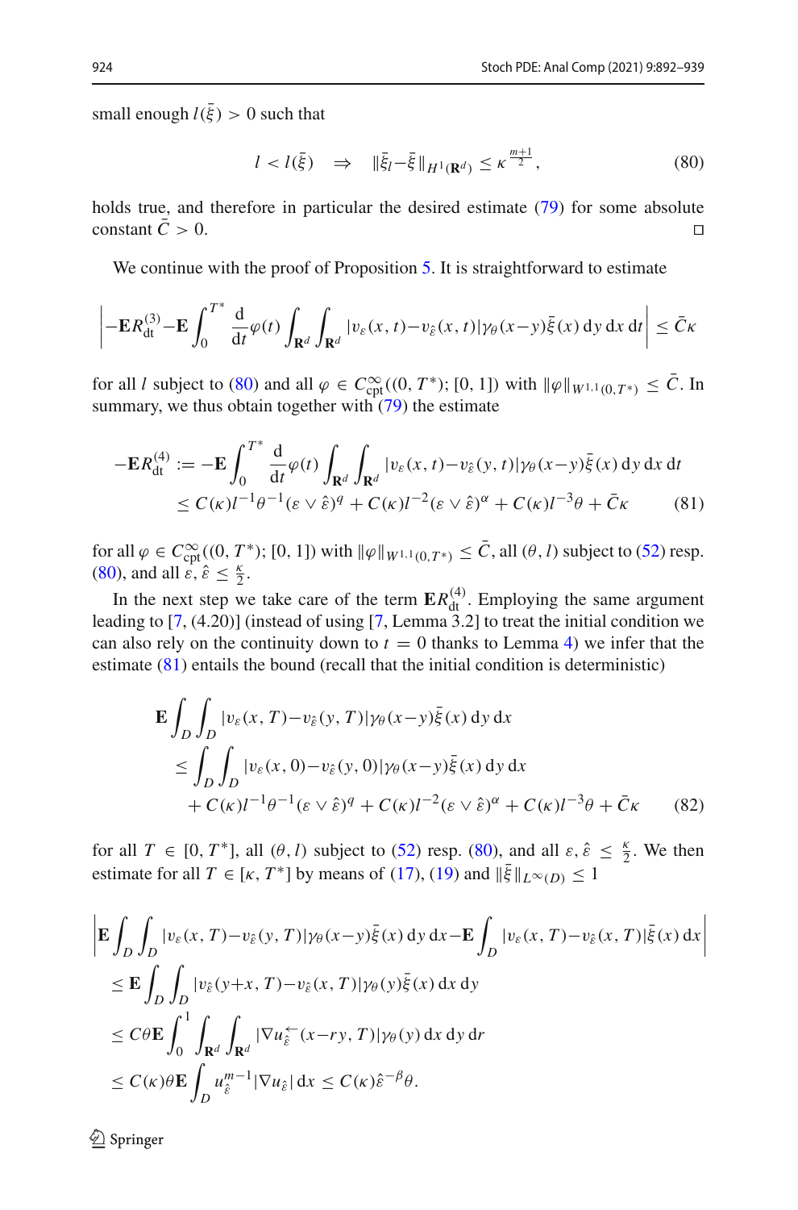small enough $l(\bar{\xi}) > 0$ such that

$$l < l(\bar{\xi}) \quad \Rightarrow \quad \|\bar{\xi}_l - \bar{\xi}\|_{H^1(\mathbf{R}^d)} \leq \kappa^{\frac{m+1}{2}}, \tag{80}$$

holds true, and therefore in particular the desired estimate (79) for some absolute constant $\bar{C} > 0$. ◻

We continue with the proof of Proposition 5. It is straightforward to estimate

$$\left| -\mathbf{E}R^{(3)}_{\mathrm{dt}} - \mathbf{E}\int_0^{T^*} \frac{\mathrm{d}}{\mathrm{d}t}\varphi(t) \int_{\mathbf{R}^d}\int_{\mathbf{R}^d} |v_\varepsilon(x,t) - v_{\hat{\varepsilon}}(x,t)|\gamma_\theta(x-y)\bar{\xi}(x)\,\mathrm{d}y\,\mathrm{d}x\,\mathrm{d}t \right| \leq \bar{C}\kappa$$

for all $l$ subject to (80) and all $\varphi \in C^\infty_{\mathrm{cpt}}((0,T^*);[0,1])$ with $\|\varphi\|_{W^{1,1}(0,T^*)} \leq \bar{C}$. In summary, we thus obtain together with (79) the estimate

$$\begin{aligned}
-\mathbf{E}R^{(4)}_{\mathrm{dt}} &:= -\mathbf{E}\int_0^{T^*} \frac{\mathrm{d}}{\mathrm{d}t}\varphi(t) \int_{\mathbf{R}^d}\int_{\mathbf{R}^d} |v_\varepsilon(x,t) - v_{\hat{\varepsilon}}(y,t)|\gamma_\theta(x-y)\bar{\xi}(x)\,\mathrm{d}y\,\mathrm{d}x\,\mathrm{d}t \\
&\leq C(\kappa)l^{-1}\theta^{-1}(\varepsilon \vee \hat{\varepsilon})^q + C(\kappa)l^{-2}(\varepsilon \vee \hat{\varepsilon})^\alpha + C(\kappa)l^{-3}\theta + \bar{C}\kappa
\end{aligned} \tag{81}$$

for all $\varphi \in C^\infty_{\mathrm{cpt}}((0,T^*);[0,1])$ with $\|\varphi\|_{W^{1,1}(0,T^*)} \leq \bar{C}$, all $(\theta, l)$ subject to (52) resp. (80), and all $\varepsilon, \hat{\varepsilon} \leq \frac{\kappa}{2}$.

In the next step we take care of the term $\mathbf{E}R^{(4)}_{\mathrm{dt}}$. Employing the same argument leading to [7, (4.20)] (instead of using [7, Lemma 3.2] to treat the initial condition we can also rely on the continuity down to $t = 0$ thanks to Lemma 4) we infer that the estimate (81) entails the bound (recall that the initial condition is deterministic)

$$\begin{aligned}
\mathbf{E}&\int_D\int_D |v_\varepsilon(x,T) - v_{\hat{\varepsilon}}(y,T)|\gamma_\theta(x-y)\bar{\xi}(x)\,\mathrm{d}y\,\mathrm{d}x \\
&\leq \int_D\int_D |v_\varepsilon(x,0) - v_{\hat{\varepsilon}}(y,0)|\gamma_\theta(x-y)\bar{\xi}(x)\,\mathrm{d}y\,\mathrm{d}x \\
&\quad + C(\kappa)l^{-1}\theta^{-1}(\varepsilon \vee \hat{\varepsilon})^q + C(\kappa)l^{-2}(\varepsilon \vee \hat{\varepsilon})^\alpha + C(\kappa)l^{-3}\theta + \bar{C}\kappa
\end{aligned} \tag{82}$$

for all $T \in [0, T^*]$, all $(\theta, l)$ subject to (52) resp. (80), and all $\varepsilon, \hat{\varepsilon} \leq \frac{\kappa}{2}$. We then estimate for all $T \in [\kappa, T^*]$ by means of (17), (19) and $\|\bar{\xi}\|_{L^\infty(D)} \leq 1$

$$\begin{aligned}
&\left| \mathbf{E}\int_D\int_D |v_\varepsilon(x,T) - v_{\hat{\varepsilon}}(y,T)|\gamma_\theta(x-y)\bar{\xi}(x)\,\mathrm{d}y\,\mathrm{d}x - \mathbf{E}\int_D |v_\varepsilon(x,T) - v_{\hat{\varepsilon}}(x,T)|\bar{\xi}(x)\,\mathrm{d}x \right| \\
&\quad \leq \mathbf{E}\int_D\int_D |v_{\hat{\varepsilon}}(y+x,T) - v_{\hat{\varepsilon}}(x,T)|\gamma_\theta(y)\bar{\xi}(x)\,\mathrm{d}x\,\mathrm{d}y \\
&\quad \leq C\theta\mathbf{E}\int_0^1\int_{\mathbf{R}^d}\int_{\mathbf{R}^d} |\nabla u^{\leftarrow}_{\hat{\varepsilon}}(x-ry,T)|\gamma_\theta(y)\,\mathrm{d}x\,\mathrm{d}y\,\mathrm{d}r \\
&\quad \leq C(\kappa)\theta\mathbf{E}\int_D u^{m-1}_{\hat{\varepsilon}}|\nabla u_{\hat{\varepsilon}}|\,\mathrm{d}x \leq C(\kappa)\hat{\varepsilon}^{-\beta}\theta.
\end{aligned}$$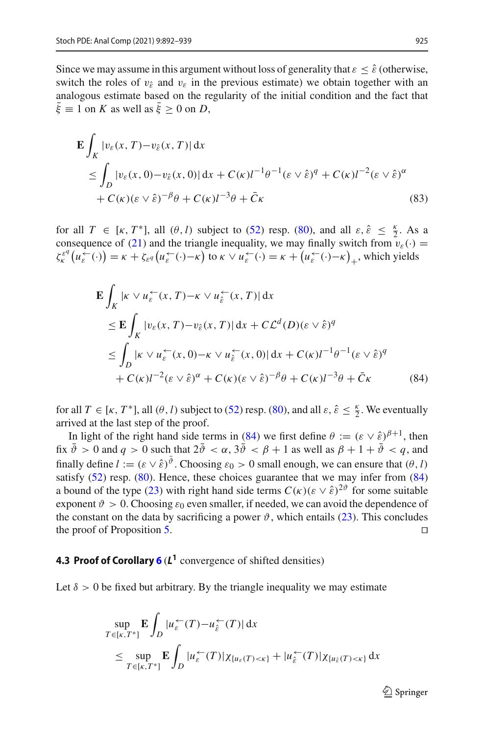Since we may assume in this argument without loss of generality that $\varepsilon \le \hat{\varepsilon}$ (otherwise, switch the roles of $v_{\hat{\varepsilon}}$ and $v_\varepsilon$ in the previous estimate) we obtain together with an analogous estimate based on the regularity of the initial condition and the fact that $\bar{\xi} \equiv 1$ on $K$ as well as $\bar{\xi} \ge 0$ on $D$,

$$
\begin{aligned}
&\mathbf{E}\int_K |v_\varepsilon(x,T) - v_{\hat{\varepsilon}}(x,T)|\,\mathrm{d}x \\
&\quad \le \int_D |v_\varepsilon(x,0) - v_{\hat{\varepsilon}}(x,0)|\,\mathrm{d}x + C(\kappa) l^{-1}\theta^{-1}(\varepsilon \vee \hat{\varepsilon})^q + C(\kappa) l^{-2}(\varepsilon \vee \hat{\varepsilon})^\alpha \\
&\qquad + C(\kappa)(\varepsilon \vee \hat{\varepsilon})^{-\beta}\theta + C(\kappa) l^{-3}\theta + \bar{C}\kappa
\end{aligned} \tag{83}
$$

for all $T \in [\kappa, T^*]$, all $(\theta, l)$ subject to (52) resp. (80), and all $\varepsilon, \hat{\varepsilon} \le \frac{\kappa}{2}$. As a consequence of (21) and the triangle inequality, we may finally switch from $v_\varepsilon(\cdot) = \zeta_\kappa^{\varepsilon^q}\big(u_\varepsilon^{\leftarrow}(\cdot)\big) = \kappa + \zeta_{\varepsilon^q}\big(u_\varepsilon^{\leftarrow}(\cdot) - \kappa\big)$ to $\kappa \vee u_\varepsilon^{\leftarrow}(\cdot) = \kappa + \big(u_\varepsilon^{\leftarrow}(\cdot) - \kappa\big)_+$, which yields

$$
\begin{aligned}
&\mathbf{E}\int_K |\kappa \vee u_\varepsilon^{\leftarrow}(x,T) - \kappa \vee u_{\hat{\varepsilon}}^{\leftarrow}(x,T)|\,\mathrm{d}x \\
&\quad \le \mathbf{E}\int_K |v_\varepsilon(x,T) - v_{\hat{\varepsilon}}(x,T)|\,\mathrm{d}x + C\mathcal{L}^d(D)(\varepsilon \vee \hat{\varepsilon})^q \\
&\quad \le \int_D |\kappa \vee u_\varepsilon^{\leftarrow}(x,0) - \kappa \vee u_{\hat{\varepsilon}}^{\leftarrow}(x,0)|\,\mathrm{d}x + C(\kappa) l^{-1}\theta^{-1}(\varepsilon \vee \hat{\varepsilon})^q \\
&\qquad + C(\kappa) l^{-2}(\varepsilon \vee \hat{\varepsilon})^\alpha + C(\kappa)(\varepsilon \vee \hat{\varepsilon})^{-\beta}\theta + C(\kappa) l^{-3}\theta + \bar{C}\kappa
\end{aligned} \tag{84}
$$

for all $T \in [\kappa, T^*]$, all $(\theta, l)$ subject to (52) resp. (80), and all $\varepsilon, \hat{\varepsilon} \le \frac{\kappa}{2}$. We eventually arrived at the last step of the proof.

In light of the right hand side terms in (84) we first define $\theta := (\varepsilon \vee \hat{\varepsilon})^{\beta+1}$, then fix $\bar{\vartheta} > 0$ and $q > 0$ such that $2\bar{\vartheta} < \alpha$, $3\bar{\vartheta} < \beta + 1$ as well as $\beta + 1 + \bar{\vartheta} < q$, and finally define $l := (\varepsilon \vee \hat{\varepsilon})^{\bar{\vartheta}}$. Choosing $\varepsilon_0 > 0$ small enough, we can ensure that $(\theta, l)$ satisfy (52) resp. (80). Hence, these choices guarantee that we may infer from (84) a bound of the type (23) with right hand side terms $C(\kappa)(\varepsilon \vee \hat{\varepsilon})^{2\vartheta}$ for some suitable exponent $\vartheta > 0$. Choosing $\varepsilon_0$ even smaller, if needed, we can avoid the dependence of the constant on the data by sacrificing a power $\vartheta$, which entails (23). This concludes the proof of Proposition 5. ◻

### 4.3 Proof of Corollary 6 ($L^1$ convergence of shifted densities)

Let $\delta > 0$ be fixed but arbitrary. By the triangle inequality we may estimate

$$
\begin{aligned}
&\sup_{T \in [\kappa, T^*]} \mathbf{E}\int_D |u_\varepsilon^{\leftarrow}(T) - u_{\hat{\varepsilon}}^{\leftarrow}(T)|\,\mathrm{d}x \\
&\quad \le \sup_{T \in [\kappa, T^*]} \mathbf{E}\int_D |u_\varepsilon^{\leftarrow}(T)|\chi_{\{u_\varepsilon(T) < \kappa\}} + |u_{\hat{\varepsilon}}^{\leftarrow}(T)|\chi_{\{u_{\hat{\varepsilon}}(T) < \kappa\}}\,\mathrm{d}x
\end{aligned}
$$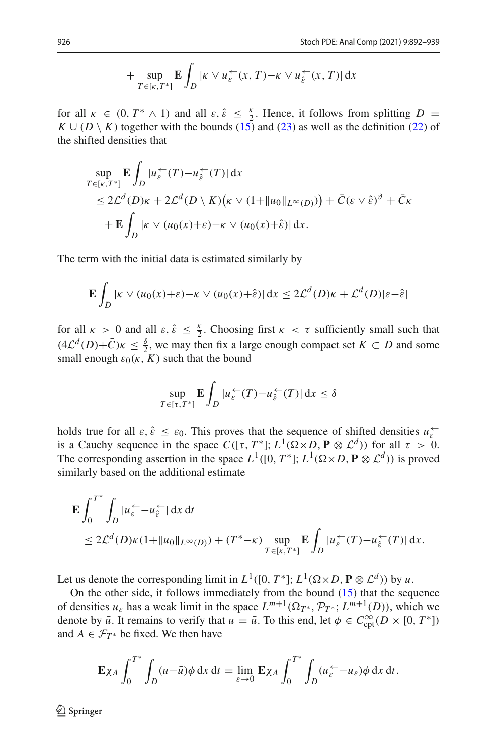$$+\sup_{T\in[\kappa,T^*]}\mathbf{E}\int_D |\kappa \vee u_\varepsilon^{\leftarrow}(x,T) - \kappa \vee u_{\hat{\varepsilon}}^{\leftarrow}(x,T)|\,\mathrm{d}x$$

for all $\kappa \in (0, T^* \wedge 1)$ and all $\varepsilon, \hat{\varepsilon} \le \frac{\kappa}{2}$. Hence, it follows from splitting $D = K \cup (D \setminus K)$ together with the bounds (15) and (23) as well as the definition (22) of the shifted densities that

$$\begin{aligned}
&\sup_{T\in[\kappa,T^*]}\mathbf{E}\int_D |u_\varepsilon^{\leftarrow}(T) - u_{\hat{\varepsilon}}^{\leftarrow}(T)|\,\mathrm{d}x \\
&\le 2\mathcal{L}^d(D)\kappa + 2\mathcal{L}^d(D\setminus K)\big(\kappa \vee (1+\|u_0\|_{L^\infty(D)})\big) + \bar{C}(\varepsilon \vee \hat{\varepsilon})^{\vartheta} + \bar{C}\kappa \\
&\quad + \mathbf{E}\int_D |\kappa \vee (u_0(x)+\varepsilon) - \kappa \vee (u_0(x)+\hat{\varepsilon})|\,\mathrm{d}x.
\end{aligned}$$

The term with the initial data is estimated similarly by

$$\mathbf{E}\int_D |\kappa \vee (u_0(x)+\varepsilon) - \kappa \vee (u_0(x)+\hat{\varepsilon})|\,\mathrm{d}x \le 2\mathcal{L}^d(D)\kappa + \mathcal{L}^d(D)|\varepsilon - \hat{\varepsilon}|$$

for all $\kappa > 0$ and all $\varepsilon, \hat{\varepsilon} \le \frac{\kappa}{2}$. Choosing first $\kappa < \tau$ sufficiently small such that $(4\mathcal{L}^d(D)+\bar{C})\kappa \le \frac{\delta}{2}$, we may then fix a large enough compact set $K \subset D$ and some small enough $\varepsilon_0(\kappa, K)$ such that the bound

$$\sup_{T\in[\tau,T^*]}\mathbf{E}\int_D |u_\varepsilon^{\leftarrow}(T) - u_{\hat{\varepsilon}}^{\leftarrow}(T)|\,\mathrm{d}x \le \delta$$

holds true for all $\varepsilon, \hat{\varepsilon} \le \varepsilon_0$. This proves that the sequence of shifted densities $u_\varepsilon^{\leftarrow}$ is a Cauchy sequence in the space $C([\tau, T^*]; L^1(\Omega\times D, \mathbf{P}\otimes\mathcal{L}^d))$ for all $\tau > 0$. The corresponding assertion in the space $L^1([0, T^*]; L^1(\Omega\times D, \mathbf{P}\otimes\mathcal{L}^d))$ is proved similarly based on the additional estimate

$$\begin{aligned}
&\mathbf{E}\int_0^{T^*}\int_D |u_\varepsilon^{\leftarrow} - u_{\hat{\varepsilon}}^{\leftarrow}|\,\mathrm{d}x\,\mathrm{d}t \\
&\le 2\mathcal{L}^d(D)\kappa(1+\|u_0\|_{L^\infty(D)}) + (T^*-\kappa)\sup_{T\in[\kappa,T^*]}\mathbf{E}\int_D |u_\varepsilon^{\leftarrow}(T) - u_{\hat{\varepsilon}}^{\leftarrow}(T)|\,\mathrm{d}x.
\end{aligned}$$

Let us denote the corresponding limit in $L^1([0, T^*]; L^1(\Omega\times D, \mathbf{P}\otimes\mathcal{L}^d))$ by $u$.

On the other side, it follows immediately from the bound (15) that the sequence of densities $u_\varepsilon$ has a weak limit in the space $L^{m+1}(\Omega_{T^*}, \mathcal{P}_{T^*}; L^{m+1}(D))$, which we denote by $\bar{u}$. It remains to verify that $u = \bar{u}$. To this end, let $\phi \in C^\infty_{\mathrm{cpt}}(D \times [0, T^*])$ and $A \in \mathcal{F}_{T^*}$ be fixed. We then have

$$\mathbf{E}\chi_A \int_0^{T^*}\int_D (u - \bar{u})\phi\,\mathrm{d}x\,\mathrm{d}t = \lim_{\varepsilon\to 0}\mathbf{E}\chi_A\int_0^{T^*}\int_D (u_\varepsilon^{\leftarrow} - u_\varepsilon)\phi\,\mathrm{d}x\,\mathrm{d}t.$$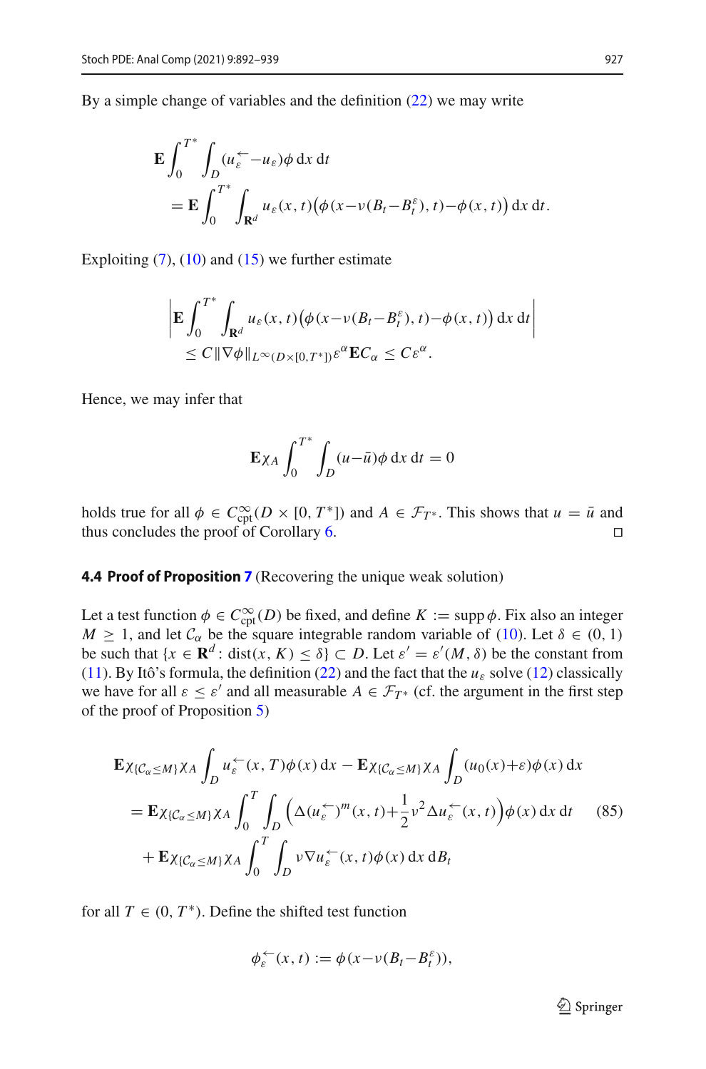By a simple change of variables and the definition (22) we may write

$$
\begin{aligned}
&\mathbf{E}\int_0^{T^*}\int_D (u_\varepsilon^{\leftarrow} - u_\varepsilon)\phi \,\mathrm{d}x\,\mathrm{d}t \\
&\quad = \mathbf{E}\int_0^{T^*}\int_{\mathbf{R}^d} u_\varepsilon(x,t)\big(\phi(x-\nu(B_t-B_t^\varepsilon),t)-\phi(x,t)\big)\,\mathrm{d}x\,\mathrm{d}t.
\end{aligned}
$$

Exploiting (7), (10) and (15) we further estimate

$$
\begin{aligned}
&\left|\mathbf{E}\int_0^{T^*}\int_{\mathbf{R}^d} u_\varepsilon(x,t)\big(\phi(x-\nu(B_t-B_t^\varepsilon),t)-\phi(x,t)\big)\,\mathrm{d}x\,\mathrm{d}t\right| \\
&\quad \le C\|\nabla\phi\|_{L^\infty(D\times[0,T^*])}\varepsilon^\alpha \mathbf{E}\mathcal{C}_\alpha \le C\varepsilon^\alpha.
\end{aligned}
$$

Hence, we may infer that

$$
\mathbf{E}\chi_A\int_0^{T^*}\int_D (u-\bar{u})\phi\,\mathrm{d}x\,\mathrm{d}t = 0
$$

holds true for all $\phi \in C^\infty_{\mathrm{cpt}}(D\times[0,T^*])$ and $A \in \mathcal{F}_{T^*}$. This shows that $u=\bar{u}$ and thus concludes the proof of Corollary 6. □

### 4.4 Proof of Proposition 7 (Recovering the unique weak solution)

Let a test function $\phi \in C^\infty_{\mathrm{cpt}}(D)$ be fixed, and define $K := \operatorname{supp}\phi$. Fix also an integer $M \ge 1$, and let $\mathcal{C}_\alpha$ be the square integrable random variable of (10). Let $\delta \in (0,1)$ be such that $\{x \in \mathbf{R}^d : \operatorname{dist}(x,K) \le \delta\} \subset D$. Let $\varepsilon' = \varepsilon'(M,\delta)$ be the constant from (11). By Itô's formula, the definition (22) and the fact that the $u_\varepsilon$ solve (12) classically we have for all $\varepsilon \le \varepsilon'$ and all measurable $A \in \mathcal{F}_{T^*}$ (cf. the argument in the first step of the proof of Proposition 5)

$$
\begin{aligned}
&\mathbf{E}\chi_{\{\mathcal{C}_\alpha\le M\}}\chi_A\int_D u_\varepsilon^{\leftarrow}(x,T)\phi(x)\,\mathrm{d}x - \mathbf{E}\chi_{\{\mathcal{C}_\alpha\le M\}}\chi_A\int_D (u_0(x)+\varepsilon)\phi(x)\,\mathrm{d}x \\
&\quad = \mathbf{E}\chi_{\{\mathcal{C}_\alpha\le M\}}\chi_A\int_0^T\int_D \Big(\Delta(u_\varepsilon^{\leftarrow})^m(x,t)+\frac{1}{2}\nu^2\Delta u_\varepsilon^{\leftarrow}(x,t)\Big)\phi(x)\,\mathrm{d}x\,\mathrm{d}t \qquad (85)\\
&\quad\quad + \mathbf{E}\chi_{\{\mathcal{C}_\alpha\le M\}}\chi_A\int_0^T\int_D \nu\nabla u_\varepsilon^{\leftarrow}(x,t)\phi(x)\,\mathrm{d}x\,\mathrm{d}B_t
\end{aligned}
$$

for all $T \in (0,T^*)$. Define the shifted test function

$$
\phi_\varepsilon^{\leftarrow}(x,t) := \phi(x-\nu(B_t-B_t^\varepsilon)),
$$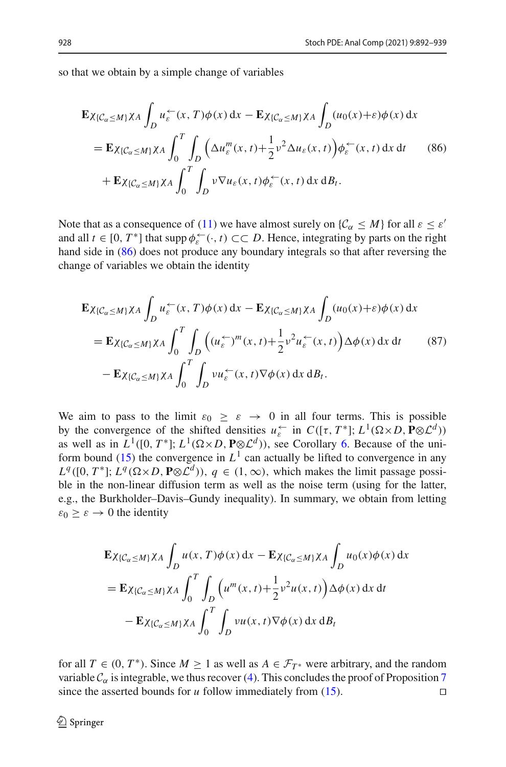so that we obtain by a simple change of variables

$$
\begin{aligned}
&\mathbf{E}\chi_{\{\mathcal{C}_\alpha \le M\}}\chi_A \int_D u_\varepsilon^{\leftarrow}(x,T)\phi(x)\,\mathrm{d}x - \mathbf{E}\chi_{\{\mathcal{C}_\alpha \le M\}}\chi_A \int_D (u_0(x)+\varepsilon)\phi(x)\,\mathrm{d}x \\
&= \mathbf{E}\chi_{\{\mathcal{C}_\alpha \le M\}}\chi_A \int_0^T \int_D \Big(\Delta u_\varepsilon^m(x,t)+\frac{1}{2}\nu^2 \Delta u_\varepsilon(x,t)\Big)\phi_\varepsilon^{\leftarrow}(x,t)\,\mathrm{d}x\,\mathrm{d}t \qquad (86)\\
&\quad + \mathbf{E}\chi_{\{\mathcal{C}_\alpha \le M\}}\chi_A \int_0^T \int_D \nu \nabla u_\varepsilon(x,t)\phi_\varepsilon^{\leftarrow}(x,t)\,\mathrm{d}x\,\mathrm{d}B_t.
\end{aligned}
$$

Note that as a consequence of (11) we have almost surely on $\{\mathcal{C}_\alpha \le M\}$ for all $\varepsilon \le \varepsilon'$ and all $t \in [0, T^*]$ that $\operatorname{supp}\phi_\varepsilon^{\leftarrow}(\cdot,t) \subset\subset D$. Hence, integrating by parts on the right hand side in (86) does not produce any boundary integrals so that after reversing the change of variables we obtain the identity

$$
\begin{aligned}
&\mathbf{E}\chi_{\{\mathcal{C}_\alpha \le M\}}\chi_A \int_D u_\varepsilon^{\leftarrow}(x,T)\phi(x)\,\mathrm{d}x - \mathbf{E}\chi_{\{\mathcal{C}_\alpha \le M\}}\chi_A \int_D (u_0(x)+\varepsilon)\phi(x)\,\mathrm{d}x \\
&= \mathbf{E}\chi_{\{\mathcal{C}_\alpha \le M\}}\chi_A \int_0^T \int_D \Big((u_\varepsilon^{\leftarrow})^m(x,t)+\frac{1}{2}\nu^2 u_\varepsilon^{\leftarrow}(x,t)\Big)\Delta\phi(x)\,\mathrm{d}x\,\mathrm{d}t \qquad (87)\\
&\quad - \mathbf{E}\chi_{\{\mathcal{C}_\alpha \le M\}}\chi_A \int_0^T \int_D \nu u_\varepsilon^{\leftarrow}(x,t)\nabla\phi(x)\,\mathrm{d}x\,\mathrm{d}B_t.
\end{aligned}
$$

We aim to pass to the limit $\varepsilon_0 \ge \varepsilon \to 0$ in all four terms. This is possible by the convergence of the shifted densities $u_\varepsilon^{\leftarrow}$ in $C([\tau, T^*]; L^1(\Omega\times D, \mathbf{P}\otimes\mathcal{L}^d))$ as well as in $L^1([0, T^*]; L^1(\Omega\times D, \mathbf{P}\otimes\mathcal{L}^d))$, see Corollary 6. Because of the uniform bound (15) the convergence in $L^1$ can actually be lifted to convergence in any $L^q([0, T^*]; L^q(\Omega\times D, \mathbf{P}\otimes\mathcal{L}^d))$, $q \in (1, \infty)$, which makes the limit passage possible in the non-linear diffusion term as well as the noise term (using for the latter, e.g., the Burkholder–Davis–Gundy inequality). In summary, we obtain from letting $\varepsilon_0 \ge \varepsilon \to 0$ the identity

$$
\begin{aligned}
&\mathbf{E}\chi_{\{\mathcal{C}_\alpha \le M\}}\chi_A \int_D u(x,T)\phi(x)\,\mathrm{d}x - \mathbf{E}\chi_{\{\mathcal{C}_\alpha \le M\}}\chi_A \int_D u_0(x)\phi(x)\,\mathrm{d}x \\
&= \mathbf{E}\chi_{\{\mathcal{C}_\alpha \le M\}}\chi_A \int_0^T \int_D \Big(u^m(x,t)+\frac{1}{2}\nu^2 u(x,t)\Big)\Delta\phi(x)\,\mathrm{d}x\,\mathrm{d}t \\
&\quad - \mathbf{E}\chi_{\{\mathcal{C}_\alpha \le M\}}\chi_A \int_0^T \int_D \nu u(x,t)\nabla\phi(x)\,\mathrm{d}x\,\mathrm{d}B_t
\end{aligned}
$$

for all $T \in (0, T^*)$. Since $M \ge 1$ as well as $A \in \mathcal{F}_{T^*}$ were arbitrary, and the random variable $\mathcal{C}_\alpha$ is integrable, we thus recover (4). This concludes the proof of Proposition 7 since the asserted bounds for $u$ follow immediately from (15). □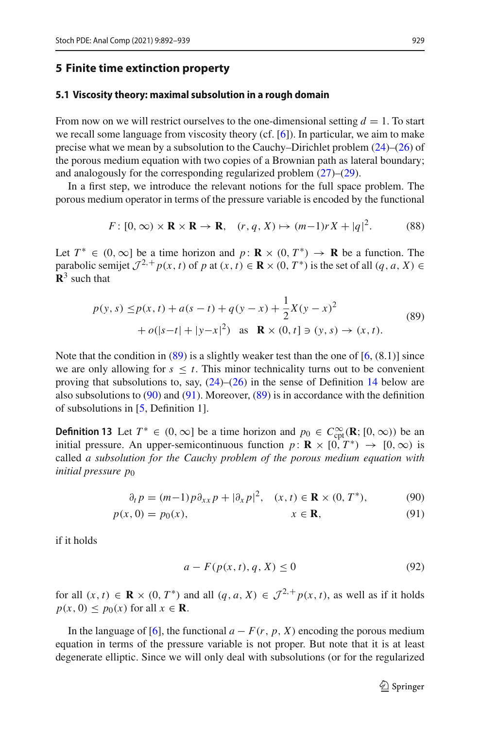## 5 Finite time extinction property

### 5.1 Viscosity theory: maximal subsolution in a rough domain

From now on we will restrict ourselves to the one-dimensional setting $d = 1$. To start we recall some language from viscosity theory (cf. [6]). In particular, we aim to make precise what we mean by a subsolution to the Cauchy–Dirichlet problem (24)–(26) of the porous medium equation with two copies of a Brownian path as lateral boundary; and analogously for the corresponding regularized problem (27)–(29).

In a first step, we introduce the relevant notions for the full space problem. The porous medium operator in terms of the pressure variable is encoded by the functional

$$F\colon [0,\infty)\times \mathbf{R}\times \mathbf{R}\to \mathbf{R},\quad (r,q,X)\mapsto (m-1)rX+|q|^2. \tag{88}$$

Let $T^* \in (0,\infty]$ be a time horizon and $p\colon \mathbf{R}\times(0,T^*)\to \mathbf{R}$ be a function. The parabolic semijet $\mathcal{J}^{2,+}p(x,t)$ of $p$ at $(x,t)\in \mathbf{R}\times(0,T^*)$ is the set of all $(q,a,X)\in \mathbf{R}^3$ such that

$$\begin{aligned} p(y,s) \le\, & p(x,t)+a(s-t)+q(y-x)+\frac{1}{2}X(y-x)^2 \\ & + o(|s-t|+|y-x|^2) \quad \text{as} \quad \mathbf{R}\times(0,t]\ni (y,s)\to(x,t). \end{aligned} \tag{89}$$

Note that the condition in (89) is a slightly weaker test than the one of [6, (8.1)] since we are only allowing for $s \le t$. This minor technicality turns out to be convenient proving that subsolutions to, say, (24)–(26) in the sense of Definition 14 below are also subsolutions to (90) and (91). Moreover, (89) is in accordance with the definition of subsolutions in [5, Definition 1].

**Definition 13** Let $T^* \in (0,\infty]$ be a time horizon and $p_0 \in C^\infty_{\mathrm{cpt}}(\mathbf{R};[0,\infty))$ be an initial pressure. An upper-semicontinuous function $p\colon \mathbf{R}\times[0,T^*)\to[0,\infty)$ is called *a subsolution for the Cauchy problem of the porous medium equation with initial pressure* $p_0$

$$\partial_t p = (m-1)p\partial_{xx}p + |\partial_x p|^2, \quad (x,t)\in \mathbf{R}\times(0,T^*), \tag{90}$$

$$p(x,0) = p_0(x), \qquad x\in\mathbf{R}, \tag{91}$$

if it holds

$$a - F(p(x,t),q,X) \le 0 \tag{92}$$

for all $(x,t)\in \mathbf{R}\times(0,T^*)$ and all $(q,a,X)\in \mathcal{J}^{2,+}p(x,t)$, as well as if it holds $p(x,0)\le p_0(x)$ for all $x\in\mathbf{R}$.

In the language of [6], the functional $a - F(r,p,X)$ encoding the porous medium equation in terms of the pressure variable is not proper. But note that it is at least degenerate elliptic. Since we will only deal with subsolutions (or for the regularized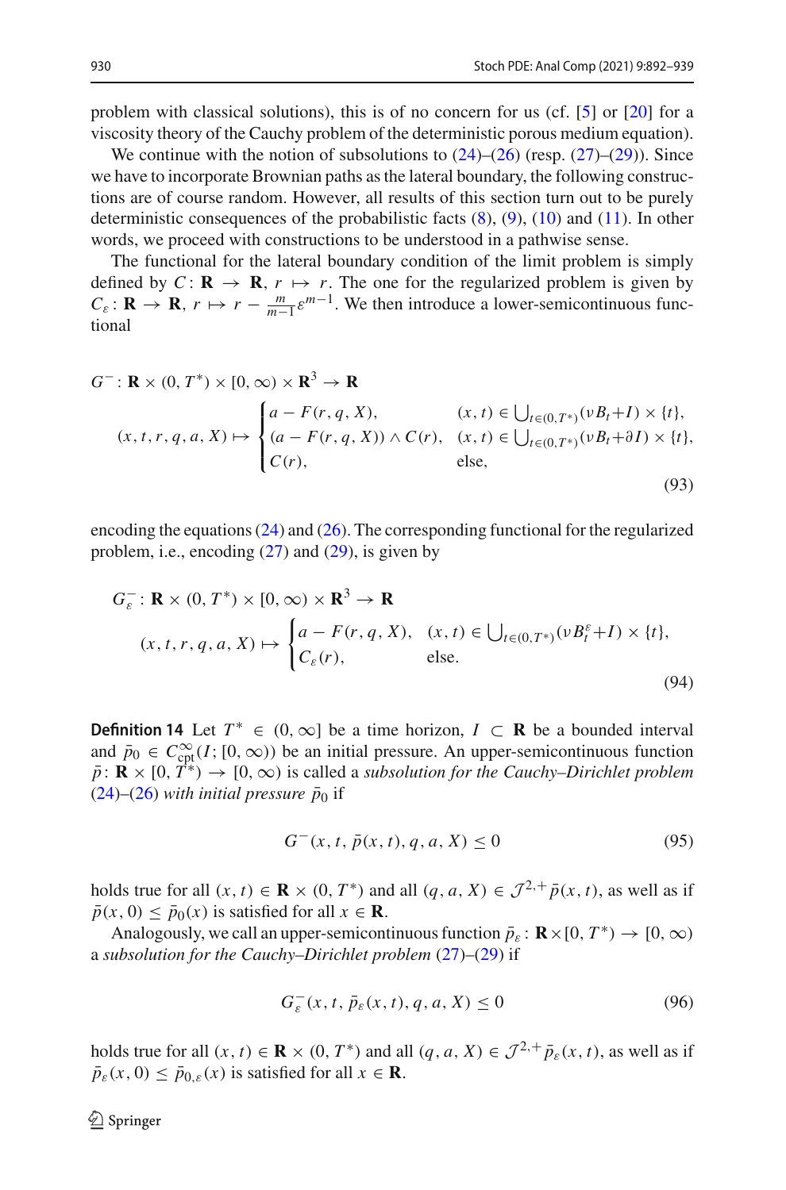problem with classical solutions), this is of no concern for us (cf. [5] or [20] for a viscosity theory of the Cauchy problem of the deterministic porous medium equation).

We continue with the notion of subsolutions to (24)–(26) (resp. (27)–(29)). Since we have to incorporate Brownian paths as the lateral boundary, the following constructions are of course random. However, all results of this section turn out to be purely deterministic consequences of the probabilistic facts (8), (9), (10) and (11). In other words, we proceed with constructions to be understood in a pathwise sense.

The functional for the lateral boundary condition of the limit problem is simply defined by $C\colon \mathbf{R} \to \mathbf{R}$, $r \mapsto r$. The one for the regularized problem is given by $C_\varepsilon\colon \mathbf{R} \to \mathbf{R}$, $r \mapsto r - \frac{m}{m-1}\varepsilon^{m-1}$. We then introduce a lower-semicontinuous functional

$$
\begin{aligned}
&G^-\colon \mathbf{R} \times (0,T^*) \times [0,\infty) \times \mathbf{R}^3 \to \mathbf{R}\\
&\quad (x,t,r,q,a,X) \mapsto \begin{cases} a - F(r,q,X), & (x,t) \in \bigcup_{t\in(0,T^*)} (\nu B_t + I) \times \{t\},\\ (a - F(r,q,X)) \wedge C(r), & (x,t) \in \bigcup_{t\in(0,T^*)} (\nu B_t + \partial I) \times \{t\},\\ C(r), & \text{else,} \end{cases}
\end{aligned}
\tag{93}
$$

encoding the equations (24) and (26). The corresponding functional for the regularized problem, i.e., encoding (27) and (29), is given by

$$
\begin{aligned}
&G_\varepsilon^-\colon \mathbf{R} \times (0,T^*) \times [0,\infty) \times \mathbf{R}^3 \to \mathbf{R}\\
&\quad (x,t,r,q,a,X) \mapsto \begin{cases} a - F(r,q,X), & (x,t) \in \bigcup_{t\in(0,T^*)} (\nu B_t^\varepsilon + I) \times \{t\},\\ C_\varepsilon(r), & \text{else.} \end{cases}
\end{aligned}
\tag{94}
$$

**Definition 14** Let $T^* \in (0,\infty]$ be a time horizon, $I \subset \mathbf{R}$ be a bounded interval and $\bar{p}_0 \in C^\infty_{\text{cpt}}(I;[0,\infty))$ be an initial pressure. An upper-semicontinuous function $\bar{p}\colon \mathbf{R} \times [0,T^*) \to [0,\infty)$ is called a *subsolution for the Cauchy–Dirichlet problem* (24)–(26) *with initial pressure* $\bar{p}_0$ if

$$
G^-(x,t,\bar{p}(x,t),q,a,X) \le 0 \tag{95}
$$

holds true for all $(x,t) \in \mathbf{R} \times (0,T^*)$ and all $(q,a,X) \in \mathcal{J}^{2,+}\bar{p}(x,t)$, as well as if $\bar{p}(x,0) \le \bar{p}_0(x)$ is satisfied for all $x \in \mathbf{R}$.

Analogously, we call an upper-semicontinuous function $\bar{p}_\varepsilon\colon \mathbf{R} \times [0,T^*) \to [0,\infty)$ a *subsolution for the Cauchy–Dirichlet problem* (27)–(29) if

$$
G_\varepsilon^-(x,t,\bar{p}_\varepsilon(x,t),q,a,X) \le 0 \tag{96}
$$

holds true for all $(x,t) \in \mathbf{R} \times (0,T^*)$ and all $(q,a,X) \in \mathcal{J}^{2,+}\bar{p}_\varepsilon(x,t)$, as well as if $\bar{p}_\varepsilon(x,0) \le \bar{p}_{0,\varepsilon}(x)$ is satisfied for all $x \in \mathbf{R}$.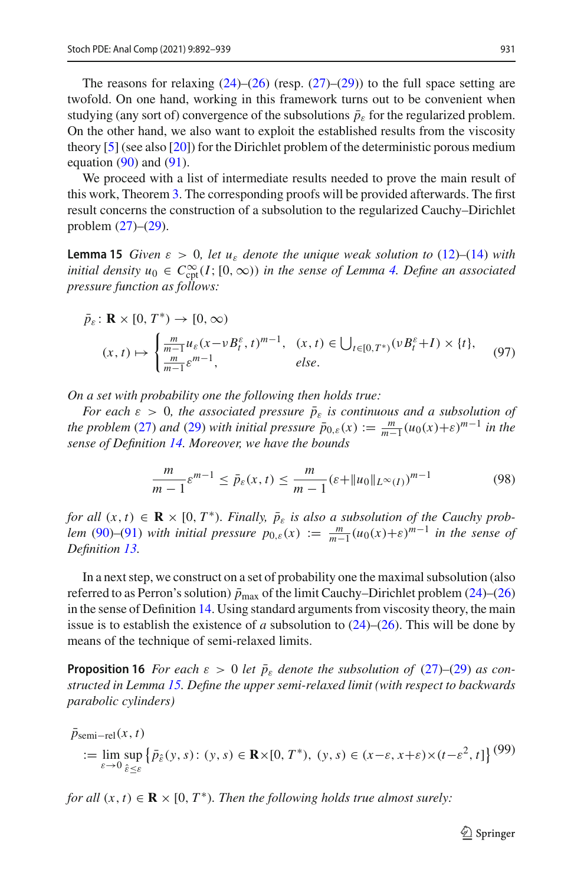The reasons for relaxing (24)–(26) (resp. (27)–(29)) to the full space setting are twofold. On one hand, working in this framework turns out to be convenient when studying (any sort of) convergence of the subsolutions $\bar{p}_\varepsilon$ for the regularized problem. On the other hand, we also want to exploit the established results from the viscosity theory [5] (see also [20]) for the Dirichlet problem of the deterministic porous medium equation (90) and (91).

We proceed with a list of intermediate results needed to prove the main result of this work, Theorem 3. The corresponding proofs will be provided afterwards. The first result concerns the construction of a subsolution to the regularized Cauchy–Dirichlet problem (27)–(29).

**Lemma 15** *Given $\varepsilon > 0$, let $u_\varepsilon$ denote the unique weak solution to (12)–(14) with initial density $u_0 \in C^\infty_{\mathrm{cpt}}(I; [0,\infty))$ in the sense of Lemma 4. Define an associated pressure function as follows:*

$$
\begin{aligned}
&\bar{p}_\varepsilon \colon \mathbf{R} \times [0, T^*) \to [0, \infty) \\
&(x,t) \mapsto \begin{cases} \frac{m}{m-1} u_\varepsilon(x - \nu B^\varepsilon_t, t)^{m-1}, & (x,t) \in \bigcup_{t \in [0,T^*)} (\nu B^\varepsilon_t + I) \times \{t\}, \\ \frac{m}{m-1} \varepsilon^{m-1}, & else. \end{cases}
\end{aligned}
\tag{97}
$$

*On a set with probability one the following then holds true:*

*For each $\varepsilon > 0$, the associated pressure $\bar{p}_\varepsilon$ is continuous and a subsolution of the problem (27) and (29) with initial pressure $\bar{p}_{0,\varepsilon}(x) := \frac{m}{m-1}(u_0(x)+\varepsilon)^{m-1}$ in the sense of Definition 14. Moreover, we have the bounds*

$$
\frac{m}{m-1} \varepsilon^{m-1} \leq \bar{p}_\varepsilon(x,t) \leq \frac{m}{m-1} (\varepsilon + \|u_0\|_{L^\infty(I)})^{m-1}
\tag{98}
$$

*for all $(x,t) \in \mathbf{R} \times [0, T^*)$. Finally, $\bar{p}_\varepsilon$ is also a subsolution of the Cauchy problem (90)–(91) with initial pressure $p_{0,\varepsilon}(x) := \frac{m}{m-1}(u_0(x)+\varepsilon)^{m-1}$ in the sense of Definition 13.*

In a next step, we construct on a set of probability one the maximal subsolution (also referred to as Perron's solution) $\bar{p}_{\max}$ of the limit Cauchy–Dirichlet problem (24)–(26) in the sense of Definition 14. Using standard arguments from viscosity theory, the main issue is to establish the existence of *a* subsolution to (24)–(26). This will be done by means of the technique of semi-relaxed limits.

**Proposition 16** *For each $\varepsilon > 0$ let $\bar{p}_\varepsilon$ denote the subsolution of (27)–(29) as constructed in Lemma 15. Define the upper semi-relaxed limit (with respect to backwards parabolic cylinders)*

$$
\begin{aligned}
&\bar{p}_{\mathrm{semi-rel}}(x,t) \\
&:= \lim_{\varepsilon \to 0} \sup_{\hat{\varepsilon} \leq \varepsilon} \left\{ \bar{p}_{\hat{\varepsilon}}(y,s) \colon (y,s) \in \mathbf{R} \times [0, T^*),\ (y,s) \in (x - \varepsilon, x + \varepsilon) \times (t - \varepsilon^2, t] \right\}
\end{aligned}
\tag{99}
$$

*for all $(x,t) \in \mathbf{R} \times [0, T^*)$. Then the following holds true almost surely:*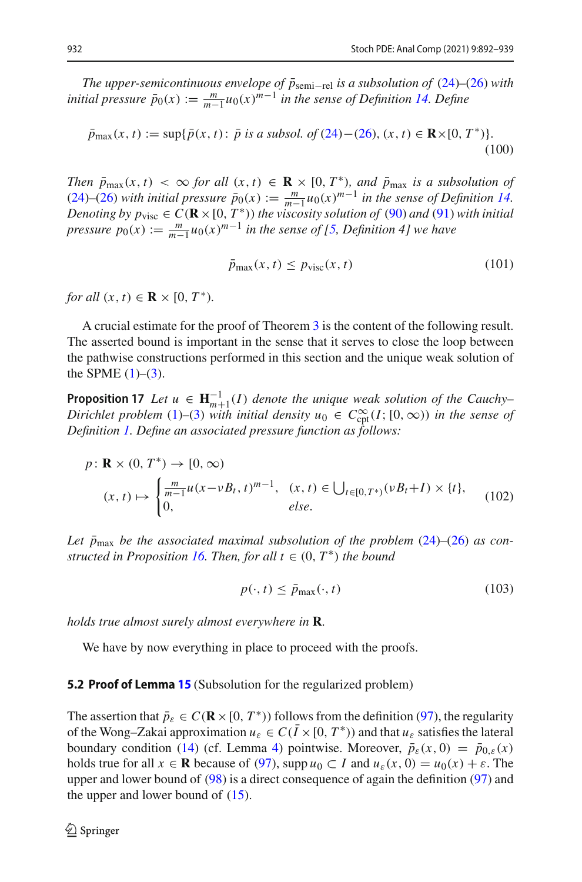*The upper-semicontinuous envelope of $\bar{p}_{\text{semi-rel}}$ is a subsolution of* (24)–(26) *with initial pressure $\bar{p}_0(x) := \frac{m}{m-1}u_0(x)^{m-1}$ in the sense of Definition 14. Define*

$$\bar{p}_{\max}(x,t) := \sup\{\bar{p}(x,t) \colon \bar{p} \text{ is a subsol. of } (24)-(26),\, (x,t) \in \mathbf{R}\times[0,T^*)\}. \tag{100}$$

*Then $\bar{p}_{\max}(x,t) < \infty$ for all $(x,t) \in \mathbf{R} \times [0,T^*)$, and $\bar{p}_{\max}$ is a subsolution of* (24)–(26) *with initial pressure $\bar{p}_0(x) := \frac{m}{m-1}u_0(x)^{m-1}$ in the sense of Definition 14. Denoting by $p_{\text{visc}} \in C(\mathbf{R}\times[0,T^*))$ the viscosity solution of* (90) *and* (91) *with initial pressure $p_0(x) := \frac{m}{m-1}u_0(x)^{m-1}$ in the sense of [5, Definition 4] we have*

$$\bar{p}_{\max}(x,t) \le p_{\text{visc}}(x,t) \tag{101}$$

*for all $(x,t) \in \mathbf{R} \times [0,T^*)$.*

A crucial estimate for the proof of Theorem 3 is the content of the following result. The asserted bound is important in the sense that it serves to close the loop between the pathwise constructions performed in this section and the unique weak solution of the SPME (1)–(3).

**Proposition 17** *Let $u \in \mathbf{H}^{-1}_{m+1}(I)$ denote the unique weak solution of the Cauchy–Dirichlet problem* (1)–(3) *with initial density $u_0 \in C^\infty_{\text{cpt}}(I;[0,\infty))$ in the sense of Definition 1. Define an associated pressure function as follows:*

$$\begin{aligned} &p\colon \mathbf{R}\times(0,T^*) \to [0,\infty) \\ &(x,t) \mapsto \begin{cases} \frac{m}{m-1}u(x-\nu B_t,t)^{m-1}, & (x,t) \in \bigcup_{t\in[0,T^*)}(\nu B_t + I)\times\{t\}, \\ 0, & \text{else.} \end{cases} \end{aligned} \tag{102}$$

*Let $\bar{p}_{\max}$ be the associated maximal subsolution of the problem* (24)–(26) *as constructed in Proposition 16. Then, for all $t \in (0,T^*)$ the bound*

$$p(\cdot,t) \le \bar{p}_{\max}(\cdot,t) \tag{103}$$

*holds true almost surely almost everywhere in $\mathbf{R}$.*

We have by now everything in place to proceed with the proofs.

### 5.2 Proof of Lemma 15 (Subsolution for the regularized problem)

The assertion that $\bar{p}_\varepsilon \in C(\mathbf{R}\times[0,T^*))$ follows from the definition (97), the regularity of the Wong–Zakai approximation $u_\varepsilon \in C(\bar{I}\times[0,T^*))$ and that $u_\varepsilon$ satisfies the lateral boundary condition (14) (cf. Lemma 4) pointwise. Moreover, $\bar{p}_\varepsilon(x,0) = \bar{p}_{0,\varepsilon}(x)$ holds true for all $x \in \mathbf{R}$ because of (97), $\operatorname{supp} u_0 \subset I$ and $u_\varepsilon(x,0) = u_0(x) + \varepsilon$. The upper and lower bound of (98) is a direct consequence of again the definition (97) and the upper and lower bound of (15).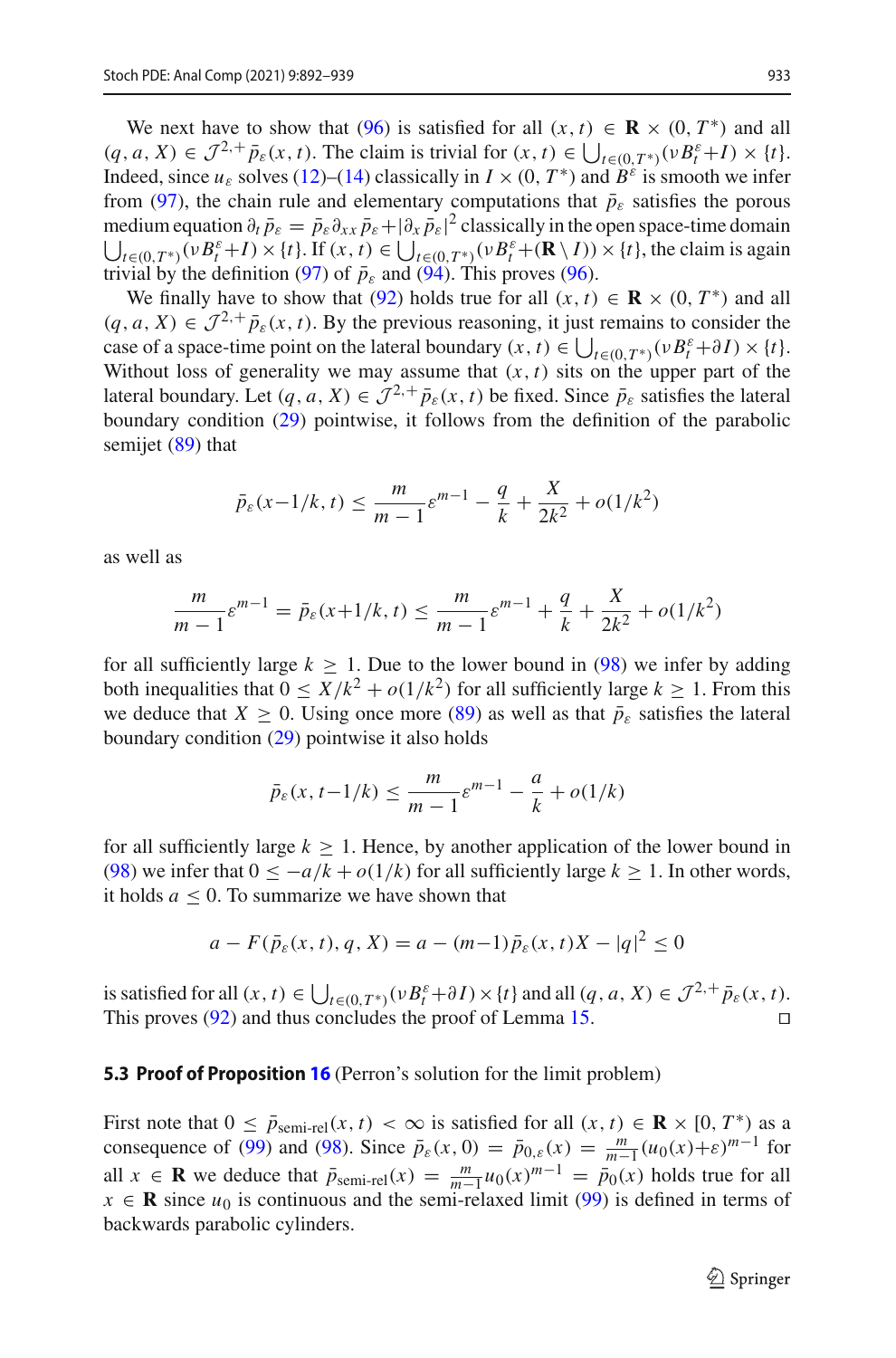We next have to show that (96) is satisfied for all $(x,t) \in \mathbf{R} \times (0, T^*)$ and all $(q, a, X) \in \mathcal{J}^{2,+}\bar{p}_\varepsilon(x,t)$. The claim is trivial for $(x,t) \in \bigcup_{t\in(0,T^*)}(\nu B_t^\varepsilon + I) \times \{t\}$. Indeed, since $u_\varepsilon$ solves (12)–(14) classically in $I \times (0, T^*)$ and $B^\varepsilon$ is smooth we infer from (97), the chain rule and elementary computations that $\bar{p}_\varepsilon$ satisfies the porous medium equation $\partial_t \bar{p}_\varepsilon = \bar{p}_\varepsilon \partial_{xx} \bar{p}_\varepsilon + |\partial_x \bar{p}_\varepsilon|^2$ classically in the open space-time domain $\bigcup_{t\in(0,T^*)}(\nu B_t^\varepsilon + I) \times \{t\}$. If $(x,t) \in \bigcup_{t\in(0,T^*)}(\nu B_t^\varepsilon + (\mathbf{R} \setminus I)) \times \{t\}$, the claim is again trivial by the definition (97) of $\bar{p}_\varepsilon$ and (94). This proves (96).

We finally have to show that (92) holds true for all $(x,t) \in \mathbf{R} \times (0, T^*)$ and all $(q, a, X) \in \mathcal{J}^{2,+}\bar{p}_\varepsilon(x,t)$. By the previous reasoning, it just remains to consider the case of a space-time point on the lateral boundary $(x,t) \in \bigcup_{t\in(0,T^*)}(\nu B_t^\varepsilon + \partial I) \times \{t\}$. Without loss of generality we may assume that $(x,t)$ sits on the upper part of the lateral boundary. Let $(q, a, X) \in \mathcal{J}^{2,+}\bar{p}_\varepsilon(x,t)$ be fixed. Since $\bar{p}_\varepsilon$ satisfies the lateral boundary condition (29) pointwise, it follows from the definition of the parabolic semijet (89) that

$$
\bar{p}_\varepsilon(x - 1/k, t) \leq \frac{m}{m-1}\varepsilon^{m-1} - \frac{q}{k} + \frac{X}{2k^2} + o(1/k^2)
$$

as well as

$$
\frac{m}{m-1}\varepsilon^{m-1} = \bar{p}_\varepsilon(x + 1/k, t) \leq \frac{m}{m-1}\varepsilon^{m-1} + \frac{q}{k} + \frac{X}{2k^2} + o(1/k^2)
$$

for all sufficiently large $k \geq 1$. Due to the lower bound in (98) we infer by adding both inequalities that $0 \leq X/k^2 + o(1/k^2)$ for all sufficiently large $k \geq 1$. From this we deduce that $X \geq 0$. Using once more (89) as well as that $\bar{p}_\varepsilon$ satisfies the lateral boundary condition (29) pointwise it also holds

$$
\bar{p}_\varepsilon(x, t - 1/k) \leq \frac{m}{m-1}\varepsilon^{m-1} - \frac{a}{k} + o(1/k)
$$

for all sufficiently large $k \geq 1$. Hence, by another application of the lower bound in (98) we infer that $0 \leq -a/k + o(1/k)$ for all sufficiently large $k \geq 1$. In other words, it holds $a \leq 0$. To summarize we have shown that

$$
a - F(\bar{p}_\varepsilon(x,t), q, X) = a - (m-1)\bar{p}_\varepsilon(x,t)X - |q|^2 \leq 0
$$

is satisfied for all $(x,t) \in \bigcup_{t\in(0,T^*)}(\nu B_t^\varepsilon + \partial I) \times \{t\}$ and all $(q, a, X) \in \mathcal{J}^{2,+}\bar{p}_\varepsilon(x,t)$. This proves (92) and thus concludes the proof of Lemma 15. □

### 5.3 Proof of Proposition 16 (Perron's solution for the limit problem)

First note that $0 \leq \bar{p}_{\text{semi-rel}}(x,t) < \infty$ is satisfied for all $(x,t) \in \mathbf{R} \times [0, T^*)$ as a consequence of (99) and (98). Since $\bar{p}_\varepsilon(x, 0) = \bar{p}_{0,\varepsilon}(x) = \frac{m}{m-1}(u_0(x) + \varepsilon)^{m-1}$ for all $x \in \mathbf{R}$ we deduce that $\bar{p}_{\text{semi-rel}}(x) = \frac{m}{m-1}u_0(x)^{m-1} = \bar{p}_0(x)$ holds true for all $x \in \mathbf{R}$ since $u_0$ is continuous and the semi-relaxed limit (99) is defined in terms of backwards parabolic cylinders.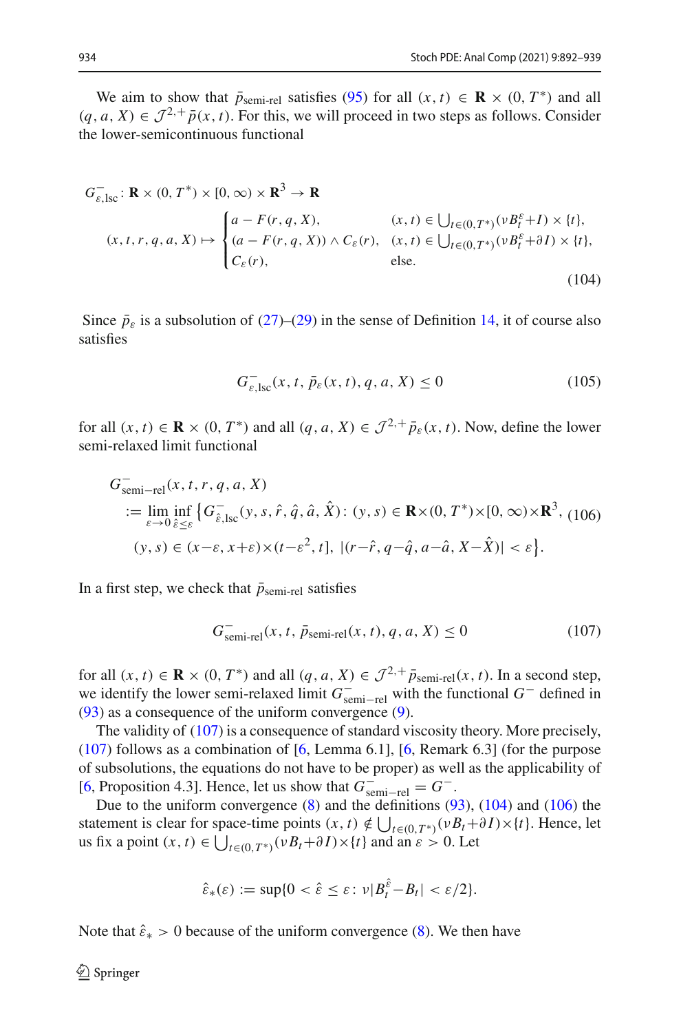We aim to show that $\bar{p}_{\text{semi-rel}}$ satisfies (95) for all $(x, t) \in \mathbf{R} \times (0, T^*)$ and all $(q, a, X) \in \mathcal{J}^{2,+}\bar{p}(x, t)$. For this, we will proceed in two steps as follows. Consider the lower-semicontinuous functional

$$
G^-_{\varepsilon,\text{lsc}} : \mathbf{R} \times (0, T^*) \times [0, \infty) \times \mathbf{R}^3 \to \mathbf{R}
$$
$$
(x, t, r, q, a, X) \mapsto \begin{cases} a - F(r, q, X), & (x, t) \in \bigcup_{t \in (0,T^*)} (\nu B^\varepsilon_t + I) \times \{t\}, \\ (a - F(r, q, X)) \wedge C_\varepsilon(r), & (x, t) \in \bigcup_{t \in (0,T^*)} (\nu B^\varepsilon_t + \partial I) \times \{t\}, \\ C_\varepsilon(r), & \text{else.} \end{cases} \tag{104}
$$

Since $\bar{p}_\varepsilon$ is a subsolution of (27)–(29) in the sense of Definition 14, it of course also satisfies

$$
G^-_{\varepsilon,\text{lsc}}(x, t, \bar{p}_\varepsilon(x, t), q, a, X) \leq 0 \tag{105}
$$

for all $(x, t) \in \mathbf{R} \times (0, T^*)$ and all $(q, a, X) \in \mathcal{J}^{2,+}\bar{p}_\varepsilon(x, t)$. Now, define the lower semi-relaxed limit functional

$$
\begin{aligned}
&G^-_{\text{semi-rel}}(x, t, r, q, a, X) \\
&:= \lim_{\varepsilon \to 0} \inf_{\hat{\varepsilon} \leq \varepsilon} \big\{ G^-_{\hat{\varepsilon},\text{lsc}}(y, s, \hat{r}, \hat{q}, \hat{a}, \hat{X}) : (y, s) \in \mathbf{R} \times (0, T^*) \times [0, \infty) \times \mathbf{R}^3, \\
&\quad (y, s) \in (x - \varepsilon, x + \varepsilon) \times (t - \varepsilon^2, t], \ |(r - \hat{r}, q - \hat{q}, a - \hat{a}, X - \hat{X})| < \varepsilon \big\}.
\end{aligned} \tag{106}
$$

In a first step, we check that $\bar{p}_{\text{semi-rel}}$ satisfies

$$
G^-_{\text{semi-rel}}(x, t, \bar{p}_{\text{semi-rel}}(x, t), q, a, X) \leq 0 \tag{107}
$$

for all $(x, t) \in \mathbf{R} \times (0, T^*)$ and all $(q, a, X) \in \mathcal{J}^{2,+}\bar{p}_{\text{semi-rel}}(x, t)$. In a second step, we identify the lower semi-relaxed limit $G^-_{\text{semi-rel}}$ with the functional $G^-$ defined in (93) as a consequence of the uniform convergence (9).

The validity of (107) is a consequence of standard viscosity theory. More precisely, (107) follows as a combination of [6, Lemma 6.1], [6, Remark 6.3] (for the purpose of subsolutions, the equations do not have to be proper) as well as the applicability of [6, Proposition 4.3]. Hence, let us show that $G^-_{\text{semi-rel}} = G^-$.

Due to the uniform convergence (8) and the definitions (93), (104) and (106) the statement is clear for space-time points $(x, t) \notin \bigcup_{t \in (0,T^*)} (\nu B_t + \partial I) \times \{t\}$. Hence, let us fix a point $(x, t) \in \bigcup_{t \in (0,T^*)} (\nu B_t + \partial I) \times \{t\}$ and an $\varepsilon > 0$. Let

$$
\hat{\varepsilon}_*(\varepsilon) := \sup\{0 < \hat{\varepsilon} \leq \varepsilon : \nu|B^{\hat{\varepsilon}}_t - B_t| < \varepsilon/2\}.
$$

Note that $\hat{\varepsilon}_* > 0$ because of the uniform convergence (8). We then have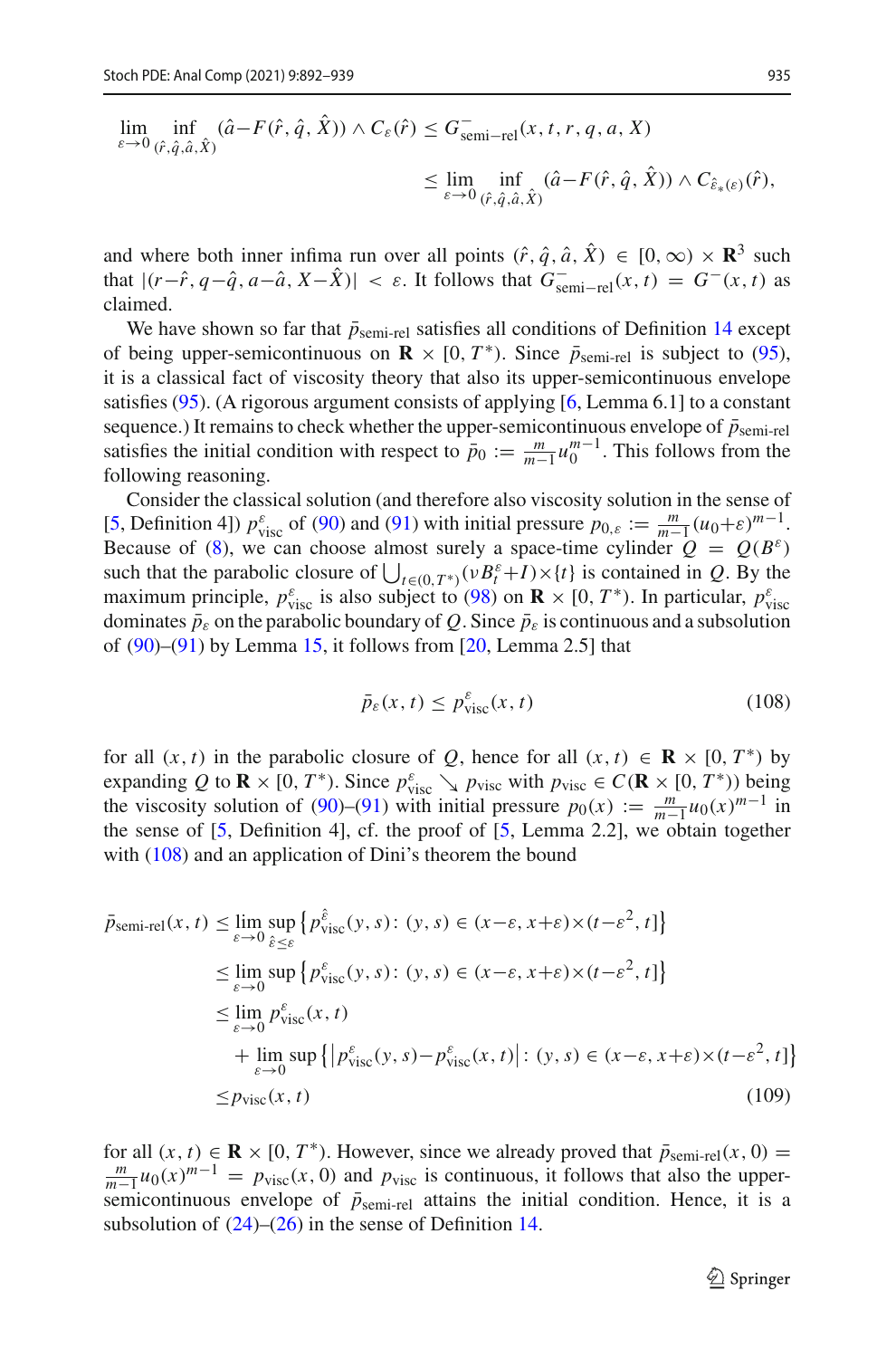$$
\lim_{\varepsilon \to 0} \inf_{(\hat{r},\hat{q},\hat{a},\hat{X})} (\hat{a} - F(\hat{r},\hat{q},\hat{X})) \wedge C_\varepsilon(\hat{r}) \leq G^-_{\text{semi-rel}}(x,t,r,q,a,X)
$$

$$
\leq \lim_{\varepsilon \to 0} \inf_{(\hat{r},\hat{q},\hat{a},\hat{X})} (\hat{a} - F(\hat{r},\hat{q},\hat{X})) \wedge C_{\hat{\varepsilon}_*(\varepsilon)}(\hat{r}),
$$

and where both inner infima run over all points $(\hat{r},\hat{q},\hat{a},\hat{X}) \in [0,\infty) \times \mathbf{R}^3$ such that $|(r-\hat{r}, q-\hat{q}, a-\hat{a}, X-\hat{X})| < \varepsilon$. It follows that $G^-_{\text{semi-rel}}(x,t) = G^-(x,t)$ as claimed.

We have shown so far that $\bar{p}_{\text{semi-rel}}$ satisfies all conditions of Definition 14 except of being upper-semicontinuous on $\mathbf{R} \times [0,T^*)$. Since $\bar{p}_{\text{semi-rel}}$ is subject to (95), it is a classical fact of viscosity theory that also its upper-semicontinuous envelope satisfies (95). (A rigorous argument consists of applying [6, Lemma 6.1] to a constant sequence.) It remains to check whether the upper-semicontinuous envelope of $\bar{p}_{\text{semi-rel}}$ satisfies the initial condition with respect to $\bar{p}_0 := \frac{m}{m-1}u_0^{m-1}$. This follows from the following reasoning.

Consider the classical solution (and therefore also viscosity solution in the sense of [5, Definition 4]) $p^\varepsilon_{\text{visc}}$ of (90) and (91) with initial pressure $p_{0,\varepsilon} := \frac{m}{m-1}(u_0+\varepsilon)^{m-1}$. Because of (8), we can choose almost surely a space-time cylinder $Q = Q(B^\varepsilon)$ such that the parabolic closure of $\bigcup_{t\in(0,T^*)}(\nu B^\varepsilon_t + I) \times \{t\}$ is contained in $Q$. By the maximum principle, $p^\varepsilon_{\text{visc}}$ is also subject to (98) on $\mathbf{R} \times [0,T^*)$. In particular, $p^\varepsilon_{\text{visc}}$ dominates $\bar{p}_\varepsilon$ on the parabolic boundary of $Q$. Since $\bar{p}_\varepsilon$ is continuous and a subsolution of (90)–(91) by Lemma 15, it follows from [20, Lemma 2.5] that

$$
\bar{p}_\varepsilon(x,t) \leq p^\varepsilon_{\text{visc}}(x,t) \tag{108}
$$

for all $(x,t)$ in the parabolic closure of $Q$, hence for all $(x,t) \in \mathbf{R} \times [0,T^*)$ by expanding $Q$ to $\mathbf{R} \times [0,T^*)$. Since $p^\varepsilon_{\text{visc}} \searrow p_{\text{visc}}$ with $p_{\text{visc}} \in C(\mathbf{R} \times [0,T^*))$ being the viscosity solution of (90)–(91) with initial pressure $p_0(x) := \frac{m}{m-1}u_0(x)^{m-1}$ in the sense of [5, Definition 4], cf. the proof of [5, Lemma 2.2], we obtain together with (108) and an application of Dini's theorem the bound

$$
\begin{aligned}
\bar{p}_{\text{semi-rel}}(x,t) &\leq \lim_{\varepsilon\to 0} \sup_{\hat{\varepsilon}\leq\varepsilon} \left\{ p^{\hat{\varepsilon}}_{\text{visc}}(y,s) \colon (y,s) \in (x-\varepsilon, x+\varepsilon) \times (t-\varepsilon^2, t] \right\} \\
&\leq \lim_{\varepsilon\to 0} \sup \left\{ p^{\varepsilon}_{\text{visc}}(y,s) \colon (y,s) \in (x-\varepsilon, x+\varepsilon) \times (t-\varepsilon^2, t] \right\} \\
&\leq \lim_{\varepsilon\to 0} p^\varepsilon_{\text{visc}}(x,t) \\
&\quad + \lim_{\varepsilon\to 0} \sup \left\{ \left| p^\varepsilon_{\text{visc}}(y,s) - p^\varepsilon_{\text{visc}}(x,t) \right| \colon (y,s) \in (x-\varepsilon, x+\varepsilon) \times (t-\varepsilon^2, t] \right\} \\
&\leq p_{\text{visc}}(x,t)
\end{aligned} \tag{109}
$$

for all $(x,t) \in \mathbf{R} \times [0,T^*)$. However, since we already proved that $\bar{p}_{\text{semi-rel}}(x,0) = \frac{m}{m-1}u_0(x)^{m-1} = p_{\text{visc}}(x,0)$ and $p_{\text{visc}}$ is continuous, it follows that also the upper-semicontinuous envelope of $\bar{p}_{\text{semi-rel}}$ attains the initial condition. Hence, it is a subsolution of (24)–(26) in the sense of Definition 14.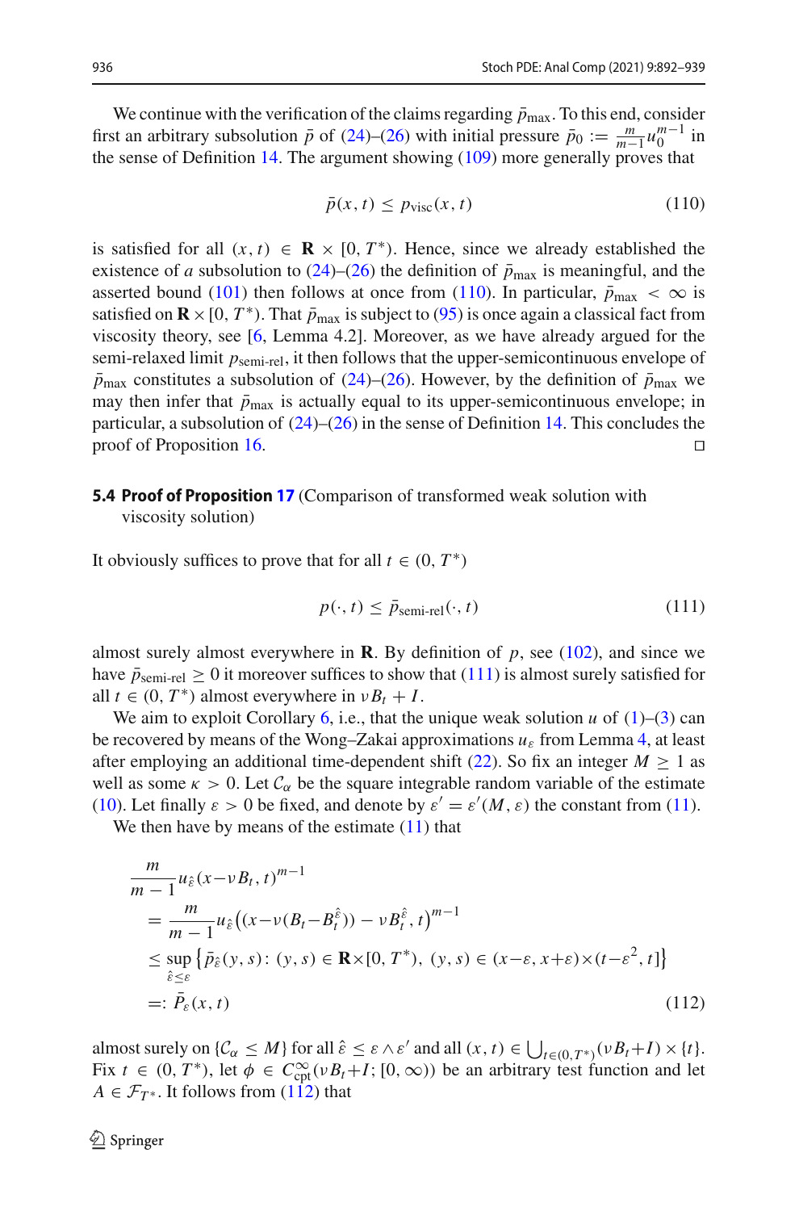We continue with the verification of the claims regarding $\bar{p}_{\max}$. To this end, consider first an arbitrary subsolution $\bar{p}$ of (24)–(26) with initial pressure $\bar{p}_0 := \frac{m}{m-1}u_0^{m-1}$ in the sense of Definition 14. The argument showing (109) more generally proves that

$$
\bar{p}(x,t) \le p_{\mathrm{visc}}(x,t) \tag{110}
$$

is satisfied for all $(x,t) \in \mathbf{R} \times [0, T^*)$. Hence, since we already established the existence of *a* subsolution to (24)–(26) the definition of $\bar{p}_{\max}$ is meaningful, and the asserted bound (101) then follows at once from (110). In particular, $\bar{p}_{\max} < \infty$ is satisfied on $\mathbf{R} \times [0, T^*)$. That $\bar{p}_{\max}$ is subject to (95) is once again a classical fact from viscosity theory, see [6, Lemma 4.2]. Moreover, as we have already argued for the semi-relaxed limit $p_{\text{semi-rel}}$, it then follows that the upper-semicontinuous envelope of $\bar{p}_{\max}$ constitutes a subsolution of (24)–(26). However, by the definition of $\bar{p}_{\max}$ we may then infer that $\bar{p}_{\max}$ is actually equal to its upper-semicontinuous envelope; in particular, a subsolution of (24)–(26) in the sense of Definition 14. This concludes the proof of Proposition 16. ◻

### 5.4 Proof of Proposition 17 (Comparison of transformed weak solution with viscosity solution)

It obviously suffices to prove that for all $t \in (0, T^*)$

$$
p(\cdot, t) \le \bar{p}_{\text{semi-rel}}(\cdot, t) \tag{111}
$$

almost surely almost everywhere in $\mathbf{R}$. By definition of $p$, see (102), and since we have $\bar{p}_{\text{semi-rel}} \ge 0$ it moreover suffices to show that (111) is almost surely satisfied for all $t \in (0, T^*)$ almost everywhere in $\nu B_t + I$.

We aim to exploit Corollary 6, i.e., that the unique weak solution $u$ of (1)–(3) can be recovered by means of the Wong–Zakai approximations $u_\varepsilon$ from Lemma 4, at least after employing an additional time-dependent shift (22). So fix an integer $M \ge 1$ as well as some $\kappa > 0$. Let $\mathcal{C}_\alpha$ be the square integrable random variable of the estimate (10). Let finally $\varepsilon > 0$ be fixed, and denote by $\varepsilon' = \varepsilon'(M, \varepsilon)$ the constant from (11).

We then have by means of the estimate (11) that

$$
\begin{aligned}
&\frac{m}{m-1} u_{\hat{\varepsilon}}(x - \nu B_t, t)^{m-1} \\
&= \frac{m}{m-1} u_{\hat{\varepsilon}}\big((x - \nu(B_t - B_t^{\hat{\varepsilon}})) - \nu B_t^{\hat{\varepsilon}}, t\big)^{m-1} \\
&\le \sup_{\hat{\varepsilon} \le \varepsilon} \big\{ \bar{p}_{\hat{\varepsilon}}(y,s) \colon (y,s) \in \mathbf{R} \times [0, T^*),\ (y,s) \in (x - \varepsilon, x + \varepsilon) \times (t - \varepsilon^2, t] \big\} \\
&=: \bar{P}_\varepsilon(x,t)
\end{aligned} \tag{112}
$$

almost surely on $\{\mathcal{C}_\alpha \le M\}$ for all $\hat{\varepsilon} \le \varepsilon \wedge \varepsilon'$ and all $(x,t) \in \bigcup_{t \in (0,T^*)} (\nu B_t + I) \times \{t\}$. Fix $t \in (0, T^*)$, let $\phi \in C^\infty_{\mathrm{cpt}}(\nu B_t + I; [0, \infty))$ be an arbitrary test function and let $A \in \mathcal{F}_{T^*}$. It follows from (112) that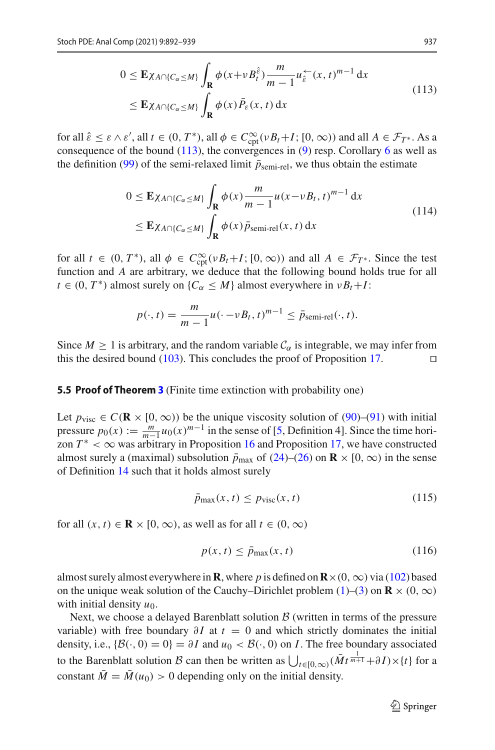$$
\begin{aligned}
0 &\le \mathbf{E}\chi_{A\cap\{\mathcal{C}_\alpha\le M\}}\int_{\mathbf{R}}\phi(x+\nu B_t^{\hat{\varepsilon}})\frac{m}{m-1}u_{\hat{\varepsilon}}^{\leftarrow}(x,t)^{m-1}\,\mathrm{d}x \\
&\le \mathbf{E}\chi_{A\cap\{\mathcal{C}_\alpha\le M\}}\int_{\mathbf{R}}\phi(x)\,\bar{P}_\varepsilon(x,t)\,\mathrm{d}x
\end{aligned}
\tag{113}
$$

for all $\hat{\varepsilon}\le\varepsilon\wedge\varepsilon'$, all $t\in(0,T^*)$, all $\phi\in C^\infty_{\mathrm{cpt}}(\nu B_t+I;[0,\infty))$ and all $A\in\mathcal{F}_{T^*}$. As a consequence of the bound (113), the convergences in (9) resp. Corollary 6 as well as the definition (99) of the semi-relaxed limit $\bar{p}_{\text{semi-rel}}$, we thus obtain the estimate

$$
\begin{aligned}
0 &\le \mathbf{E}\chi_{A\cap\{\mathcal{C}_\alpha\le M\}}\int_{\mathbf{R}}\phi(x)\frac{m}{m-1}u(x-\nu B_t,t)^{m-1}\,\mathrm{d}x \\
&\le \mathbf{E}\chi_{A\cap\{\mathcal{C}_\alpha\le M\}}\int_{\mathbf{R}}\phi(x)\,\bar{p}_{\text{semi-rel}}(x,t)\,\mathrm{d}x
\end{aligned}
\tag{114}
$$

for all $t\in(0,T^*)$, all $\phi\in C^\infty_{\mathrm{cpt}}(\nu B_t+I;[0,\infty))$ and all $A\in\mathcal{F}_{T^*}$. Since the test function and $A$ are arbitrary, we deduce that the following bound holds true for all $t\in(0,T^*)$ almost surely on $\{\mathcal{C}_\alpha\le M\}$ almost everywhere in $\nu B_t+I$:

$$
p(\cdot,t)=\frac{m}{m-1}u(\cdot-\nu B_t,t)^{m-1}\le\bar{p}_{\text{semi-rel}}(\cdot,t).
$$

Since $M\ge 1$ is arbitrary, and the random variable $\mathcal{C}_\alpha$ is integrable, we may infer from this the desired bound (103). This concludes the proof of Proposition 17. □

### 5.5 Proof of Theorem 3 (Finite time extinction with probability one)

Let $p_{\mathrm{visc}}\in C(\mathbf{R}\times[0,\infty))$ be the unique viscosity solution of (90)–(91) with initial pressure $p_0(x):=\frac{m}{m-1}u_0(x)^{m-1}$ in the sense of [5, Definition 4]. Since the time horizon $T^*<\infty$ was arbitrary in Proposition 16 and Proposition 17, we have constructed almost surely a (maximal) subsolution $\bar{p}_{\max}$ of (24)–(26) on $\mathbf{R}\times[0,\infty)$ in the sense of Definition 14 such that it holds almost surely

$$
\bar{p}_{\max}(x,t)\le p_{\mathrm{visc}}(x,t)
\tag{115}
$$

for all $(x,t)\in\mathbf{R}\times[0,\infty)$, as well as for all $t\in(0,\infty)$

$$
p(x,t)\le\bar{p}_{\max}(x,t)
\tag{116}
$$

almost surely almost everywhere in $\mathbf{R}$, where $p$ is defined on $\mathbf{R}\times(0,\infty)$ via (102) based on the unique weak solution of the Cauchy–Dirichlet problem (1)–(3) on $\mathbf{R}\times(0,\infty)$ with initial density $u_0$.

Next, we choose a delayed Barenblatt solution $\mathcal{B}$ (written in terms of the pressure variable) with free boundary $\partial I$ at $t=0$ and which strictly dominates the initial density, i.e., $\{\mathcal{B}(\cdot,0)=0\}=\partial I$ and $u_0<\mathcal{B}(\cdot,0)$ on $I$. The free boundary associated to the Barenblatt solution $\mathcal{B}$ can then be written as $\bigcup_{t\in[0,\infty)}(\bar{M}t^{\frac{1}{m+1}}+\partial I)\times\{t\}$ for a constant $\bar{M}=\bar{M}(u_0)>0$ depending only on the initial density.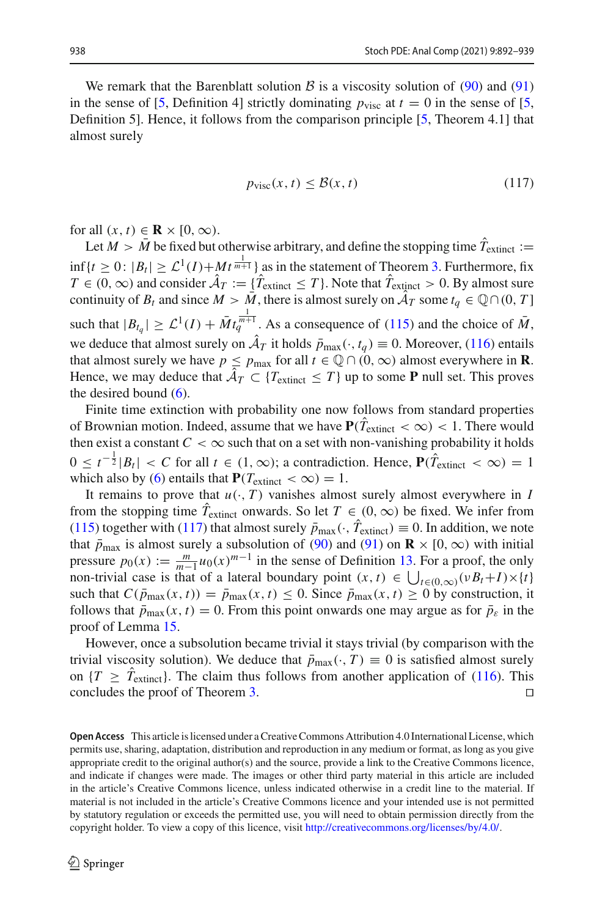We remark that the Barenblatt solution $\mathcal{B}$ is a viscosity solution of (90) and (91) in the sense of [5, Definition 4] strictly dominating $p_{\mathrm{visc}}$ at $t = 0$ in the sense of [5, Definition 5]. Hence, it follows from the comparison principle [5, Theorem 4.1] that almost surely

$$p_{\mathrm{visc}}(x,t) \leq \mathcal{B}(x,t) \tag{117}$$

for all $(x,t) \in \mathbf{R} \times [0,\infty)$.

Let $M > \bar{M}$ be fixed but otherwise arbitrary, and define the stopping time $\hat{T}_{\mathrm{extinct}} := \inf\{t \geq 0\colon |B_t| \geq \mathcal{L}^1(I) + Mt^{\frac{1}{m+1}}\}$ as in the statement of Theorem 3. Furthermore, fix $T \in (0,\infty)$ and consider $\hat{\mathcal{A}}_T := \{\hat{T}_{\mathrm{extinct}} \leq T\}$. Note that $\hat{T}_{\mathrm{extinct}} > 0$. By almost sure continuity of $B_t$ and since $M > \bar{M}$, there is almost surely on $\hat{\mathcal{A}}_T$ some $t_q \in \mathbb{Q} \cap (0,T]$ such that $|B_{t_q}| \geq \mathcal{L}^1(I) + \bar{M} t_q^{\frac{1}{m+1}}$. As a consequence of (115) and the choice of $\bar{M}$, we deduce that almost surely on $\hat{\mathcal{A}}_T$ it holds $\bar{p}_{\max}(\cdot, t_q) \equiv 0$. Moreover, (116) entails that almost surely we have $p \leq p_{\max}$ for all $t \in \mathbb{Q} \cap (0,\infty)$ almost everywhere in $\mathbf{R}$. Hence, we may deduce that $\hat{\mathcal{A}}_T \subset \{T_{\mathrm{extinct}} \leq T\}$ up to some $\mathbf{P}$ null set. This proves the desired bound (6).

Finite time extinction with probability one now follows from standard properties of Brownian motion. Indeed, assume that we have $\mathbf{P}(\hat{T}_{\mathrm{extinct}} < \infty) < 1$. There would then exist a constant $C < \infty$ such that on a set with non-vanishing probability it holds $0 \leq t^{-\frac{1}{2}}|B_t| < C$ for all $t \in (1,\infty)$; a contradiction. Hence, $\mathbf{P}(\hat{T}_{\mathrm{extinct}} < \infty) = 1$ which also by (6) entails that $\mathbf{P}(T_{\mathrm{extinct}} < \infty) = 1$.

It remains to prove that $u(\cdot, T)$ vanishes almost surely almost everywhere in $I$ from the stopping time $\hat{T}_{\mathrm{extinct}}$ onwards. So let $T \in (0,\infty)$ be fixed. We infer from (115) together with (117) that almost surely $\bar{p}_{\max}(\cdot, \hat{T}_{\mathrm{extinct}}) \equiv 0$. In addition, we note that $\bar{p}_{\max}$ is almost surely a subsolution of (90) and (91) on $\mathbf{R} \times [0,\infty)$ with initial pressure $p_0(x) := \frac{m}{m-1}u_0(x)^{m-1}$ in the sense of Definition 13. For a proof, the only non-trivial case is that of a lateral boundary point $(x,t) \in \bigcup_{t\in(0,\infty)}(\nu B_t + I) \times \{t\}$ such that $C(\bar{p}_{\max}(x,t)) = \bar{p}_{\max}(x,t) \leq 0$. Since $\bar{p}_{\max}(x,t) \geq 0$ by construction, it follows that $\bar{p}_{\max}(x,t) = 0$. From this point onwards one may argue as for $\bar{p}_\varepsilon$ in the proof of Lemma 15.

However, once a subsolution became trivial it stays trivial (by comparison with the trivial viscosity solution). We deduce that $\bar{p}_{\max}(\cdot, T) \equiv 0$ is satisfied almost surely on $\{T \geq \hat{T}_{\mathrm{extinct}}\}$. The claim thus follows from another application of (116). This concludes the proof of Theorem 3. □

**Open Access** This article is licensed under a Creative Commons Attribution 4.0 International License, which permits use, sharing, adaptation, distribution and reproduction in any medium or format, as long as you give appropriate credit to the original author(s) and the source, provide a link to the Creative Commons licence, and indicate if changes were made. The images or other third party material in this article are included in the article's Creative Commons licence, unless indicated otherwise in a credit line to the material. If material is not included in the article's Creative Commons licence and your intended use is not permitted by statutory regulation or exceeds the permitted use, you will need to obtain permission directly from the copyright holder. To view a copy of this licence, visit http://creativecommons.org/licenses/by/4.0/.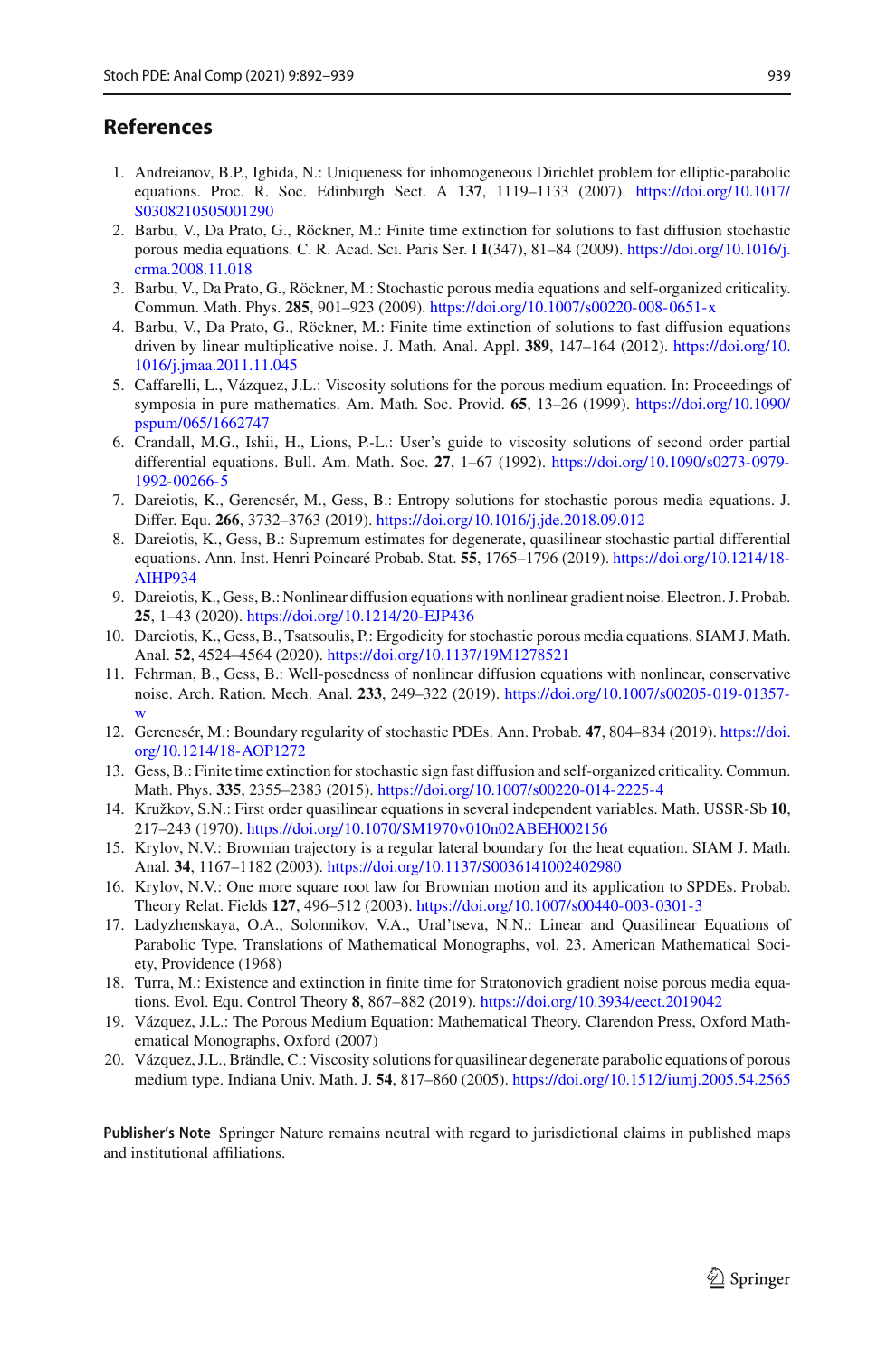## References

1. Andreianov, B.P., Igbida, N.: Uniqueness for inhomogeneous Dirichlet problem for elliptic-parabolic equations. Proc. R. Soc. Edinburgh Sect. A **137**, 1119–1133 (2007). https://doi.org/10.1017/S0308210505001290
2. Barbu, V., Da Prato, G., Röckner, M.: Finite time extinction for solutions to fast diffusion stochastic porous media equations. C. R. Acad. Sci. Paris Ser. I **I**(347), 81–84 (2009). https://doi.org/10.1016/j.crma.2008.11.018
3. Barbu, V., Da Prato, G., Röckner, M.: Stochastic porous media equations and self-organized criticality. Commun. Math. Phys. **285**, 901–923 (2009). https://doi.org/10.1007/s00220-008-0651-x
4. Barbu, V., Da Prato, G., Röckner, M.: Finite time extinction of solutions to fast diffusion equations driven by linear multiplicative noise. J. Math. Anal. Appl. **389**, 147–164 (2012). https://doi.org/10.1016/j.jmaa.2011.11.045
5. Caffarelli, L., Vázquez, J.L.: Viscosity solutions for the porous medium equation. In: Proceedings of symposia in pure mathematics. Am. Math. Soc. Provid. **65**, 13–26 (1999). https://doi.org/10.1090/pspum/065/1662747
6. Crandall, M.G., Ishii, H., Lions, P.-L.: User's guide to viscosity solutions of second order partial differential equations. Bull. Am. Math. Soc. **27**, 1–67 (1992). https://doi.org/10.1090/s0273-0979-1992-00266-5
7. Dareiotis, K., Gerencsér, M., Gess, B.: Entropy solutions for stochastic porous media equations. J. Differ. Equ. **266**, 3732–3763 (2019). https://doi.org/10.1016/j.jde.2018.09.012
8. Dareiotis, K., Gess, B.: Supremum estimates for degenerate, quasilinear stochastic partial differential equations. Ann. Inst. Henri Poincaré Probab. Stat. **55**, 1765–1796 (2019). https://doi.org/10.1214/18-AIHP934
9. Dareiotis, K., Gess, B.: Nonlinear diffusion equations with nonlinear gradient noise. Electron. J. Probab. **25**, 1–43 (2020). https://doi.org/10.1214/20-EJP436
10. Dareiotis, K., Gess, B., Tsatsoulis, P.: Ergodicity for stochastic porous media equations. SIAM J. Math. Anal. **52**, 4524–4564 (2020). https://doi.org/10.1137/19M1278521
11. Fehrman, B., Gess, B.: Well-posedness of nonlinear diffusion equations with nonlinear, conservative noise. Arch. Ration. Mech. Anal. **233**, 249–322 (2019). https://doi.org/10.1007/s00205-019-01357-w
12. Gerencsér, M.: Boundary regularity of stochastic PDEs. Ann. Probab. **47**, 804–834 (2019). https://doi.org/10.1214/18-AOP1272
13. Gess, B.: Finite time extinction for stochastic sign fast diffusion and self-organized criticality. Commun. Math. Phys. **335**, 2355–2383 (2015). https://doi.org/10.1007/s00220-014-2225-4
14. Kružkov, S.N.: First order quasilinear equations in several independent variables. Math. USSR-Sb **10**, 217–243 (1970). https://doi.org/10.1070/SM1970v010n02ABEH002156
15. Krylov, N.V.: Brownian trajectory is a regular lateral boundary for the heat equation. SIAM J. Math. Anal. **34**, 1167–1182 (2003). https://doi.org/10.1137/S0036141002402980
16. Krylov, N.V.: One more square root law for Brownian motion and its application to SPDEs. Probab. Theory Relat. Fields **127**, 496–512 (2003). https://doi.org/10.1007/s00440-003-0301-3
17. Ladyzhenskaya, O.A., Solonnikov, V.A., Ural'tseva, N.N.: Linear and Quasilinear Equations of Parabolic Type. Translations of Mathematical Monographs, vol. 23. American Mathematical Society, Providence (1968)
18. Turra, M.: Existence and extinction in finite time for Stratonovich gradient noise porous media equations. Evol. Equ. Control Theory **8**, 867–882 (2019). https://doi.org/10.3934/eect.2019042
19. Vázquez, J.L.: The Porous Medium Equation: Mathematical Theory. Clarendon Press, Oxford Mathematical Monographs, Oxford (2007)
20. Vázquez, J.L., Brändle, C.: Viscosity solutions for quasilinear degenerate parabolic equations of porous medium type. Indiana Univ. Math. J. **54**, 817–860 (2005). https://doi.org/10.1512/iumj.2005.54.2565

**Publisher's Note** Springer Nature remains neutral with regard to jurisdictional claims in published maps and institutional affiliations.